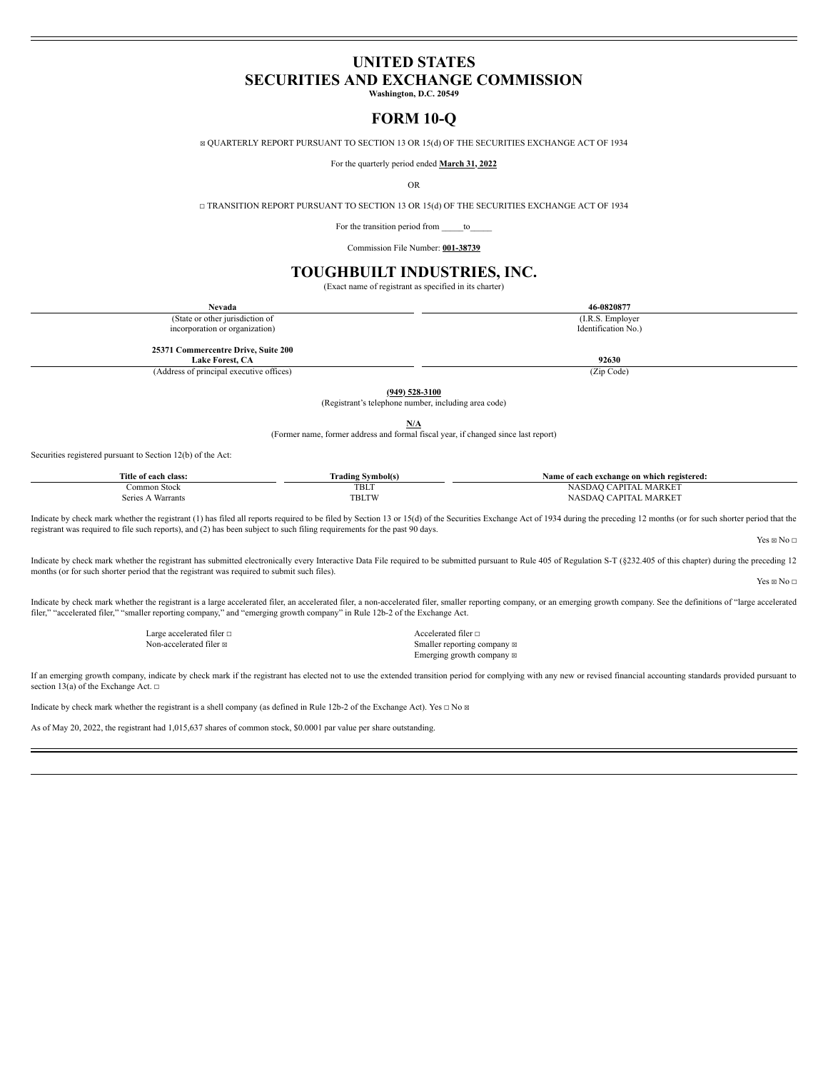# UNITED STATES
# SECURITIES AND EXCHANGE COMMISSION

**Washington, D.C. 20549**

# FORM 10-Q

☒ QUARTERLY REPORT PURSUANT TO SECTION 13 OR 15(d) OF THE SECURITIES EXCHANGE ACT OF 1934

For the quarterly period ended **March 31, 2022**

OR

☐ TRANSITION REPORT PURSUANT TO SECTION 13 OR 15(d) OF THE SECURITIES EXCHANGE ACT OF 1934

For the transition period from _____to_____

Commission File Number: **001-38739**

# TOUGHBUILT INDUSTRIES, INC.

(Exact name of registrant as specified in its charter)

| **Nevada** | **46-0820877** |
|---|---|
| (State or other jurisdiction of incorporation or organization) | (I.R.S. Employer Identification No.) |
| **25371 Commercentre Drive, Suite 200 Lake Forest, CA** | **92630** |
| (Address of principal executive offices) | (Zip Code) |

**(949) 528-3100**

(Registrant's telephone number, including area code)

**N/A**

(Former name, former address and formal fiscal year, if changed since last report)

Securities registered pursuant to Section 12(b) of the Act:

| Title of each class: | Trading Symbol(s) | Name of each exchange on which registered: |
|---|---|---|
| Common Stock | TBLT | NASDAQ CAPITAL MARKET |
| Series A Warrants | TBLTW | NASDAQ CAPITAL MARKET |

Indicate by check mark whether the registrant (1) has filed all reports required to be filed by Section 13 or 15(d) of the Securities Exchange Act of 1934 during the preceding 12 months (or for such shorter period that the registrant was required to file such reports), and (2) has been subject to such filing requirements for the past 90 days.

Yes ☒ No ☐

Indicate by check mark whether the registrant has submitted electronically every Interactive Data File required to be submitted pursuant to Rule 405 of Regulation S-T (§232.405 of this chapter) during the preceding 12 months (or for such shorter period that the registrant was required to submit such files).

Yes ☒ No ☐

Indicate by check mark whether the registrant is a large accelerated filer, an accelerated filer, a non-accelerated filer, smaller reporting company, or an emerging growth company. See the definitions of "large accelerated filer," "accelerated filer," "smaller reporting company," and "emerging growth company" in Rule 12b-2 of the Exchange Act.

| | |
|---|---|
| Large accelerated filer ☐ | Accelerated filer ☐ |
| Non-accelerated filer ☒ | Smaller reporting company ☒ |
| | Emerging growth company ☒ |

If an emerging growth company, indicate by check mark if the registrant has elected not to use the extended transition period for complying with any new or revised financial accounting standards provided pursuant to section 13(a) of the Exchange Act. ☐

Indicate by check mark whether the registrant is a shell company (as defined in Rule 12b-2 of the Exchange Act). Yes ☐ No ☒

As of May 20, 2022, the registrant had 1,015,637 shares of common stock, $0.0001 par value per share outstanding.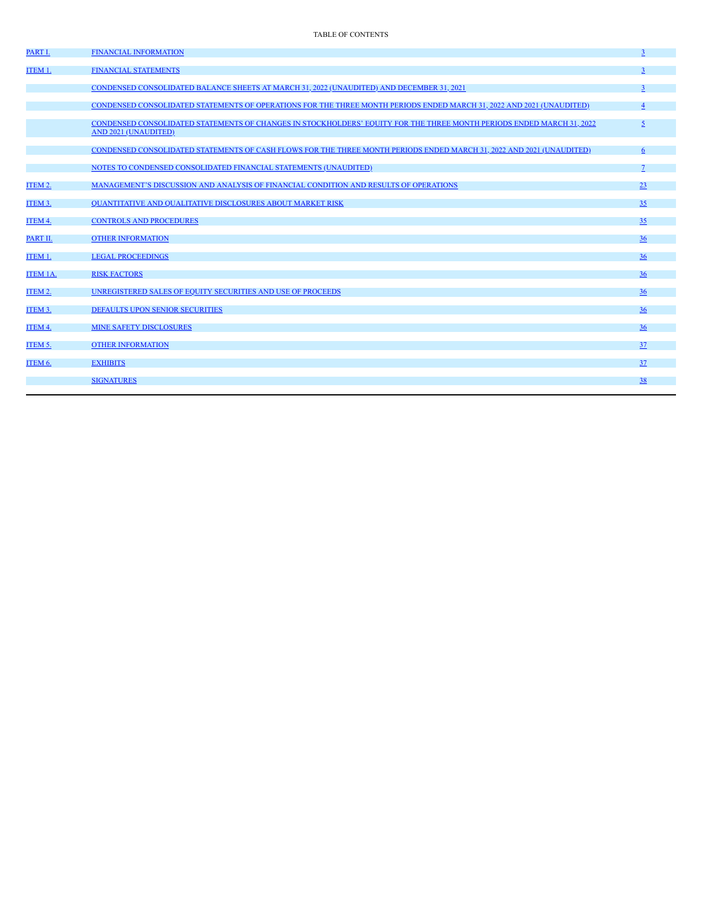TABLE OF CONTENTS

| | | |
|---|---|---|
| PART I. | FINANCIAL INFORMATION | 3 |
| ITEM 1. | FINANCIAL STATEMENTS | 3 |
| | CONDENSED CONSOLIDATED BALANCE SHEETS AT MARCH 31, 2022 (UNAUDITED) AND DECEMBER 31, 2021 | 3 |
| | CONDENSED CONSOLIDATED STATEMENTS OF OPERATIONS FOR THE THREE MONTH PERIODS ENDED MARCH 31, 2022 AND 2021 (UNAUDITED) | 4 |
| | CONDENSED CONSOLIDATED STATEMENTS OF CHANGES IN STOCKHOLDERS' EQUITY FOR THE THREE MONTH PERIODS ENDED MARCH 31, 2022 AND 2021 (UNAUDITED) | 5 |
| | CONDENSED CONSOLIDATED STATEMENTS OF CASH FLOWS FOR THE THREE MONTH PERIODS ENDED MARCH 31, 2022 AND 2021 (UNAUDITED) | 6 |
| | NOTES TO CONDENSED CONSOLIDATED FINANCIAL STATEMENTS (UNAUDITED) | 7 |
| ITEM 2. | MANAGEMENT'S DISCUSSION AND ANALYSIS OF FINANCIAL CONDITION AND RESULTS OF OPERATIONS | 23 |
| ITEM 3. | QUANTITATIVE AND QUALITATIVE DISCLOSURES ABOUT MARKET RISK | 35 |
| ITEM 4. | CONTROLS AND PROCEDURES | 35 |
| PART II. | OTHER INFORMATION | 36 |
| ITEM 1. | LEGAL PROCEEDINGS | 36 |
| ITEM 1A. | RISK FACTORS | 36 |
| ITEM 2. | UNREGISTERED SALES OF EQUITY SECURITIES AND USE OF PROCEEDS | 36 |
| ITEM 3. | DEFAULTS UPON SENIOR SECURITIES | 36 |
| ITEM 4. | MINE SAFETY DISCLOSURES | 36 |
| ITEM 5. | OTHER INFORMATION | 37 |
| ITEM 6. | EXHIBITS | 37 |
| | SIGNATURES | 38 |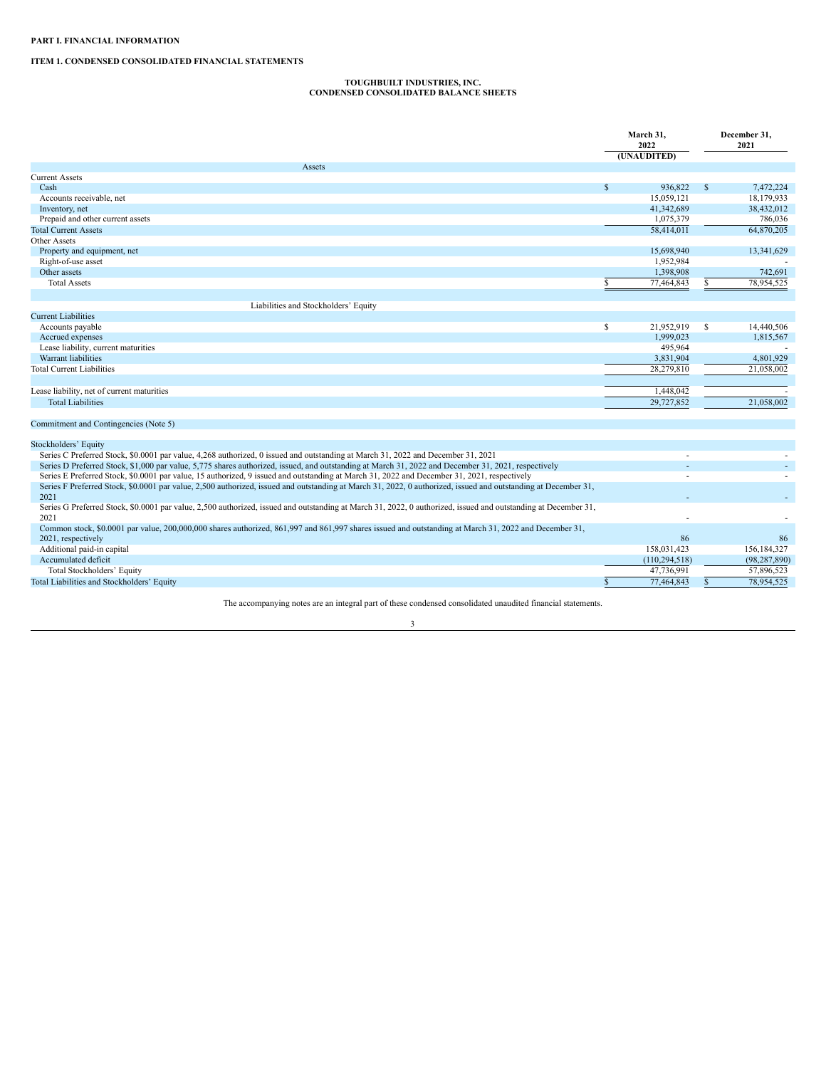**PART I. FINANCIAL INFORMATION**

**ITEM 1. CONDENSED CONSOLIDATED FINANCIAL STATEMENTS**

**TOUGHBUILT INDUSTRIES, INC.**
**CONDENSED CONSOLIDATED BALANCE SHEETS**

| | March 31, 2022 (UNAUDITED) | December 31, 2021 |
|---|---|---|
| **Assets** | | |
| Current Assets | | |
| Cash | $ 936,822 | $ 7,472,224 |
| Accounts receivable, net | 15,059,121 | 18,179,933 |
| Inventory, net | 41,342,689 | 38,432,012 |
| Prepaid and other current assets | 1,075,379 | 786,036 |
| Total Current Assets | 58,414,011 | 64,870,205 |
| Other Assets | | |
| Property and equipment, net | 15,698,940 | 13,341,629 |
| Right-of-use asset | 1,952,984 | - |
| Other assets | 1,398,908 | 742,691 |
| Total Assets | $ 77,464,843 | $ 78,954,525 |
| | | |
| **Liabilities and Stockholders' Equity** | | |
| Current Liabilities | | |
| Accounts payable | $ 21,952,919 | $ 14,440,506 |
| Accrued expenses | 1,999,023 | 1,815,567 |
| Lease liability, current maturities | 495,964 | - |
| Warrant liabilities | 3,831,904 | 4,801,929 |
| Total Current Liabilities | 28,279,810 | 21,058,002 |
| | | |
| Lease liability, net of current maturities | 1,448,042 | - |
| Total Liabilities | 29,727,852 | 21,058,002 |
| | | |
| Commitment and Contingencies (Note 5) | | |
| | | |
| Stockholders' Equity | | |
| Series C Preferred Stock, $0.0001 par value, 4,268 authorized, 0 issued and outstanding at March 31, 2022 and December 31, 2021 | - | - |
| Series D Preferred Stock, $1,000 par value, 5,775 shares authorized, issued, and outstanding at March 31, 2022 and December 31, 2021, respectively | - | - |
| Series E Preferred Stock, $0.0001 par value, 15 authorized, 9 issued and outstanding at March 31, 2022 and December 31, 2021, respectively | - | - |
| Series F Preferred Stock, $0.0001 par value, 2,500 authorized, issued and outstanding at March 31, 2022, 0 authorized, issued and outstanding at December 31, 2021 | - | - |
| Series G Preferred Stock, $0.0001 par value, 2,500 authorized, issued and outstanding at March 31, 2022, 0 authorized, issued and outstanding at December 31, 2021 | - | - |
| Common stock, $0.0001 par value, 200,000,000 shares authorized, 861,997 and 861,997 shares issued and outstanding at March 31, 2022 and December 31, 2021, respectively | 86 | 86 |
| Additional paid-in capital | 158,031,423 | 156,184,327 |
| Accumulated deficit | (110,294,518) | (98,287,890) |
| Total Stockholders' Equity | 47,736,991 | 57,896,523 |
| Total Liabilities and Stockholders' Equity | $ 77,464,843 | $ 78,954,525 |

The accompanying notes are an integral part of these condensed consolidated unaudited financial statements.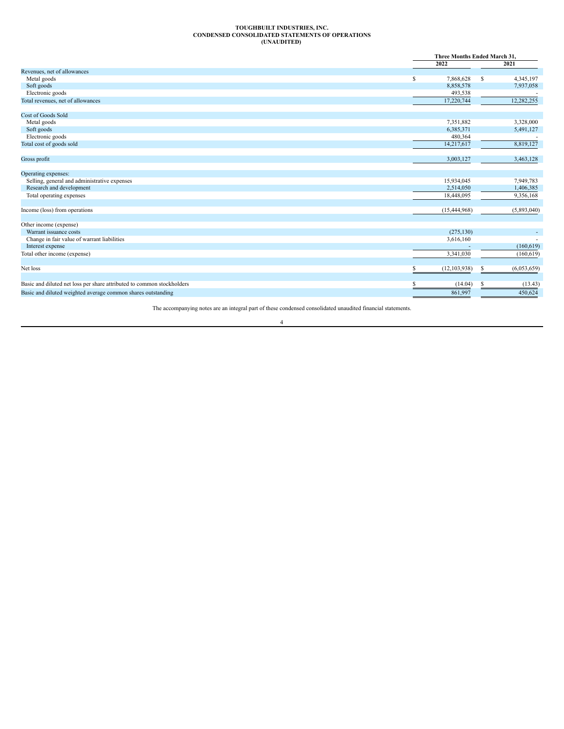# TOUGHBUILT INDUSTRIES, INC.
## CONDENSED CONSOLIDATED STATEMENTS OF OPERATIONS
## (UNAUDITED)

| | Three Months Ended March 31, | |
|---|---|---|
| | 2022 | 2021 |
| Revenues, net of allowances | | |
| Metal goods | $ 7,868,628 | $ 4,345,197 |
| Soft goods | 8,858,578 | 7,937,058 |
| Electronic goods | 493,538 | - |
| Total revenues, net of allowances | 17,220,744 | 12,282,255 |
| | | |
| Cost of Goods Sold | | |
| Metal goods | 7,351,882 | 3,328,000 |
| Soft goods | 6,385,371 | 5,491,127 |
| Electronic goods | 480,364 | - |
| Total cost of goods sold | 14,217,617 | 8,819,127 |
| | | |
| Gross profit | 3,003,127 | 3,463,128 |
| | | |
| Operating expenses: | | |
| Selling, general and administrative expenses | 15,934,045 | 7,949,783 |
| Research and development | 2,514,050 | 1,406,385 |
| Total operating expenses | 18,448,095 | 9,356,168 |
| | | |
| Income (loss) from operations | (15,444,968) | (5,893,040) |
| | | |
| Other income (expense) | | |
| Warrant issuance costs | (275,130) | - |
| Change in fair value of warrant liabilities | 3,616,160 | - |
| Interest expense | - | (160,619) |
| Total other income (expense) | 3,341,030 | (160,619) |
| | | |
| Net loss | $ (12,103,938) | $ (6,053,659) |
| | | |
| Basic and diluted net loss per share attributed to common stockholders | $ (14.04) | $ (13.43) |
| Basic and diluted weighted average common shares outstanding | 861,997 | 450,624 |

The accompanying notes are an integral part of these condensed consolidated unaudited financial statements.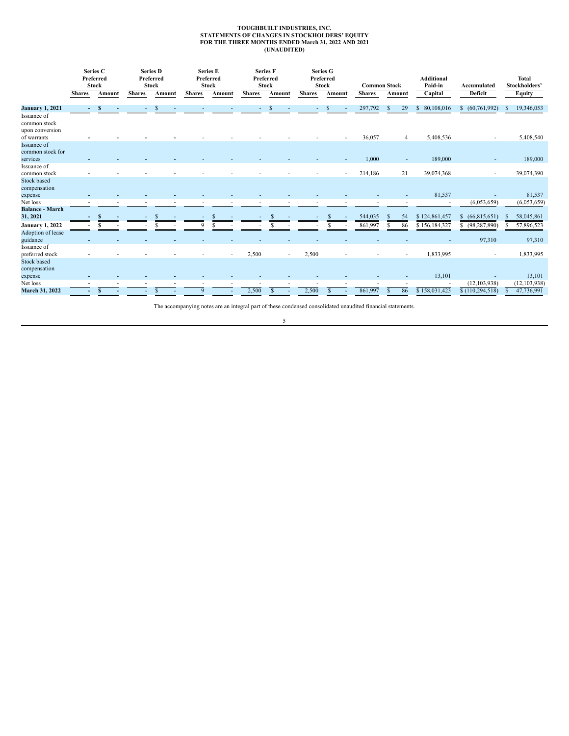**TOUGHBUILT INDUSTRIES, INC.**
**STATEMENTS OF CHANGES IN STOCKHOLDERS' EQUITY**
**FOR THE THREE MONTHS ENDED March 31, 2022 AND 2021**
**(UNAUDITED)**

| | Series C Preferred Stock | | Series D Preferred Stock | | Series E Preferred Stock | | Series F Preferred Stock | | Series G Preferred Stock | | Common Stock | | Additional Paid-in | Accumulated | Total Stockholders' |
|---|---|---|---|---|---|---|---|---|---|---|---|---|---|---|---|
| | Shares | Amount | Shares | Amount | Shares | Amount | Shares | Amount | Shares | Amount | Shares | Amount | Capital | Deficit | Equity |
| **January 1, 2021** | - | $ - | - | $ - | - | - | - | $ - | - | $ - | 297,792 | $ 29 | $ 80,108,016 | $ (60,761,992) | $ 19,346,053 |
| Issuance of common stock upon conversion of warrants | - | - | - | - | - | - | - | - | - | - | 36,057 | 4 | 5,408,536 | - | 5,408,540 |
| Issuance of common stock for services | - | - | - | - | - | - | - | - | - | - | 1,000 | - | 189,000 | - | 189,000 |
| Issuance of common stock | - | - | - | - | - | - | - | - | - | - | 214,186 | 21 | 39,074,368 | - | 39,074,390 |
| Stock based compensation expense | - | - | - | - | - | - | - | - | - | - | - | - | 81,537 | - | 81,537 |
| Net loss | - | - | - | - | - | - | - | - | - | - | - | - | - | (6,053,659) | (6,053,659) |
| **Balance - March 31, 2021** | - | $ - | - | $ - | - | $ - | - | $ - | - | $ - | 544,035 | $ 54 | $ 124,861,457 | $ (66,815,651) | $ 58,045,861 |
| **January 1, 2022** | - | $ - | - | $ - | 9 | $ - | - | $ - | - | $ - | 861,997 | $ 86 | $ 156,184,327 | $ (98,287,890) | $ 57,896,523 |
| Adoption of lease guidance | - | - | - | - | - | - | - | - | - | - | - | - | - | 97,310 | 97,310 |
| Issuance of preferred stock | - | - | - | - | - | - | 2,500 | - | 2,500 | - | - | - | 1,833,995 | - | 1,833,995 |
| Stock based compensation expense | - | - | - | - | - | - | - | - | - | - | - | - | 13,101 | - | 13,101 |
| Net loss | - | - | - | - | - | - | - | - | - | - | - | - | - | (12,103,938) | (12,103,938) |
| **March 31, 2022** | - | $ - | - | $ - | 9 | - | 2,500 | $ - | 2,500 | $ - | 861,997 | $ 86 | $ 158,031,423 | $ (110,294,518) | $ 47,736,991 |

The accompanying notes are an integral part of these condensed consolidated unaudited financial statements.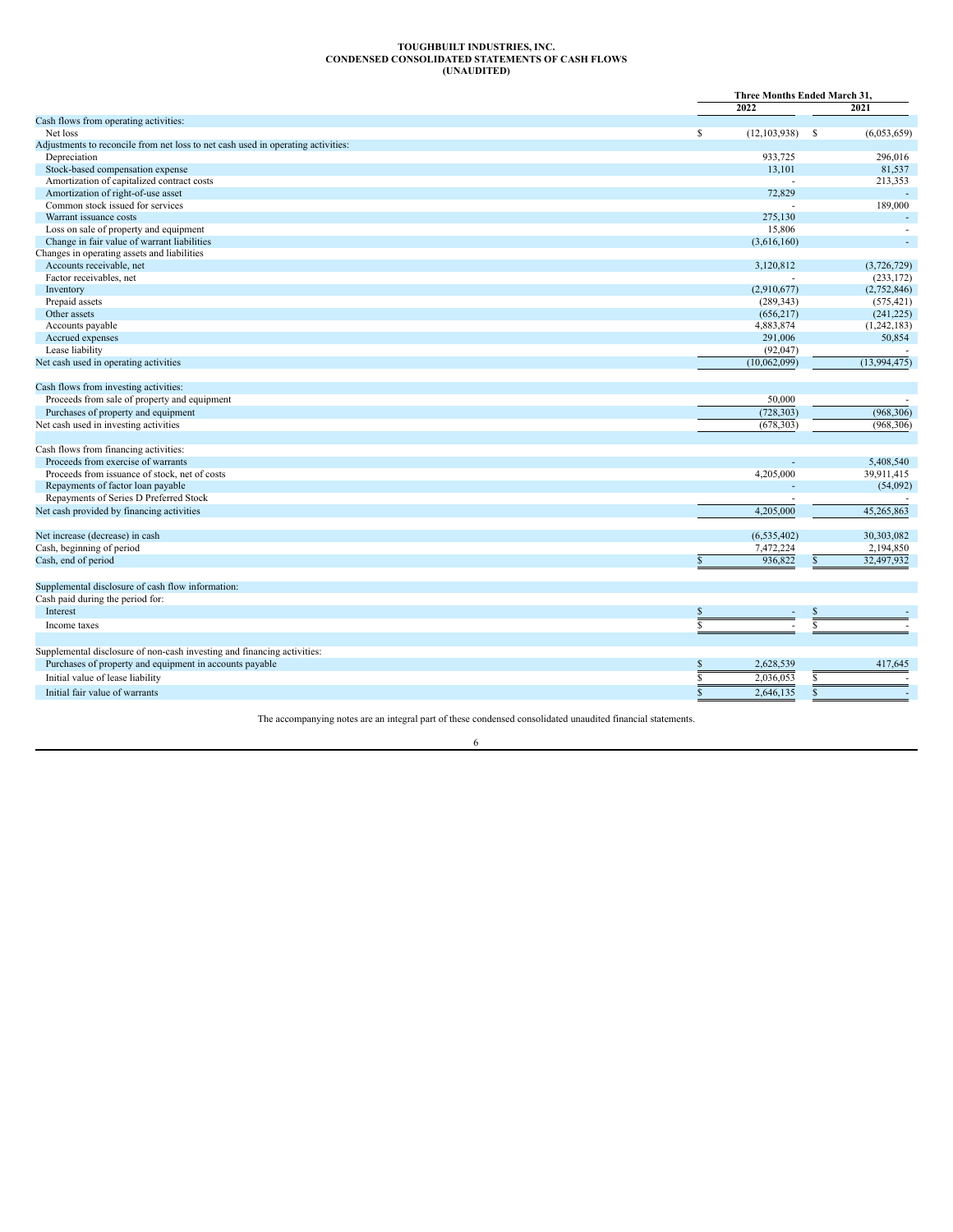**TOUGHBUILT INDUSTRIES, INC.**
**CONDENSED CONSOLIDATED STATEMENTS OF CASH FLOWS**
**(UNAUDITED)**

| | Three Months Ended March 31, | |
|---|---|---|
| | 2022 | 2021 |
| Cash flows from operating activities: | | |
| Net loss | $ (12,103,938) | $ (6,053,659) |
| Adjustments to reconcile from net loss to net cash used in operating activities: | | |
| Depreciation | 933,725 | 296,016 |
| Stock-based compensation expense | 13,101 | 81,537 |
| Amortization of capitalized contract costs | - | 213,353 |
| Amortization of right-of-use asset | 72,829 | - |
| Common stock issued for services | - | 189,000 |
| Warrant issuance costs | 275,130 | - |
| Loss on sale of property and equipment | 15,806 | - |
| Change in fair value of warrant liabilities | (3,616,160) | - |
| Changes in operating assets and liabilities | | |
| Accounts receivable, net | 3,120,812 | (3,726,729) |
| Factor receivables, net | - | (233,172) |
| Inventory | (2,910,677) | (2,752,846) |
| Prepaid assets | (289,343) | (575,421) |
| Other assets | (656,217) | (241,225) |
| Accounts payable | 4,883,874 | (1,242,183) |
| Accrued expenses | 291,006 | 50,854 |
| Lease liability | (92,047) | - |
| Net cash used in operating activities | (10,062,099) | (13,994,475) |
| | | |
| Cash flows from investing activities: | | |
| Proceeds from sale of property and equipment | 50,000 | - |
| Purchases of property and equipment | (728,303) | (968,306) |
| Net cash used in investing activities | (678,303) | (968,306) |
| | | |
| Cash flows from financing activities: | | |
| Proceeds from exercise of warrants | - | 5,408,540 |
| Proceeds from issuance of stock, net of costs | 4,205,000 | 39,911,415 |
| Repayments of factor loan payable | - | (54,092) |
| Repayments of Series D Preferred Stock | - | - |
| Net cash provided by financing activities | 4,205,000 | 45,265,863 |
| | | |
| Net increase (decrease) in cash | (6,535,402) | 30,303,082 |
| Cash, beginning of period | 7,472,224 | 2,194,850 |
| Cash, end of period | $ 936,822 | $ 32,497,932 |
| | | |
| Supplemental disclosure of cash flow information: | | |
| Cash paid during the period for: | | |
| Interest | $ - | $ - |
| Income taxes | $ - | $ - |
| | | |
| Supplemental disclosure of non-cash investing and financing activities: | | |
| Purchases of property and equipment in accounts payable | $ 2,628,539 | 417,645 |
| Initial value of lease liability | $ 2,036,053 | $ - |
| Initial fair value of warrants | $ 2,646,135 | $ - |

The accompanying notes are an integral part of these condensed consolidated unaudited financial statements.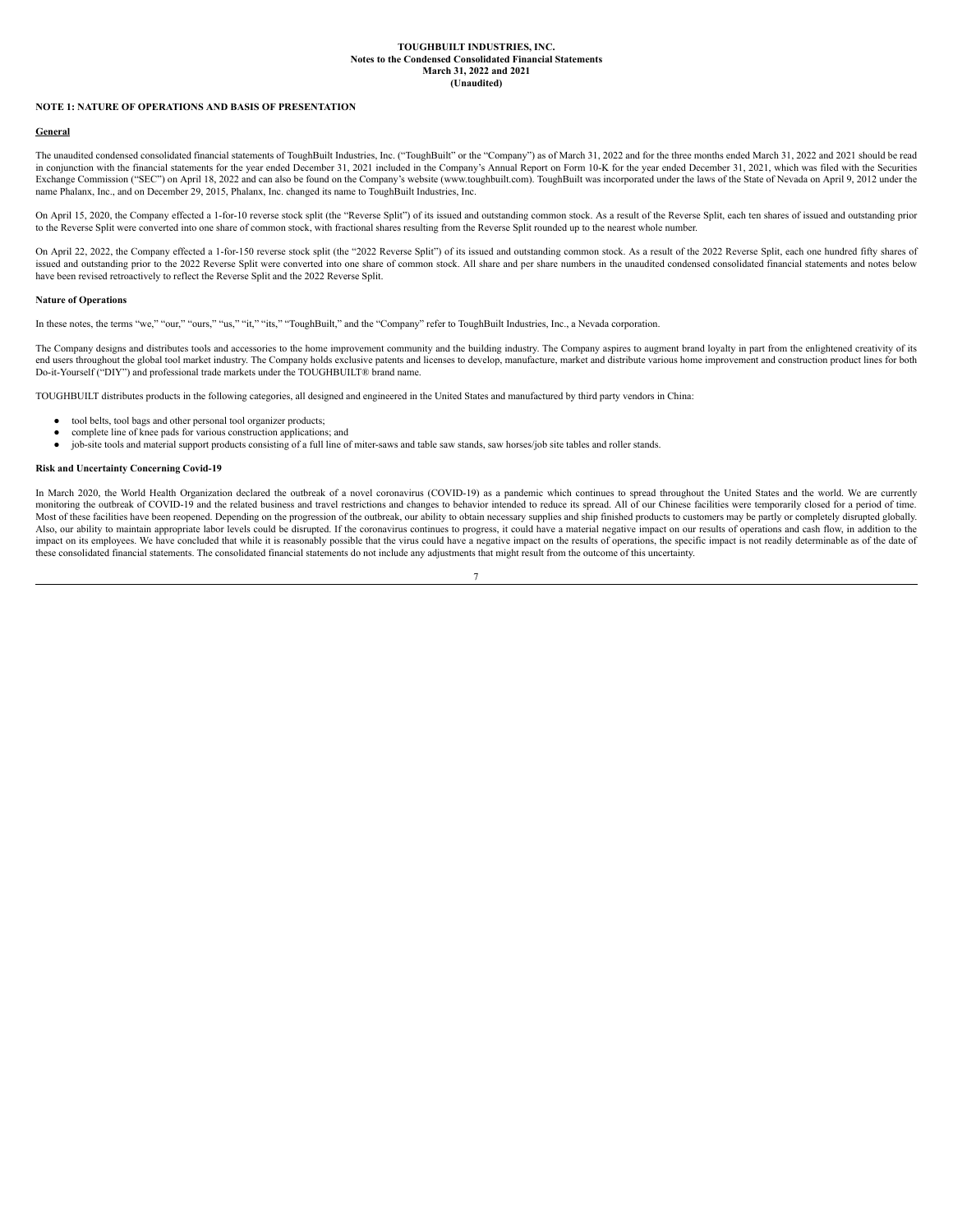**TOUGHBUILT INDUSTRIES, INC.**
**Notes to the Condensed Consolidated Financial Statements**
**March 31, 2022 and 2021**
**(Unaudited)**

## NOTE 1: NATURE OF OPERATIONS AND BASIS OF PRESENTATION

### General

The unaudited condensed consolidated financial statements of ToughBuilt Industries, Inc. ("ToughBuilt" or the "Company") as of March 31, 2022 and for the three months ended March 31, 2022 and 2021 should be read in conjunction with the financial statements for the year ended December 31, 2021 included in the Company's Annual Report on Form 10-K for the year ended December 31, 2021, which was filed with the Securities Exchange Commission ("SEC") on April 18, 2022 and can also be found on the Company's website (www.toughbuilt.com). ToughBuilt was incorporated under the laws of the State of Nevada on April 9, 2012 under the name Phalanx, Inc., and on December 29, 2015, Phalanx, Inc. changed its name to ToughBuilt Industries, Inc.

On April 15, 2020, the Company effected a 1-for-10 reverse stock split (the "Reverse Split") of its issued and outstanding common stock. As a result of the Reverse Split, each ten shares of issued and outstanding prior to the Reverse Split were converted into one share of common stock, with fractional shares resulting from the Reverse Split rounded up to the nearest whole number.

On April 22, 2022, the Company effected a 1-for-150 reverse stock split (the "2022 Reverse Split") of its issued and outstanding common stock. As a result of the 2022 Reverse Split, each one hundred fifty shares of issued and outstanding prior to the 2022 Reverse Split were converted into one share of common stock. All share and per share numbers in the unaudited condensed consolidated financial statements and notes below have been revised retroactively to reflect the Reverse Split and the 2022 Reverse Split.

### Nature of Operations

In these notes, the terms "we," "our," "ours," "us," "it," "its," "ToughBuilt," and the "Company" refer to ToughBuilt Industries, Inc., a Nevada corporation.

The Company designs and distributes tools and accessories to the home improvement community and the building industry. The Company aspires to augment brand loyalty in part from the enlightened creativity of its end users throughout the global tool market industry. The Company holds exclusive patents and licenses to develop, manufacture, market and distribute various home improvement and construction product lines for both Do-it-Yourself ("DIY") and professional trade markets under the TOUGHBUILT® brand name.

TOUGHBUILT distributes products in the following categories, all designed and engineered in the United States and manufactured by third party vendors in China:

- tool belts, tool bags and other personal tool organizer products;
- complete line of knee pads for various construction applications; and
- job-site tools and material support products consisting of a full line of miter-saws and table saw stands, saw horses/job site tables and roller stands.

### Risk and Uncertainty Concerning Covid-19

In March 2020, the World Health Organization declared the outbreak of a novel coronavirus (COVID-19) as a pandemic which continues to spread throughout the United States and the world. We are currently monitoring the outbreak of COVID-19 and the related business and travel restrictions and changes to behavior intended to reduce its spread. All of our Chinese facilities were temporarily closed for a period of time. Most of these facilities have been reopened. Depending on the progression of the outbreak, our ability to obtain necessary supplies and ship finished products to customers may be partly or completely disrupted globally. Also, our ability to maintain appropriate labor levels could be disrupted. If the coronavirus continues to progress, it could have a material negative impact on our results of operations and cash flow, in addition to the impact on its employees. We have concluded that while it is reasonably possible that the virus could have a negative impact on the results of operations, the specific impact is not readily determinable as of the date of these consolidated financial statements. The consolidated financial statements do not include any adjustments that might result from the outcome of this uncertainty.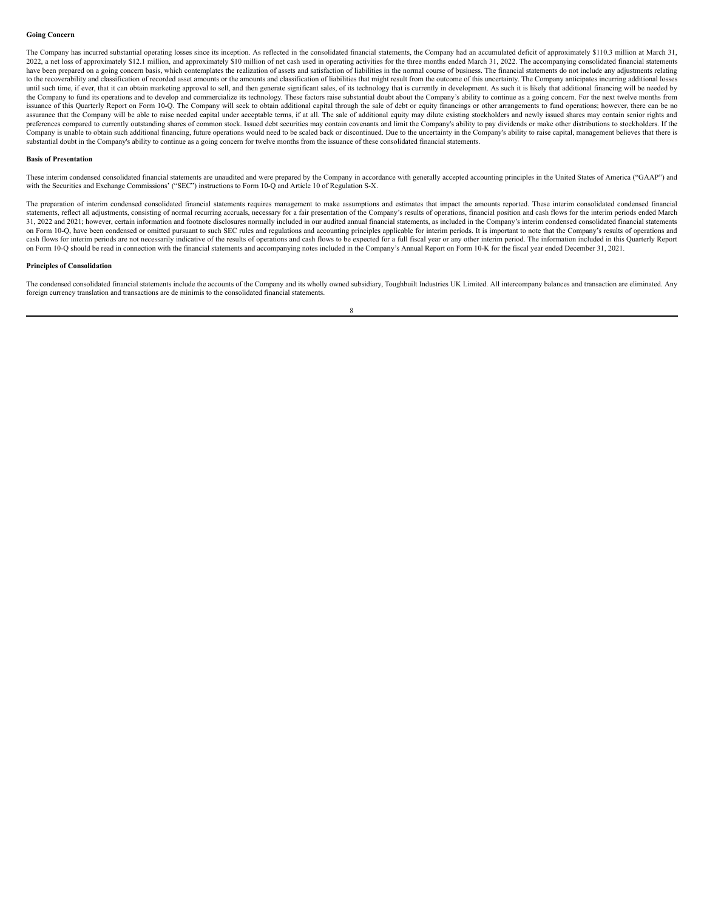**Going Concern**

The Company has incurred substantial operating losses since its inception. As reflected in the consolidated financial statements, the Company had an accumulated deficit of approximately $110.3 million at March 31, 2022, a net loss of approximately $12.1 million, and approximately $10 million of net cash used in operating activities for the three months ended March 31, 2022. The accompanying consolidated financial statements have been prepared on a going concern basis, which contemplates the realization of assets and satisfaction of liabilities in the normal course of business. The financial statements do not include any adjustments relating to the recoverability and classification of recorded asset amounts or the amounts and classification of liabilities that might result from the outcome of this uncertainty. The Company anticipates incurring additional losses until such time, if ever, that it can obtain marketing approval to sell, and then generate significant sales, of its technology that is currently in development. As such it is likely that additional financing will be needed by the Company to fund its operations and to develop and commercialize its technology. These factors raise substantial doubt about the Company's ability to continue as a going concern. For the next twelve months from issuance of this Quarterly Report on Form 10-Q. The Company will seek to obtain additional capital through the sale of debt or equity financings or other arrangements to fund operations; however, there can be no assurance that the Company will be able to raise needed capital under acceptable terms, if at all. The sale of additional equity may dilute existing stockholders and newly issued shares may contain senior rights and preferences compared to currently outstanding shares of common stock. Issued debt securities may contain covenants and limit the Company's ability to pay dividends or make other distributions to stockholders. If the Company is unable to obtain such additional financing, future operations would need to be scaled back or discontinued. Due to the uncertainty in the Company's ability to raise capital, management believes that there is substantial doubt in the Company's ability to continue as a going concern for twelve months from the issuance of these consolidated financial statements.

**Basis of Presentation**

These interim condensed consolidated financial statements are unaudited and were prepared by the Company in accordance with generally accepted accounting principles in the United States of America ("GAAP") and with the Securities and Exchange Commissions' ("SEC") instructions to Form 10-Q and Article 10 of Regulation S-X.

The preparation of interim condensed consolidated financial statements requires management to make assumptions and estimates that impact the amounts reported. These interim consolidated condensed financial statements, reflect all adjustments, consisting of normal recurring accruals, necessary for a fair presentation of the Company's results of operations, financial position and cash flows for the interim periods ended March 31, 2022 and 2021; however, certain information and footnote disclosures normally included in our audited annual financial statements, as included in the Company's interim condensed consolidated financial statements on Form 10-Q, have been condensed or omitted pursuant to such SEC rules and regulations and accounting principles applicable for interim periods. It is important to note that the Company's results of operations and cash flows for interim periods are not necessarily indicative of the results of operations and cash flows to be expected for a full fiscal year or any other interim period. The information included in this Quarterly Report on Form 10-Q should be read in connection with the financial statements and accompanying notes included in the Company's Annual Report on Form 10-K for the fiscal year ended December 31, 2021.

**Principles of Consolidation**

The condensed consolidated financial statements include the accounts of the Company and its wholly owned subsidiary, Toughbuilt Industries UK Limited. All intercompany balances and transaction are eliminated. Any foreign currency translation and transactions are de minimis to the consolidated financial statements.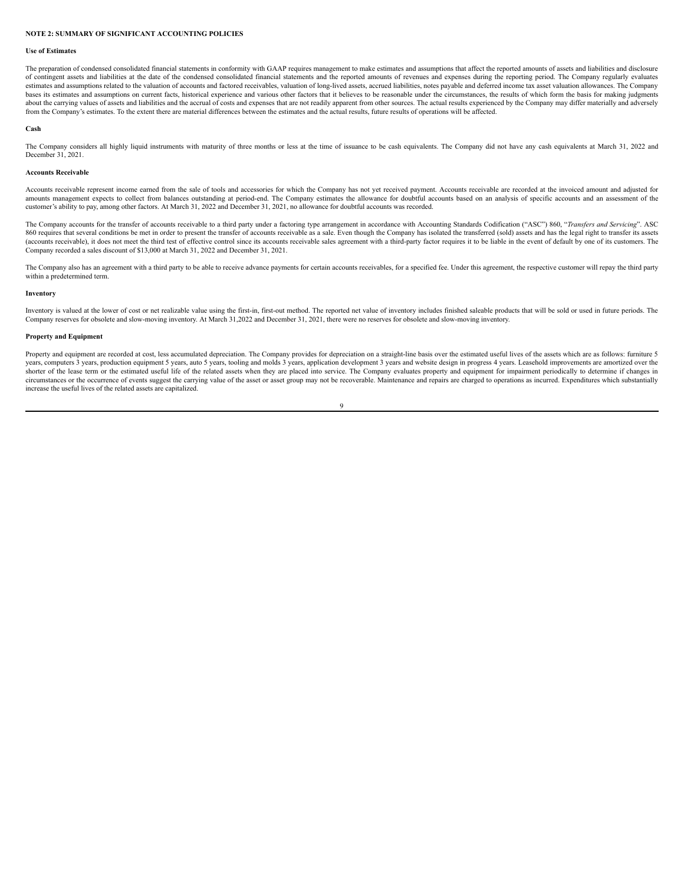## NOTE 2: SUMMARY OF SIGNIFICANT ACCOUNTING POLICIES

### Use of Estimates

The preparation of condensed consolidated financial statements in conformity with GAAP requires management to make estimates and assumptions that affect the reported amounts of assets and liabilities and disclosure of contingent assets and liabilities at the date of the condensed consolidated financial statements and the reported amounts of revenues and expenses during the reporting period. The Company regularly evaluates estimates and assumptions related to the valuation of accounts and factored receivables, valuation of long-lived assets, accrued liabilities, notes payable and deferred income tax asset valuation allowances. The Company bases its estimates and assumptions on current facts, historical experience and various other factors that it believes to be reasonable under the circumstances, the results of which form the basis for making judgments about the carrying values of assets and liabilities and the accrual of costs and expenses that are not readily apparent from other sources. The actual results experienced by the Company may differ materially and adversely from the Company's estimates. To the extent there are material differences between the estimates and the actual results, future results of operations will be affected.

### Cash

The Company considers all highly liquid instruments with maturity of three months or less at the time of issuance to be cash equivalents. The Company did not have any cash equivalents at March 31, 2022 and December 31, 2021.

### Accounts Receivable

Accounts receivable represent income earned from the sale of tools and accessories for which the Company has not yet received payment. Accounts receivable are recorded at the invoiced amount and adjusted for amounts management expects to collect from balances outstanding at period-end. The Company estimates the allowance for doubtful accounts based on an analysis of specific accounts and an assessment of the customer's ability to pay, among other factors. At March 31, 2022 and December 31, 2021, no allowance for doubtful accounts was recorded.

The Company accounts for the transfer of accounts receivable to a third party under a factoring type arrangement in accordance with Accounting Standards Codification ("ASC") 860, "*Transfers and Servicing*". ASC 860 requires that several conditions be met in order to present the transfer of accounts receivable as a sale. Even though the Company has isolated the transferred (sold) assets and has the legal right to transfer its assets (accounts receivable), it does not meet the third test of effective control since its accounts receivable sales agreement with a third-party factor requires it to be liable in the event of default by one of its customers. The Company recorded a sales discount of $13,000 at March 31, 2022 and December 31, 2021.

The Company also has an agreement with a third party to be able to receive advance payments for certain accounts receivables, for a specified fee. Under this agreement, the respective customer will repay the third party within a predetermined term.

### Inventory

Inventory is valued at the lower of cost or net realizable value using the first-in, first-out method. The reported net value of inventory includes finished saleable products that will be sold or used in future periods. The Company reserves for obsolete and slow-moving inventory. At March 31,2022 and December 31, 2021, there were no reserves for obsolete and slow-moving inventory.

### Property and Equipment

Property and equipment are recorded at cost, less accumulated depreciation. The Company provides for depreciation on a straight-line basis over the estimated useful lives of the assets which are as follows: furniture 5 years, computers 3 years, production equipment 5 years, auto 5 years, tooling and molds 3 years, application development 3 years and website design in progress 4 years. Leasehold improvements are amortized over the shorter of the lease term or the estimated useful life of the related assets when they are placed into service. The Company evaluates property and equipment for impairment periodically to determine if changes in circumstances or the occurrence of events suggest the carrying value of the asset or asset group may not be recoverable. Maintenance and repairs are charged to operations as incurred. Expenditures which substantially increase the useful lives of the related assets are capitalized.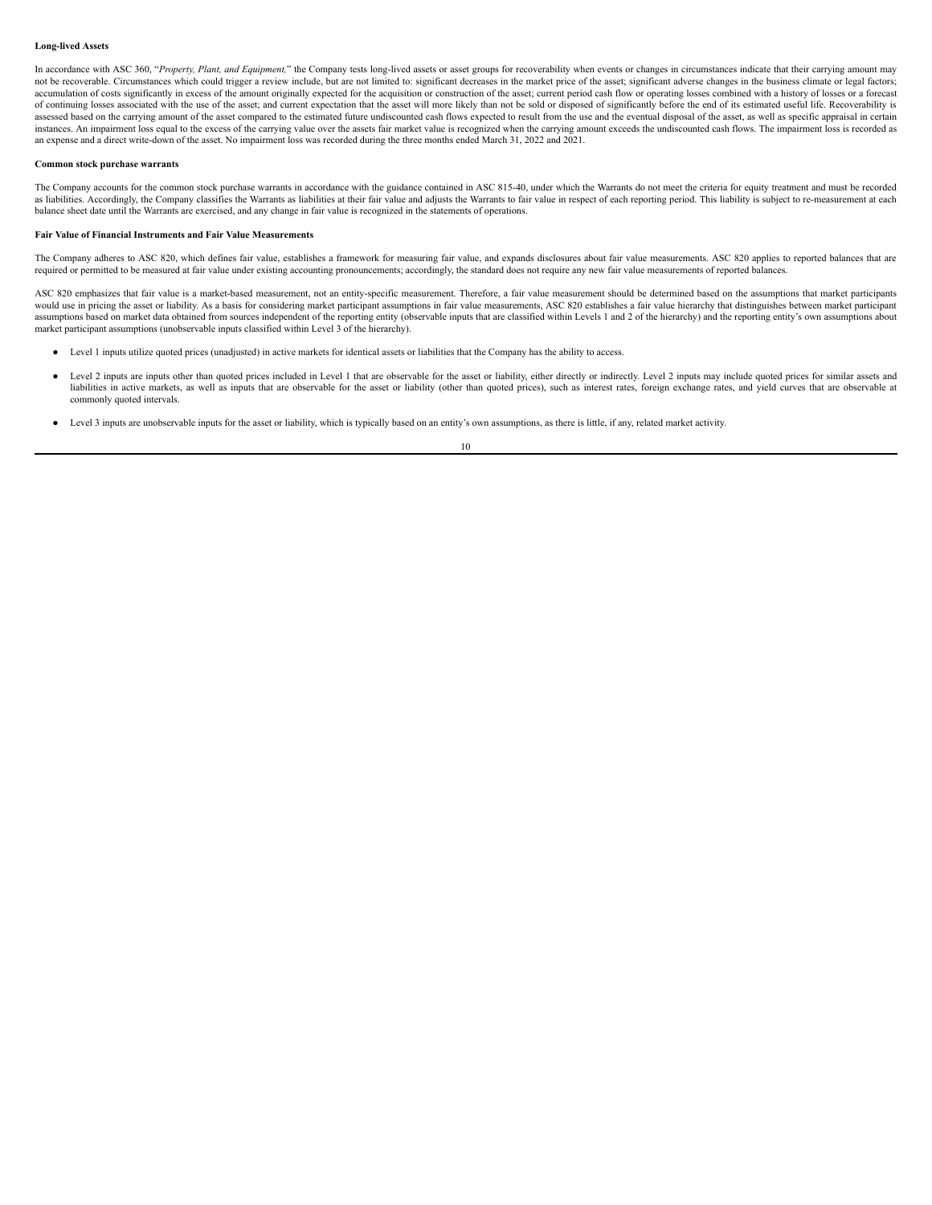**Long-lived Assets**

In accordance with ASC 360, "*Property, Plant, and Equipment,*" the Company tests long-lived assets or asset groups for recoverability when events or changes in circumstances indicate that their carrying amount may not be recoverable. Circumstances which could trigger a review include, but are not limited to: significant decreases in the market price of the asset; significant adverse changes in the business climate or legal factors; accumulation of costs significantly in excess of the amount originally expected for the acquisition or construction of the asset; current period cash flow or operating losses combined with a history of losses or a forecast of continuing losses associated with the use of the asset; and current expectation that the asset will more likely than not be sold or disposed of significantly before the end of its estimated useful life. Recoverability is assessed based on the carrying amount of the asset compared to the estimated future undiscounted cash flows expected to result from the use and the eventual disposal of the asset, as well as specific appraisal in certain instances. An impairment loss equal to the excess of the carrying value over the assets fair market value is recognized when the carrying amount exceeds the undiscounted cash flows. The impairment loss is recorded as an expense and a direct write-down of the asset. No impairment loss was recorded during the three months ended March 31, 2022 and 2021.

**Common stock purchase warrants**

The Company accounts for the common stock purchase warrants in accordance with the guidance contained in ASC 815-40, under which the Warrants do not meet the criteria for equity treatment and must be recorded as liabilities. Accordingly, the Company classifies the Warrants as liabilities at their fair value and adjusts the Warrants to fair value in respect of each reporting period. This liability is subject to re-measurement at each balance sheet date until the Warrants are exercised, and any change in fair value is recognized in the statements of operations.

**Fair Value of Financial Instruments and Fair Value Measurements**

The Company adheres to ASC 820, which defines fair value, establishes a framework for measuring fair value, and expands disclosures about fair value measurements. ASC 820 applies to reported balances that are required or permitted to be measured at fair value under existing accounting pronouncements; accordingly, the standard does not require any new fair value measurements of reported balances.

ASC 820 emphasizes that fair value is a market-based measurement, not an entity-specific measurement. Therefore, a fair value measurement should be determined based on the assumptions that market participants would use in pricing the asset or liability. As a basis for considering market participant assumptions in fair value measurements, ASC 820 establishes a fair value hierarchy that distinguishes between market participant assumptions based on market data obtained from sources independent of the reporting entity (observable inputs that are classified within Levels 1 and 2 of the hierarchy) and the reporting entity's own assumptions about market participant assumptions (unobservable inputs classified within Level 3 of the hierarchy).

- Level 1 inputs utilize quoted prices (unadjusted) in active markets for identical assets or liabilities that the Company has the ability to access.

- Level 2 inputs are inputs other than quoted prices included in Level 1 that are observable for the asset or liability, either directly or indirectly. Level 2 inputs may include quoted prices for similar assets and liabilities in active markets, as well as inputs that are observable for the asset or liability (other than quoted prices), such as interest rates, foreign exchange rates, and yield curves that are observable at commonly quoted intervals.

- Level 3 inputs are unobservable inputs for the asset or liability, which is typically based on an entity's own assumptions, as there is little, if any, related market activity.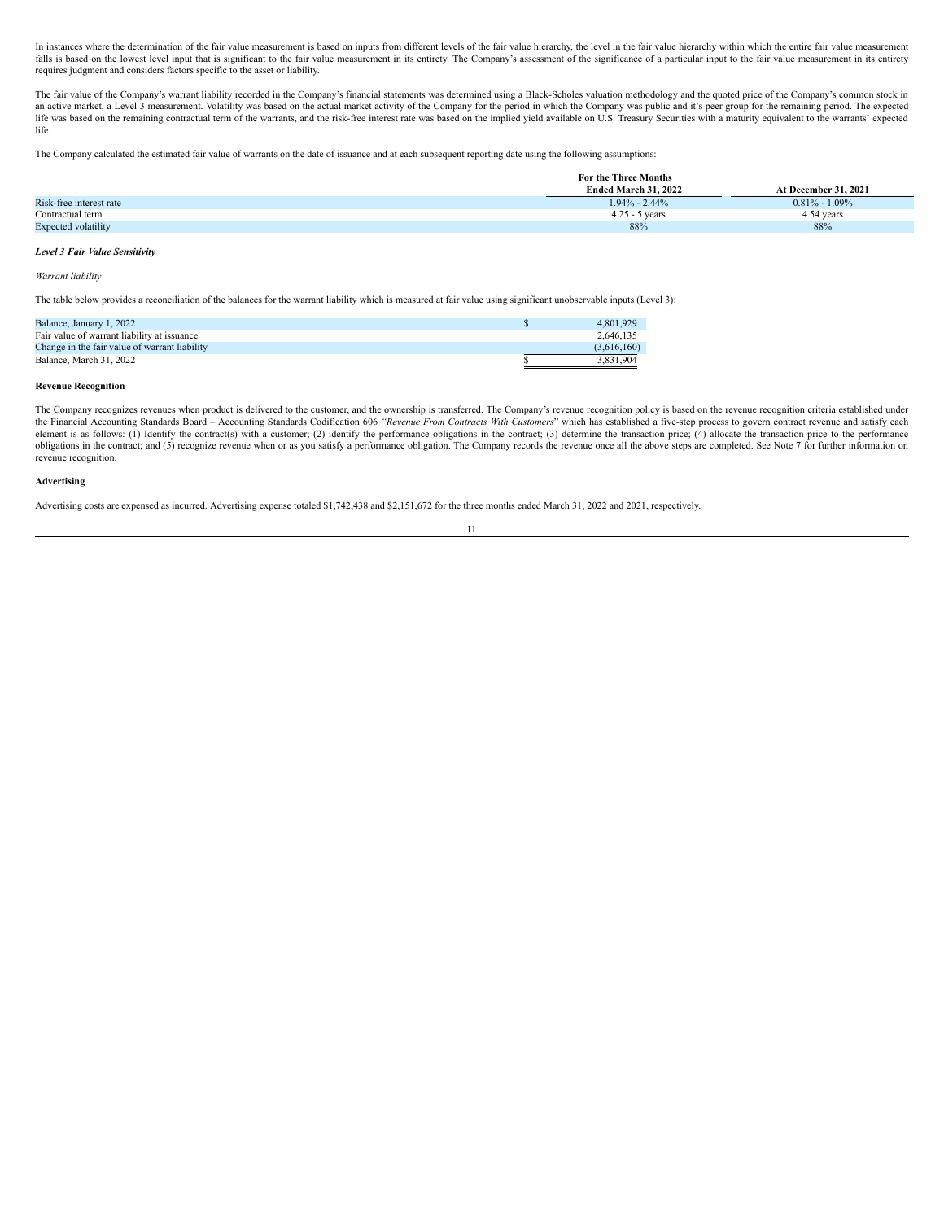In instances where the determination of the fair value measurement is based on inputs from different levels of the fair value hierarchy, the level in the fair value hierarchy within which the entire fair value measurement falls is based on the lowest level input that is significant to the fair value measurement in its entirety. The Company's assessment of the significance of a particular input to the fair value measurement in its entirety requires judgment and considers factors specific to the asset or liability.

The fair value of the Company's warrant liability recorded in the Company's financial statements was determined using a Black-Scholes valuation methodology and the quoted price of the Company's common stock in an active market, a Level 3 measurement. Volatility was based on the actual market activity of the Company for the period in which the Company was public and it's peer group for the remaining period. The expected life was based on the remaining contractual term of the warrants, and the risk-free interest rate was based on the implied yield available on U.S. Treasury Securities with a maturity equivalent to the warrants' expected life.

The Company calculated the estimated fair value of warrants on the date of issuance and at each subsequent reporting date using the following assumptions:

| | For the Three Months Ended March 31, 2022 | At December 31, 2021 |
|---|---|---|
| Risk-free interest rate | 1.94% - 2.44% | 0.81% - 1.09% |
| Contractual term | 4.25 - 5 years | 4.54 years |
| Expected volatility | 88% | 88% |

***Level 3 Fair Value Sensitivity***

*Warrant liability*

The table below provides a reconciliation of the balances for the warrant liability which is measured at fair value using significant unobservable inputs (Level 3):

| | | |
|---|---|---|
| Balance, January 1, 2022 | $ | 4,801,929 |
| Fair value of warrant liability at issuance | | 2,646,135 |
| Change in the fair value of warrant liability | | (3,616,160) |
| Balance, March 31, 2022 | $ | 3,831,904 |

**Revenue Recognition**

The Company recognizes revenues when product is delivered to the customer, and the ownership is transferred. The Company's revenue recognition policy is based on the revenue recognition criteria established under the Financial Accounting Standards Board – Accounting Standards Codification 606 *"Revenue From Contracts With Customers"* which has established a five-step process to govern contract revenue and satisfy each element is as follows: (1) Identify the contract(s) with a customer; (2) identify the performance obligations in the contract; (3) determine the transaction price; (4) allocate the transaction price to the performance obligations in the contract; and (5) recognize revenue when or as you satisfy a performance obligation. The Company records the revenue once all the above steps are completed. See Note 7 for further information on revenue recognition.

**Advertising**

Advertising costs are expensed as incurred. Advertising expense totaled $1,742,438 and $2,151,672 for the three months ended March 31, 2022 and 2021, respectively.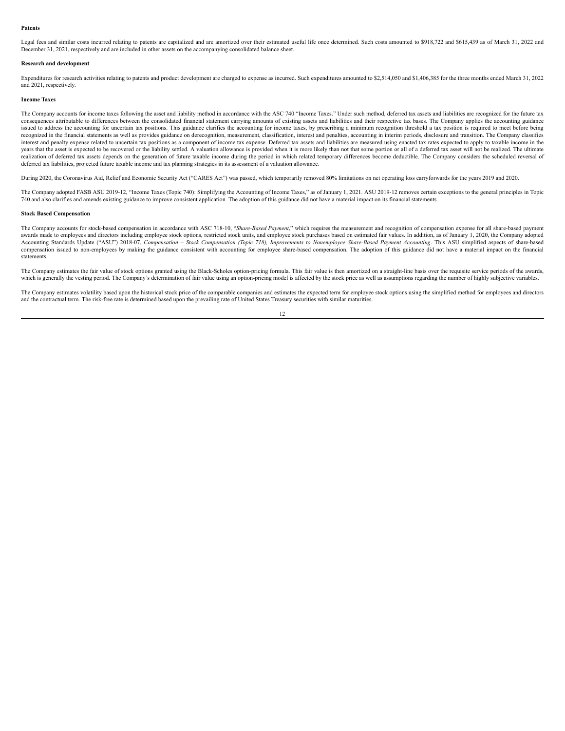**Patents**

Legal fees and similar costs incurred relating to patents are capitalized and are amortized over their estimated useful life once determined. Such costs amounted to $918,722 and $615,439 as of March 31, 2022 and December 31, 2021, respectively and are included in other assets on the accompanying consolidated balance sheet.

**Research and development**

Expenditures for research activities relating to patents and product development are charged to expense as incurred. Such expenditures amounted to $2,514,050 and $1,406,385 for the three months ended March 31, 2022 and 2021, respectively.

**Income Taxes**

The Company accounts for income taxes following the asset and liability method in accordance with the ASC 740 "Income Taxes." Under such method, deferred tax assets and liabilities are recognized for the future tax consequences attributable to differences between the consolidated financial statement carrying amounts of existing assets and liabilities and their respective tax bases. The Company applies the accounting guidance issued to address the accounting for uncertain tax positions. This guidance clarifies the accounting for income taxes, by prescribing a minimum recognition threshold a tax position is required to meet before being recognized in the financial statements as well as provides guidance on derecognition, measurement, classification, interest and penalties, accounting in interim periods, disclosure and transition. The Company classifies interest and penalty expense related to uncertain tax positions as a component of income tax expense. Deferred tax assets and liabilities are measured using enacted tax rates expected to apply to taxable income in the years that the asset is expected to be recovered or the liability settled. A valuation allowance is provided when it is more likely than not that some portion or all of a deferred tax asset will not be realized. The ultimate realization of deferred tax assets depends on the generation of future taxable income during the period in which related temporary differences become deductible. The Company considers the scheduled reversal of deferred tax liabilities, projected future taxable income and tax planning strategies in its assessment of a valuation allowance.

During 2020, the Coronavirus Aid, Relief and Economic Security Act ("CARES Act") was passed, which temporarily removed 80% limitations on net operating loss carryforwards for the years 2019 and 2020.

The Company adopted FASB ASU 2019-12, "Income Taxes (Topic 740): Simplifying the Accounting of Income Taxes," as of January 1, 2021. ASU 2019-12 removes certain exceptions to the general principles in Topic 740 and also clarifies and amends existing guidance to improve consistent application. The adoption of this guidance did not have a material impact on its financial statements.

**Stock Based Compensation**

The Company accounts for stock-based compensation in accordance with ASC 718-10, "*Share-Based Payment*," which requires the measurement and recognition of compensation expense for all share-based payment awards made to employees and directors including employee stock options, restricted stock units, and employee stock purchases based on estimated fair values. In addition, as of January 1, 2020, the Company adopted Accounting Standards Update ("ASU") 2018-07, *Compensation – Stock Compensation (Topic 718), Improvements to Nonemployee Share-Based Payment Accounting*. This ASU simplified aspects of share-based compensation issued to non-employees by making the guidance consistent with accounting for employee share-based compensation. The adoption of this guidance did not have a material impact on the financial statements.

The Company estimates the fair value of stock options granted using the Black-Scholes option-pricing formula. This fair value is then amortized on a straight-line basis over the requisite service periods of the awards, which is generally the vesting period. The Company's determination of fair value using an option-pricing model is affected by the stock price as well as assumptions regarding the number of highly subjective variables.

The Company estimates volatility based upon the historical stock price of the comparable companies and estimates the expected term for employee stock options using the simplified method for employees and directors and the contractual term. The risk-free rate is determined based upon the prevailing rate of United States Treasury securities with similar maturities.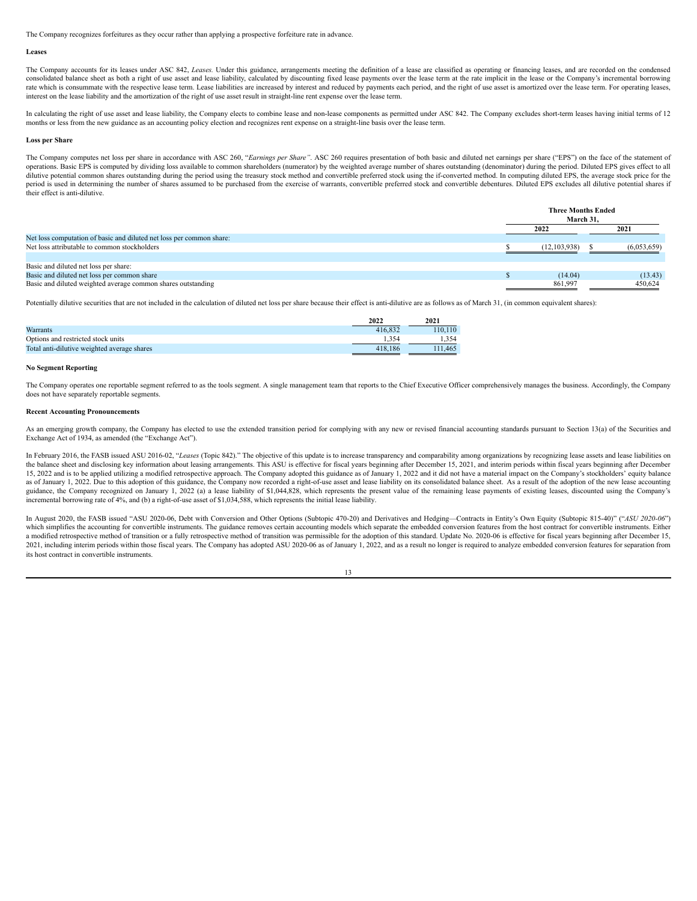The Company recognizes forfeitures as they occur rather than applying a prospective forfeiture rate in advance.

**Leases**

The Company accounts for its leases under ASC 842, *Leases.* Under this guidance, arrangements meeting the definition of a lease are classified as operating or financing leases, and are recorded on the condensed consolidated balance sheet as both a right of use asset and lease liability, calculated by discounting fixed lease payments over the lease term at the rate implicit in the lease or the Company's incremental borrowing rate which is consummate with the respective lease term. Lease liabilities are increased by interest and reduced by payments each period, and the right of use asset is amortized over the lease term. For operating leases, interest on the lease liability and the amortization of the right of use asset result in straight-line rent expense over the lease term.

In calculating the right of use asset and lease liability, the Company elects to combine lease and non-lease components as permitted under ASC 842. The Company excludes short-term leases having initial terms of 12 months or less from the new guidance as an accounting policy election and recognizes rent expense on a straight-line basis over the lease term.

**Loss per Share**

The Company computes net loss per share in accordance with ASC 260, "*Earnings per Share"*. ASC 260 requires presentation of both basic and diluted net earnings per share ("EPS") on the face of the statement of operations. Basic EPS is computed by dividing loss available to common shareholders (numerator) by the weighted average number of shares outstanding (denominator) during the period. Diluted EPS gives effect to all dilutive potential common shares outstanding during the period using the treasury stock method and convertible preferred stock using the if-converted method. In computing diluted EPS, the average stock price for the period is used in determining the number of shares assumed to be purchased from the exercise of warrants, convertible preferred stock and convertible debentures. Diluted EPS excludes all dilutive potential shares if their effect is anti-dilutive.

| | Three Months Ended March 31, | |
|---|---|---|
| | 2022 | 2021 |
| Net loss computation of basic and diluted net loss per common share: | | |
| Net loss attributable to common stockholders | $ (12,103,938) | $ (6,053,659) |
| | | |
| Basic and diluted net loss per share: | | |
| Basic and diluted net loss per common share | $ (14.04) | (13.43) |
| Basic and diluted weighted average common shares outstanding | 861,997 | 450,624 |

Potentially dilutive securities that are not included in the calculation of diluted net loss per share because their effect is anti-dilutive are as follows as of March 31, (in common equivalent shares):

| | 2022 | 2021 |
|---|---|---|
| Warrants | 416,832 | 110,110 |
| Options and restricted stock units | 1,354 | 1,354 |
| Total anti-dilutive weighted average shares | 418,186 | 111,465 |

**No Segment Reporting**

The Company operates one reportable segment referred to as the tools segment. A single management team that reports to the Chief Executive Officer comprehensively manages the business. Accordingly, the Company does not have separately reportable segments.

**Recent Accounting Pronouncements**

As an emerging growth company, the Company has elected to use the extended transition period for complying with any new or revised financial accounting standards pursuant to Section 13(a) of the Securities and Exchange Act of 1934, as amended (the "Exchange Act").

In February 2016, the FASB issued ASU 2016-02, "*Leases* (Topic 842)." The objective of this update is to increase transparency and comparability among organizations by recognizing lease assets and lease liabilities on the balance sheet and disclosing key information about leasing arrangements. This ASU is effective for fiscal years beginning after December 15, 2021, and interim periods within fiscal years beginning after December 15, 2022 and is to be applied utilizing a modified retrospective approach. The Company adopted this guidance as of January 1, 2022 and it did not have a material impact on the Company's stockholders' equity balance as of January 1, 2022. Due to this adoption of this guidance, the Company now recorded a right-of-use asset and lease liability on its consolidated balance sheet. As a result of the adoption of the new lease accounting guidance, the Company recognized on January 1, 2022 (a) a lease liability of $1,044,828, which represents the present value of the remaining lease payments of existing leases, discounted using the Company's incremental borrowing rate of 4%, and (b) a right-of-use asset of $1,034,588, which represents the initial lease liability.

In August 2020, the FASB issued "ASU 2020-06, Debt with Conversion and Other Options (Subtopic 470-20) and Derivatives and Hedging—Contracts in Entity's Own Equity (Subtopic 815-40)" ("*ASU 2020-06*") which simplifies the accounting for convertible instruments. The guidance removes certain accounting models which separate the embedded conversion features from the host contract for convertible instruments. Either a modified retrospective method of transition or a fully retrospective method of transition was permissible for the adoption of this standard. Update No. 2020-06 is effective for fiscal years beginning after December 15, 2021, including interim periods within those fiscal years. The Company has adopted ASU 2020-06 as of January 1, 2022, and as a result no longer is required to analyze embedded conversion features for separation from its host contract in convertible instruments.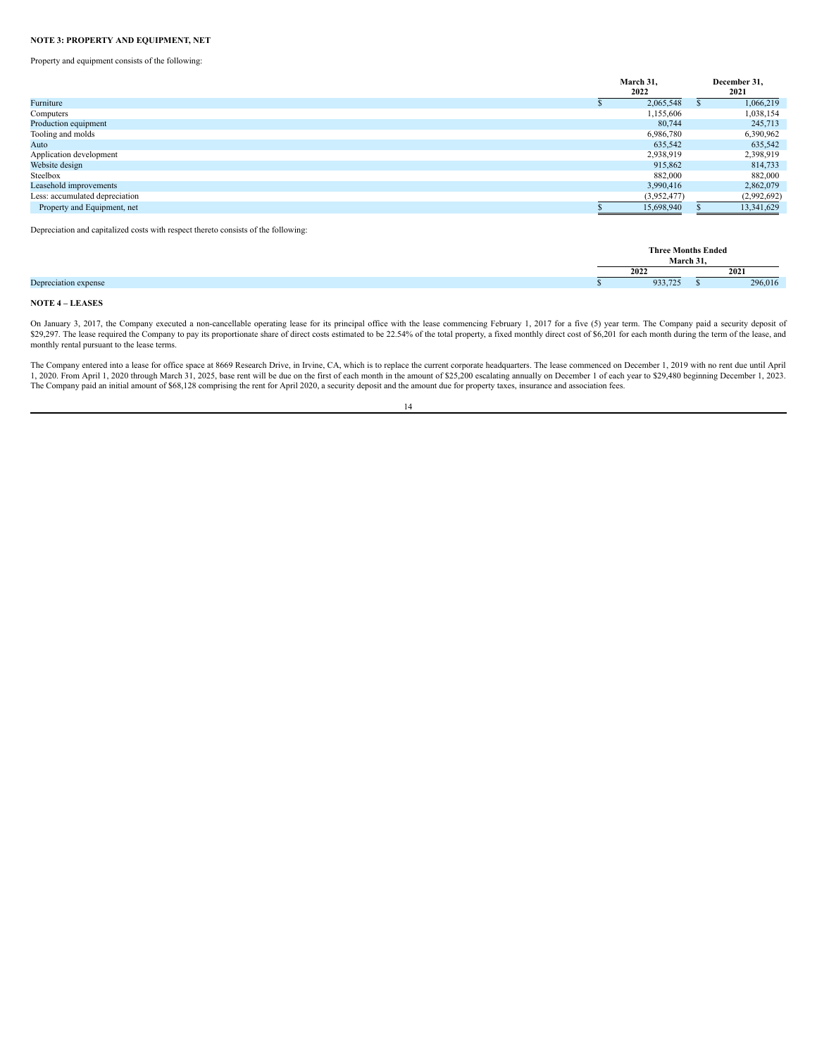**NOTE 3: PROPERTY AND EQUIPMENT, NET**

Property and equipment consists of the following:

| | March 31, 2022 | December 31, 2021 |
|---|---|---|
| Furniture | $ 2,065,548 | $ 1,066,219 |
| Computers | 1,155,606 | 1,038,154 |
| Production equipment | 80,744 | 245,713 |
| Tooling and molds | 6,986,780 | 6,390,962 |
| Auto | 635,542 | 635,542 |
| Application development | 2,938,919 | 2,398,919 |
| Website design | 915,862 | 814,733 |
| Steelbox | 882,000 | 882,000 |
| Leasehold improvements | 3,990,416 | 2,862,079 |
| Less: accumulated depreciation | (3,952,477) | (2,992,692) |
| Property and Equipment, net | $ 15,698,940 | $ 13,341,629 |

Depreciation and capitalized costs with respect thereto consists of the following:

| | Three Months Ended March 31, | |
|---|---|---|
| | 2022 | 2021 |
| Depreciation expense | $ 933,725 | $ 296,016 |

**NOTE 4 – LEASES**

On January 3, 2017, the Company executed a non-cancellable operating lease for its principal office with the lease commencing February 1, 2017 for a five (5) year term. The Company paid a security deposit of $29,297. The lease required the Company to pay its proportionate share of direct costs estimated to be 22.54% of the total property, a fixed monthly direct cost of $6,201 for each month during the term of the lease, and monthly rental pursuant to the lease terms.

The Company entered into a lease for office space at 8669 Research Drive, in Irvine, CA, which is to replace the current corporate headquarters. The lease commenced on December 1, 2019 with no rent due until April 1, 2020. From April 1, 2020 through March 31, 2025, base rent will be due on the first of each month in the amount of $25,200 escalating annually on December 1 of each year to $29,480 beginning December 1, 2023. The Company paid an initial amount of $68,128 comprising the rent for April 2020, a security deposit and the amount due for property taxes, insurance and association fees.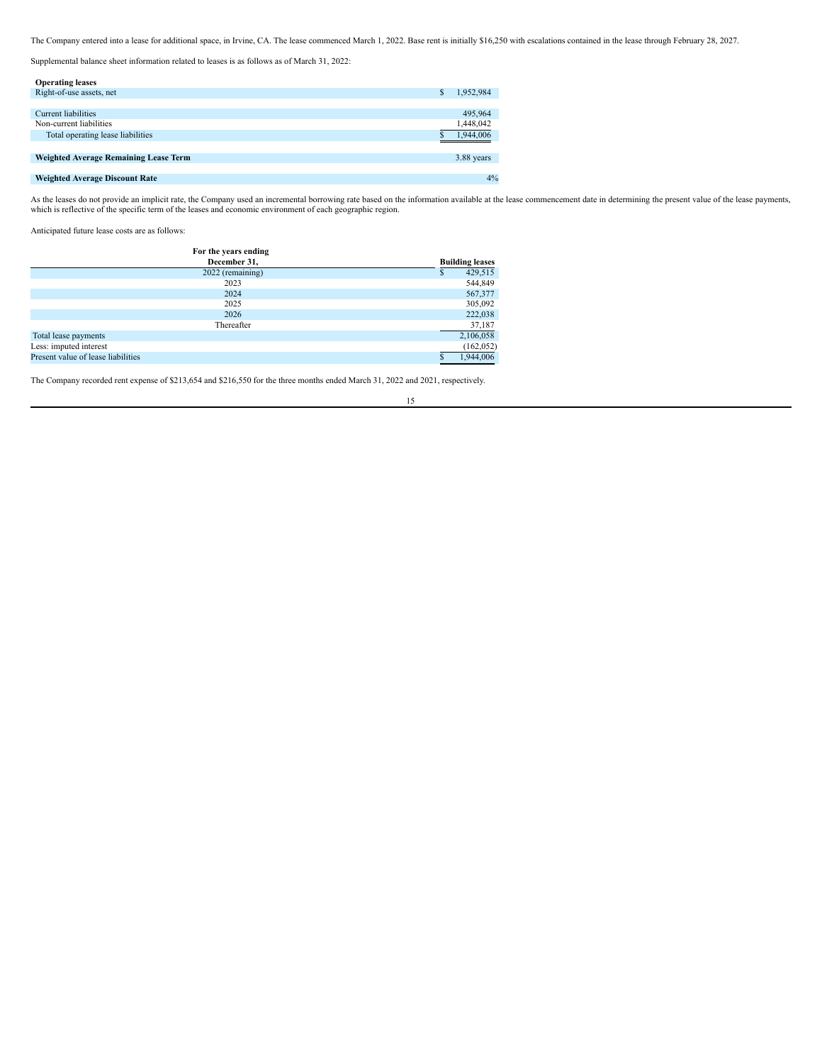The Company entered into a lease for additional space, in Irvine, CA. The lease commenced March 1, 2022. Base rent is initially $16,250 with escalations contained in the lease through February 28, 2027.

Supplemental balance sheet information related to leases is as follows as of March 31, 2022:

| **Operating leases** | |
|---|---|
| Right-of-use assets, net | $ 1,952,984 |
| | |
| Current liabilities | 495,964 |
| Non-current liabilities | 1,448,042 |
| Total operating lease liabilities | $ 1,944,006 |
| | |
| **Weighted Average Remaining Lease Term** | 3.88 years |
| | |
| **Weighted Average Discount Rate** | 4% |

As the leases do not provide an implicit rate, the Company used an incremental borrowing rate based on the information available at the lease commencement date in determining the present value of the lease payments, which is reflective of the specific term of the leases and economic environment of each geographic region.

Anticipated future lease costs are as follows:

| For the years ending December 31, | Building leases |
|---|---|
| 2022 (remaining) | $ 429,515 |
| 2023 | 544,849 |
| 2024 | 567,377 |
| 2025 | 305,092 |
| 2026 | 222,038 |
| Thereafter | 37,187 |
| Total lease payments | 2,106,058 |
| Less: imputed interest | (162,052) |
| Present value of lease liabilities | $ 1,944,006 |

The Company recorded rent expense of $213,654 and $216,550 for the three months ended March 31, 2022 and 2021, respectively.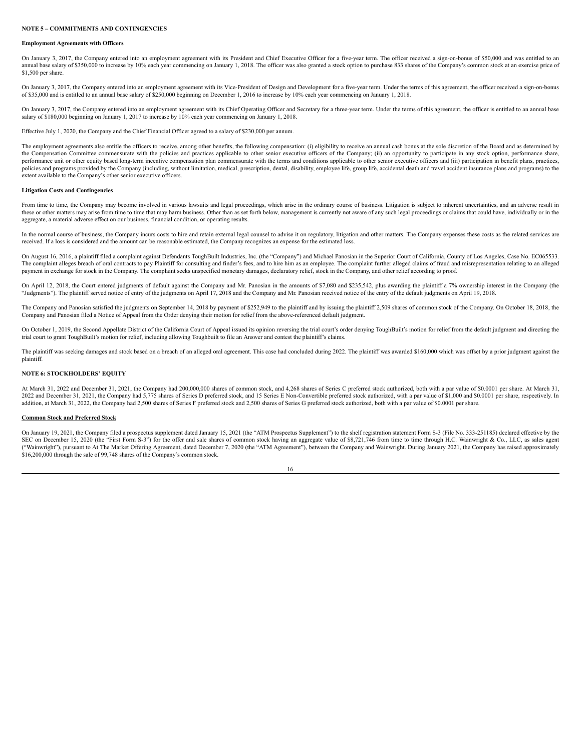**NOTE 5 – COMMITMENTS AND CONTINGENCIES**

**Employment Agreements with Officers**

On January 3, 2017, the Company entered into an employment agreement with its President and Chief Executive Officer for a five-year term. The officer received a sign-on-bonus of $50,000 and was entitled to an annual base salary of $350,000 to increase by 10% each year commencing on January 1, 2018. The officer was also granted a stock option to purchase 833 shares of the Company's common stock at an exercise price of $1,500 per share.

On January 3, 2017, the Company entered into an employment agreement with its Vice-President of Design and Development for a five-year term. Under the terms of this agreement, the officer received a sign-on-bonus of $35,000 and is entitled to an annual base salary of $250,000 beginning on December 1, 2016 to increase by 10% each year commencing on January 1, 2018.

On January 3, 2017, the Company entered into an employment agreement with its Chief Operating Officer and Secretary for a three-year term. Under the terms of this agreement, the officer is entitled to an annual base salary of $180,000 beginning on January 1, 2017 to increase by 10% each year commencing on January 1, 2018.

Effective July 1, 2020, the Company and the Chief Financial Officer agreed to a salary of $230,000 per annum.

The employment agreements also entitle the officers to receive, among other benefits, the following compensation: (i) eligibility to receive an annual cash bonus at the sole discretion of the Board and as determined by the Compensation Committee commensurate with the policies and practices applicable to other senior executive officers of the Company; (ii) an opportunity to participate in any stock option, performance share, performance unit or other equity based long-term incentive compensation plan commensurate with the terms and conditions applicable to other senior executive officers and (iii) participation in benefit plans, practices, policies and programs provided by the Company (including, without limitation, medical, prescription, dental, disability, employee life, group life, accidental death and travel accident insurance plans and programs) to the extent available to the Company's other senior executive officers.

**Litigation Costs and Contingencies**

From time to time, the Company may become involved in various lawsuits and legal proceedings, which arise in the ordinary course of business. Litigation is subject to inherent uncertainties, and an adverse result in these or other matters may arise from time to time that may harm business. Other than as set forth below, management is currently not aware of any such legal proceedings or claims that could have, individually or in the aggregate, a material adverse effect on our business, financial condition, or operating results.

In the normal course of business, the Company incurs costs to hire and retain external legal counsel to advise it on regulatory, litigation and other matters. The Company expenses these costs as the related services are received. If a loss is considered and the amount can be reasonable estimated, the Company recognizes an expense for the estimated loss.

On August 16, 2016, a plaintiff filed a complaint against Defendants ToughBuilt Industries, Inc. (the "Company") and Michael Panosian in the Superior Court of California, County of Los Angeles, Case No. EC065533. The complaint alleges breach of oral contracts to pay Plaintiff for consulting and finder's fees, and to hire him as an employee. The complaint further alleged claims of fraud and misrepresentation relating to an alleged payment in exchange for stock in the Company. The complaint seeks unspecified monetary damages, declaratory relief, stock in the Company, and other relief according to proof.

On April 12, 2018, the Court entered judgments of default against the Company and Mr. Panosian in the amounts of $7,080 and $235,542, plus awarding the plaintiff a 7% ownership interest in the Company (the "Judgments"). The plaintiff served notice of entry of the judgments on April 17, 2018 and the Company and Mr. Panosian received notice of the entry of the default judgments on April 19, 2018.

The Company and Panosian satisfied the judgments on September 14, 2018 by payment of $252,949 to the plaintiff and by issuing the plaintiff 2,509 shares of common stock of the Company. On October 18, 2018, the Company and Panosian filed a Notice of Appeal from the Order denying their motion for relief from the above-referenced default judgment.

On October 1, 2019, the Second Appellate District of the California Court of Appeal issued its opinion reversing the trial court's order denying ToughBuilt's motion for relief from the default judgment and directing the trial court to grant ToughBuilt's motion for relief, including allowing Toughbuilt to file an Answer and contest the plaintiff's claims.

The plaintiff was seeking damages and stock based on a breach of an alleged oral agreement. This case had concluded during 2022. The plaintiff was awarded $160,000 which was offset by a prior judgment against the plaintiff.

**NOTE 6: STOCKHOLDERS' EQUITY**

At March 31, 2022 and December 31, 2021, the Company had 200,000,000 shares of common stock, and 4,268 shares of Series C preferred stock authorized, both with a par value of $0.0001 per share. At March 31, 2022 and December 31, 2021, the Company had 5,775 shares of Series D preferred stock, and 15 Series E Non-Convertible preferred stock authorized, with a par value of $1,000 and $0.0001 per share, respectively. In addition, at March 31, 2022, the Company had 2,500 shares of Series F preferred stock and 2,500 shares of Series G preferred stock authorized, both with a par value of $0.0001 per share.

**Common Stock and Preferred Stock**

On January 19, 2021, the Company filed a prospectus supplement dated January 15, 2021 (the "ATM Prospectus Supplement") to the shelf registration statement Form S-3 (File No. 333-251185) declared effective by the SEC on December 15, 2020 (the "First Form S-3") for the offer and sale shares of common stock having an aggregate value of $8,721,746 from time to time through H.C. Wainwright & Co., LLC, as sales agent ("Wainwright"), pursuant to At The Market Offering Agreement, dated December 7, 2020 (the "ATM Agreement"), between the Company and Wainwright. During January 2021, the Company has raised approximately $16,200,000 through the sale of 99,748 shares of the Company's common stock.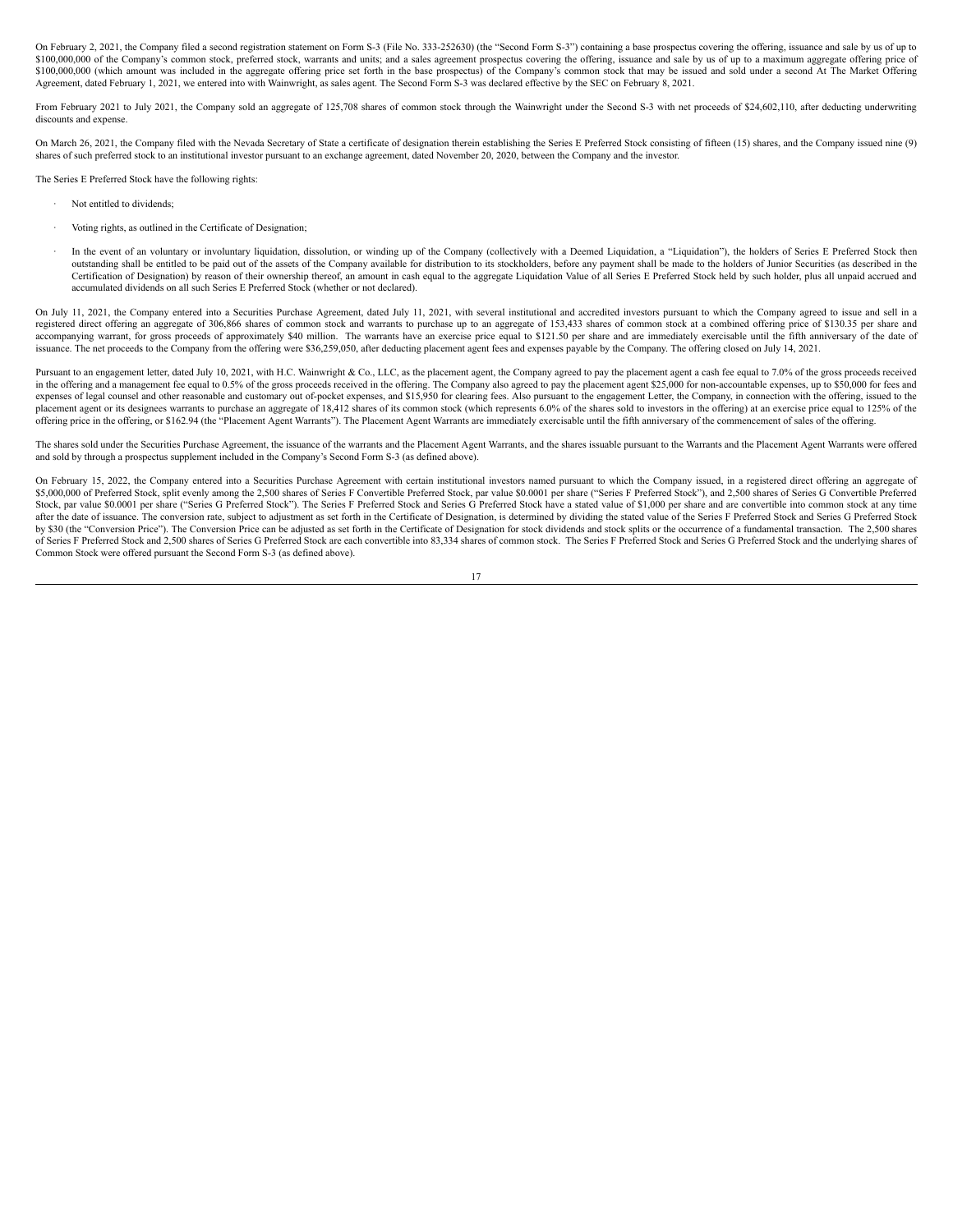On February 2, 2021, the Company filed a second registration statement on Form S-3 (File No. 333-252630) (the "Second Form S-3") containing a base prospectus covering the offering, issuance and sale by us of up to $100,000,000 of the Company's common stock, preferred stock, warrants and units; and a sales agreement prospectus covering the offering, issuance and sale by us of up to a maximum aggregate offering price of $100,000,000 (which amount was included in the aggregate offering price set forth in the base prospectus) of the Company's common stock that may be issued and sold under a second At The Market Offering Agreement, dated February 1, 2021, we entered into with Wainwright, as sales agent. The Second Form S-3 was declared effective by the SEC on February 8, 2021.

From February 2021 to July 2021, the Company sold an aggregate of 125,708 shares of common stock through the Wainwright under the Second S-3 with net proceeds of $24,602,110, after deducting underwriting discounts and expense.

On March 26, 2021, the Company filed with the Nevada Secretary of State a certificate of designation therein establishing the Series E Preferred Stock consisting of fifteen (15) shares, and the Company issued nine (9) shares of such preferred stock to an institutional investor pursuant to an exchange agreement, dated November 20, 2020, between the Company and the investor.

The Series E Preferred Stock have the following rights:

- Not entitled to dividends;
- Voting rights, as outlined in the Certificate of Designation;
- In the event of an voluntary or involuntary liquidation, dissolution, or winding up of the Company (collectively with a Deemed Liquidation, a "Liquidation"), the holders of Series E Preferred Stock then outstanding shall be entitled to be paid out of the assets of the Company available for distribution to its stockholders, before any payment shall be made to the holders of Junior Securities (as described in the Certification of Designation) by reason of their ownership thereof, an amount in cash equal to the aggregate Liquidation Value of all Series E Preferred Stock held by such holder, plus all unpaid accrued and accumulated dividends on all such Series E Preferred Stock (whether or not declared).

On July 11, 2021, the Company entered into a Securities Purchase Agreement, dated July 11, 2021, with several institutional and accredited investors pursuant to which the Company agreed to issue and sell in a registered direct offering an aggregate of 306,866 shares of common stock and warrants to purchase up to an aggregate of 153,433 shares of common stock at a combined offering price of $130.35 per share and accompanying warrant, for gross proceeds of approximately $40 million. The warrants have an exercise price equal to $121.50 per share and are immediately exercisable until the fifth anniversary of the date of issuance. The net proceeds to the Company from the offering were $36,259,050, after deducting placement agent fees and expenses payable by the Company. The offering closed on July 14, 2021.

Pursuant to an engagement letter, dated July 10, 2021, with H.C. Wainwright & Co., LLC, as the placement agent, the Company agreed to pay the placement agent a cash fee equal to 7.0% of the gross proceeds received in the offering and a management fee equal to 0.5% of the gross proceeds received in the offering. The Company also agreed to pay the placement agent $25,000 for non-accountable expenses, up to $50,000 for fees and expenses of legal counsel and other reasonable and customary out of-pocket expenses, and $15,950 for clearing fees. Also pursuant to the engagement Letter, the Company, in connection with the offering, issued to the placement agent or its designees warrants to purchase an aggregate of 18,412 shares of its common stock (which represents 6.0% of the shares sold to investors in the offering) at an exercise price equal to 125% of the offering price in the offering, or $162.94 (the "Placement Agent Warrants"). The Placement Agent Warrants are immediately exercisable until the fifth anniversary of the commencement of sales of the offering.

The shares sold under the Securities Purchase Agreement, the issuance of the warrants and the Placement Agent Warrants, and the shares issuable pursuant to the Warrants and the Placement Agent Warrants were offered and sold by through a prospectus supplement included in the Company's Second Form S-3 (as defined above).

On February 15, 2022, the Company entered into a Securities Purchase Agreement with certain institutional investors named pursuant to which the Company issued, in a registered direct offering an aggregate of $5,000,000 of Preferred Stock, split evenly among the 2,500 shares of Series F Convertible Preferred Stock, par value $0.0001 per share ("Series F Preferred Stock"), and 2,500 shares of Series G Convertible Preferred Stock, par value $0.0001 per share ("Series G Preferred Stock"). The Series F Preferred Stock and Series G Preferred Stock have a stated value of $1,000 per share and are convertible into common stock at any time after the date of issuance. The conversion rate, subject to adjustment as set forth in the Certificate of Designation, is determined by dividing the stated value of the Series F Preferred Stock and Series G Preferred Stock by $30 (the "Conversion Price"). The Conversion Price can be adjusted as set forth in the Certificate of Designation for stock dividends and stock splits or the occurrence of a fundamental transaction. The 2,500 shares of Series F Preferred Stock and 2,500 shares of Series G Preferred Stock are each convertible into 83,334 shares of common stock. The Series F Preferred Stock and Series G Preferred Stock and the underlying shares of Common Stock were offered pursuant the Second Form S-3 (as defined above).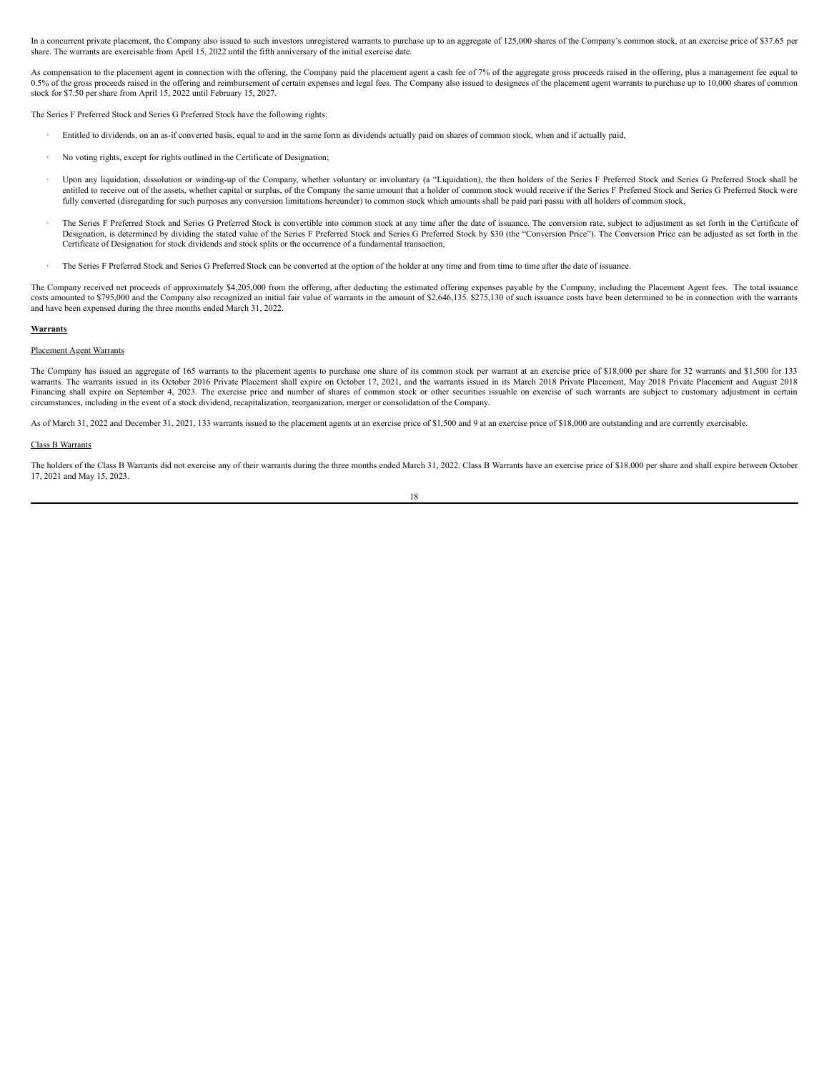In a concurrent private placement, the Company also issued to such investors unregistered warrants to purchase up to an aggregate of 125,000 shares of the Company's common stock, at an exercise price of $37.65 per share. The warrants are exercisable from April 15, 2022 until the fifth anniversary of the initial exercise date.

As compensation to the placement agent in connection with the offering, the Company paid the placement agent a cash fee of 7% of the aggregate gross proceeds raised in the offering, plus a management fee equal to 0.5% of the gross proceeds raised in the offering and reimbursement of certain expenses and legal fees. The Company also issued to designees of the placement agent warrants to purchase up to 10,000 shares of common stock for $7.50 per share from April 15, 2022 until February 15, 2027.

The Series F Preferred Stock and Series G Preferred Stock have the following rights:

- Entitled to dividends, on an as-if converted basis, equal to and in the same form as dividends actually paid on shares of common stock, when and if actually paid,
- No voting rights, except for rights outlined in the Certificate of Designation;
- Upon any liquidation, dissolution or winding-up of the Company, whether voluntary or involuntary (a "Liquidation), the then holders of the Series F Preferred Stock and Series G Preferred Stock shall be entitled to receive out of the assets, whether capital or surplus, of the Company the same amount that a holder of common stock would receive if the Series F Preferred Stock and Series G Preferred Stock were fully converted (disregarding for such purposes any conversion limitations hereunder) to common stock which amounts shall be paid pari passu with all holders of common stock,
- The Series F Preferred Stock and Series G Preferred Stock is convertible into common stock at any time after the date of issuance. The conversion rate, subject to adjustment as set forth in the Certificate of Designation, is determined by dividing the stated value of the Series F Preferred Stock and Series G Preferred Stock by $30 (the "Conversion Price"). The Conversion Price can be adjusted as set forth in the Certificate of Designation for stock dividends and stock splits or the occurrence of a fundamental transaction,
- The Series F Preferred Stock and Series G Preferred Stock can be converted at the option of the holder at any time and from time to time after the date of issuance.

The Company received net proceeds of approximately $4,205,000 from the offering, after deducting the estimated offering expenses payable by the Company, including the Placement Agent fees. The total issuance costs amounted to $795,000 and the Company also recognized an initial fair value of warrants in the amount of $2,646,135. $275,130 of such issuance costs have been determined to be in connection with the warrants and have been expensed during the three months ended March 31, 2022.

**Warrants**

Placement Agent Warrants

The Company has issued an aggregate of 165 warrants to the placement agents to purchase one share of its common stock per warrant at an exercise price of $18,000 per share for 32 warrants and $1,500 for 133 warrants. The warrants issued in its October 2016 Private Placement shall expire on October 17, 2021, and the warrants issued in its March 2018 Private Placement, May 2018 Private Placement and August 2018 Financing shall expire on September 4, 2023. The exercise price and number of shares of common stock or other securities issuable on exercise of such warrants are subject to customary adjustment in certain circumstances, including in the event of a stock dividend, recapitalization, reorganization, merger or consolidation of the Company.

As of March 31, 2022 and December 31, 2021, 133 warrants issued to the placement agents at an exercise price of $1,500 and 9 at an exercise price of $18,000 are outstanding and are currently exercisable.

Class B Warrants

The holders of the Class B Warrants did not exercise any of their warrants during the three months ended March 31, 2022. Class B Warrants have an exercise price of $18,000 per share and shall expire between October 17, 2021 and May 15, 2023.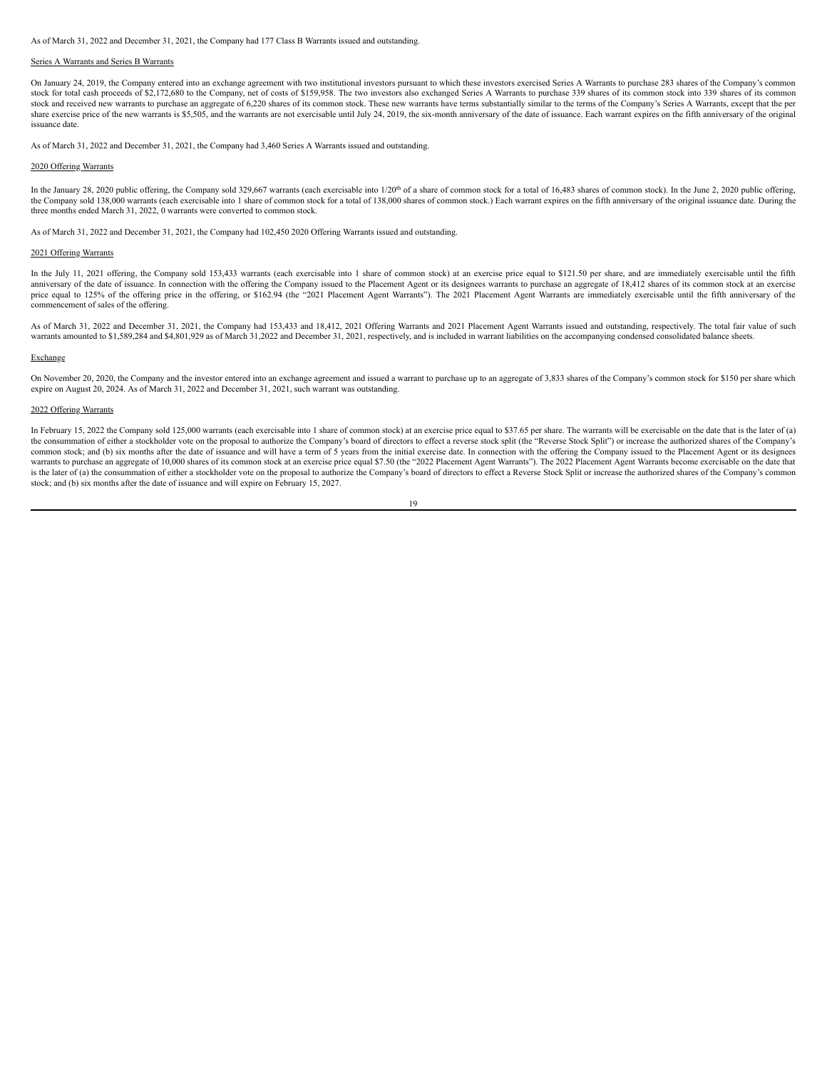As of March 31, 2022 and December 31, 2021, the Company had 177 Class B Warrants issued and outstanding.

Series A Warrants and Series B Warrants

On January 24, 2019, the Company entered into an exchange agreement with two institutional investors pursuant to which these investors exercised Series A Warrants to purchase 283 shares of the Company's common stock for total cash proceeds of $2,172,680 to the Company, net of costs of $159,958. The two investors also exchanged Series A Warrants to purchase 339 shares of its common stock into 339 shares of its common stock and received new warrants to purchase an aggregate of 6,220 shares of its common stock. These new warrants have terms substantially similar to the terms of the Company's Series A Warrants, except that the per share exercise price of the new warrants is $5,505, and the warrants are not exercisable until July 24, 2019, the six-month anniversary of the date of issuance. Each warrant expires on the fifth anniversary of the original issuance date.

As of March 31, 2022 and December 31, 2021, the Company had 3,460 Series A Warrants issued and outstanding.

2020 Offering Warrants

In the January 28, 2020 public offering, the Company sold 329,667 warrants (each exercisable into 1/20th of a share of common stock for a total of 16,483 shares of common stock). In the June 2, 2020 public offering, the Company sold 138,000 warrants (each exercisable into 1 share of common stock for a total of 138,000 shares of common stock.) Each warrant expires on the fifth anniversary of the original issuance date. During the three months ended March 31, 2022, 0 warrants were converted to common stock.

As of March 31, 2022 and December 31, 2021, the Company had 102,450 2020 Offering Warrants issued and outstanding.

2021 Offering Warrants

In the July 11, 2021 offering, the Company sold 153,433 warrants (each exercisable into 1 share of common stock) at an exercise price equal to $121.50 per share, and are immediately exercisable until the fifth anniversary of the date of issuance. In connection with the offering the Company issued to the Placement Agent or its designees warrants to purchase an aggregate of 18,412 shares of its common stock at an exercise price equal to 125% of the offering price in the offering, or $162.94 (the "2021 Placement Agent Warrants"). The 2021 Placement Agent Warrants are immediately exercisable until the fifth anniversary of the commencement of sales of the offering.

As of March 31, 2022 and December 31, 2021, the Company had 153,433 and 18,412, 2021 Offering Warrants and 2021 Placement Agent Warrants issued and outstanding, respectively. The total fair value of such warrants amounted to $1,589,284 and $4,801,929 as of March 31,2022 and December 31, 2021, respectively, and is included in warrant liabilities on the accompanying condensed consolidated balance sheets.

Exchange

On November 20, 2020, the Company and the investor entered into an exchange agreement and issued a warrant to purchase up to an aggregate of 3,833 shares of the Company's common stock for $150 per share which expire on August 20, 2024. As of March 31, 2022 and December 31, 2021, such warrant was outstanding.

2022 Offering Warrants

In February 15, 2022 the Company sold 125,000 warrants (each exercisable into 1 share of common stock) at an exercise price equal to $37.65 per share. The warrants will be exercisable on the date that is the later of (a) the consummation of either a stockholder vote on the proposal to authorize the Company's board of directors to effect a reverse stock split (the "Reverse Stock Split") or increase the authorized shares of the Company's common stock; and (b) six months after the date of issuance and will have a term of 5 years from the initial exercise date. In connection with the offering the Company issued to the Placement Agent or its designees warrants to purchase an aggregate of 10,000 shares of its common stock at an exercise price equal $7.50 (the "2022 Placement Agent Warrants"). The 2022 Placement Agent Warrants become exercisable on the date that is the later of (a) the consummation of either a stockholder vote on the proposal to authorize the Company's board of directors to effect a Reverse Stock Split or increase the authorized shares of the Company's common stock; and (b) six months after the date of issuance and will expire on February 15, 2027.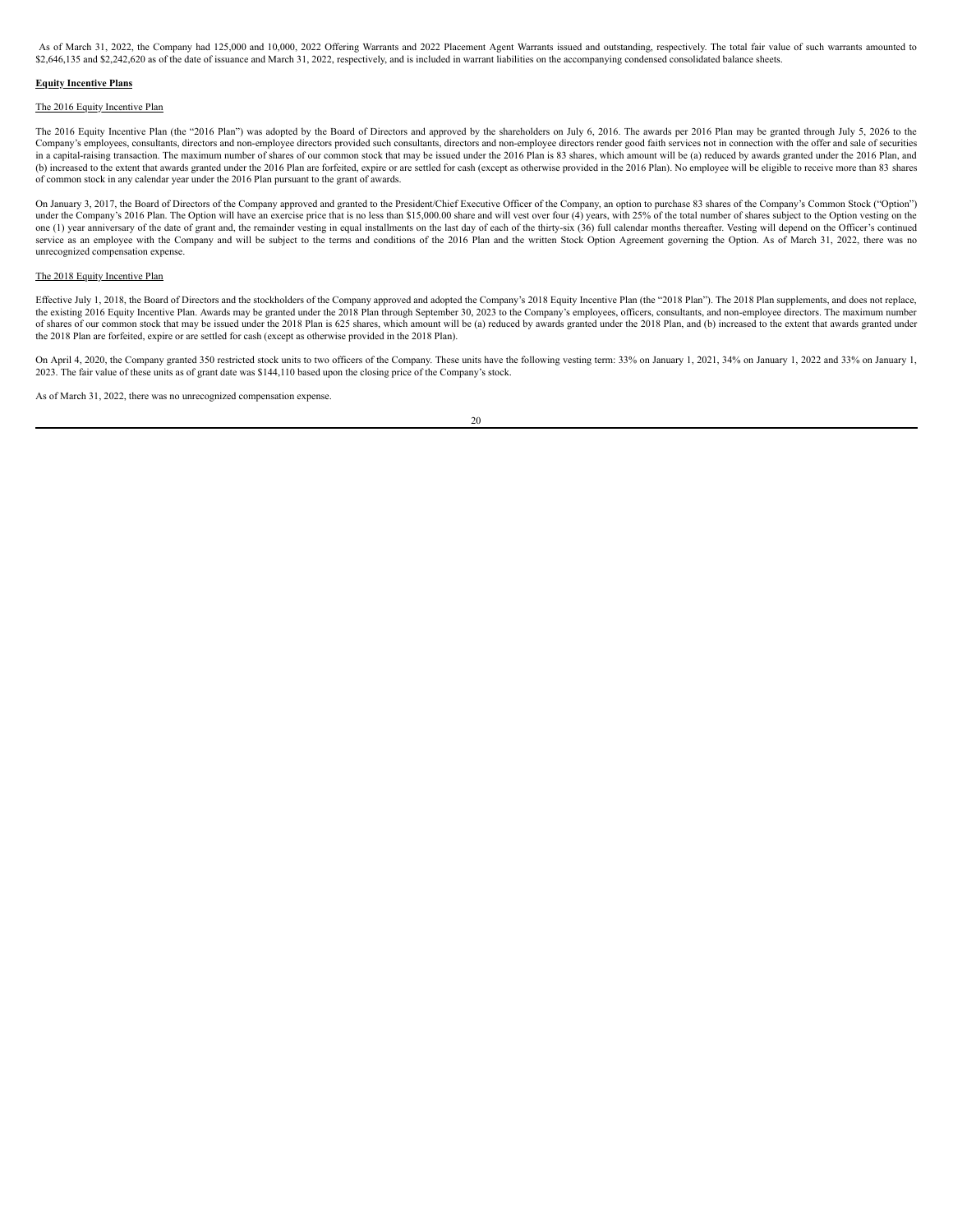As of March 31, 2022, the Company had 125,000 and 10,000, 2022 Offering Warrants and 2022 Placement Agent Warrants issued and outstanding, respectively. The total fair value of such warrants amounted to $2,646,135 and $2,242,620 as of the date of issuance and March 31, 2022, respectively, and is included in warrant liabilities on the accompanying condensed consolidated balance sheets.

**Equity Incentive Plans**

The 2016 Equity Incentive Plan

The 2016 Equity Incentive Plan (the "2016 Plan") was adopted by the Board of Directors and approved by the shareholders on July 6, 2016. The awards per 2016 Plan may be granted through July 5, 2026 to the Company's employees, consultants, directors and non-employee directors provided such consultants, directors and non-employee directors render good faith services not in connection with the offer and sale of securities in a capital-raising transaction. The maximum number of shares of our common stock that may be issued under the 2016 Plan is 83 shares, which amount will be (a) reduced by awards granted under the 2016 Plan, and (b) increased to the extent that awards granted under the 2016 Plan are forfeited, expire or are settled for cash (except as otherwise provided in the 2016 Plan). No employee will be eligible to receive more than 83 shares of common stock in any calendar year under the 2016 Plan pursuant to the grant of awards.

On January 3, 2017, the Board of Directors of the Company approved and granted to the President/Chief Executive Officer of the Company, an option to purchase 83 shares of the Company's Common Stock ("Option") under the Company's 2016 Plan. The Option will have an exercise price that is no less than $15,000.00 share and will vest over four (4) years, with 25% of the total number of shares subject to the Option vesting on the one (1) year anniversary of the date of grant and, the remainder vesting in equal installments on the last day of each of the thirty-six (36) full calendar months thereafter. Vesting will depend on the Officer's continued service as an employee with the Company and will be subject to the terms and conditions of the 2016 Plan and the written Stock Option Agreement governing the Option. As of March 31, 2022, there was no unrecognized compensation expense.

The 2018 Equity Incentive Plan

Effective July 1, 2018, the Board of Directors and the stockholders of the Company approved and adopted the Company's 2018 Equity Incentive Plan (the "2018 Plan"). The 2018 Plan supplements, and does not replace, the existing 2016 Equity Incentive Plan. Awards may be granted under the 2018 Plan through September 30, 2023 to the Company's employees, officers, consultants, and non-employee directors. The maximum number of shares of our common stock that may be issued under the 2018 Plan is 625 shares, which amount will be (a) reduced by awards granted under the 2018 Plan, and (b) increased to the extent that awards granted under the 2018 Plan are forfeited, expire or are settled for cash (except as otherwise provided in the 2018 Plan).

On April 4, 2020, the Company granted 350 restricted stock units to two officers of the Company. These units have the following vesting term: 33% on January 1, 2021, 34% on January 1, 2022 and 33% on January 1, 2023. The fair value of these units as of grant date was $144,110 based upon the closing price of the Company's stock.

As of March 31, 2022, there was no unrecognized compensation expense.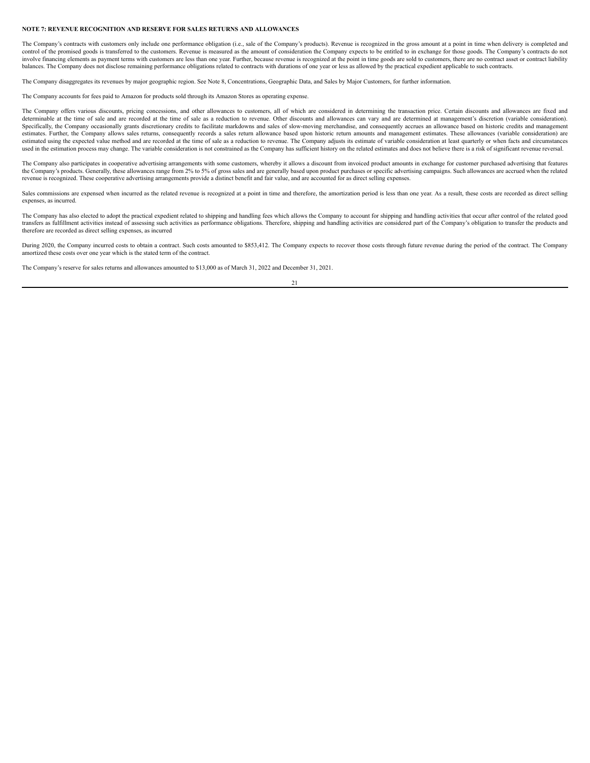**NOTE 7: REVENUE RECOGNITION AND RESERVE FOR SALES RETURNS AND ALLOWANCES**

The Company's contracts with customers only include one performance obligation (i.e., sale of the Company's products). Revenue is recognized in the gross amount at a point in time when delivery is completed and control of the promised goods is transferred to the customers. Revenue is measured as the amount of consideration the Company expects to be entitled to in exchange for those goods. The Company's contracts do not involve financing elements as payment terms with customers are less than one year. Further, because revenue is recognized at the point in time goods are sold to customers, there are no contract asset or contract liability balances. The Company does not disclose remaining performance obligations related to contracts with durations of one year or less as allowed by the practical expedient applicable to such contracts.

The Company disaggregates its revenues by major geographic region. See Note 8, Concentrations, Geographic Data, and Sales by Major Customers, for further information.

The Company accounts for fees paid to Amazon for products sold through its Amazon Stores as operating expense.

The Company offers various discounts, pricing concessions, and other allowances to customers, all of which are considered in determining the transaction price. Certain discounts and allowances are fixed and determinable at the time of sale and are recorded at the time of sale as a reduction to revenue. Other discounts and allowances can vary and are determined at management's discretion (variable consideration). Specifically, the Company occasionally grants discretionary credits to facilitate markdowns and sales of slow-moving merchandise, and consequently accrues an allowance based on historic credits and management estimates. Further, the Company allows sales returns, consequently records a sales return allowance based upon historic return amounts and management estimates. These allowances (variable consideration) are estimated using the expected value method and are recorded at the time of sale as a reduction to revenue. The Company adjusts its estimate of variable consideration at least quarterly or when facts and circumstances used in the estimation process may change. The variable consideration is not constrained as the Company has sufficient history on the related estimates and does not believe there is a risk of significant revenue reversal.

The Company also participates in cooperative advertising arrangements with some customers, whereby it allows a discount from invoiced product amounts in exchange for customer purchased advertising that features the Company's products. Generally, these allowances range from 2% to 5% of gross sales and are generally based upon product purchases or specific advertising campaigns. Such allowances are accrued when the related revenue is recognized. These cooperative advertising arrangements provide a distinct benefit and fair value, and are accounted for as direct selling expenses.

Sales commissions are expensed when incurred as the related revenue is recognized at a point in time and therefore, the amortization period is less than one year. As a result, these costs are recorded as direct selling expenses, as incurred.

The Company has also elected to adopt the practical expedient related to shipping and handling fees which allows the Company to account for shipping and handling activities that occur after control of the related good transfers as fulfillment activities instead of assessing such activities as performance obligations. Therefore, shipping and handling activities are considered part of the Company's obligation to transfer the products and therefore are recorded as direct selling expenses, as incurred

During 2020, the Company incurred costs to obtain a contract. Such costs amounted to $853,412. The Company expects to recover those costs through future revenue during the period of the contract. The Company amortized these costs over one year which is the stated term of the contract.

The Company's reserve for sales returns and allowances amounted to $13,000 as of March 31, 2022 and December 31, 2021.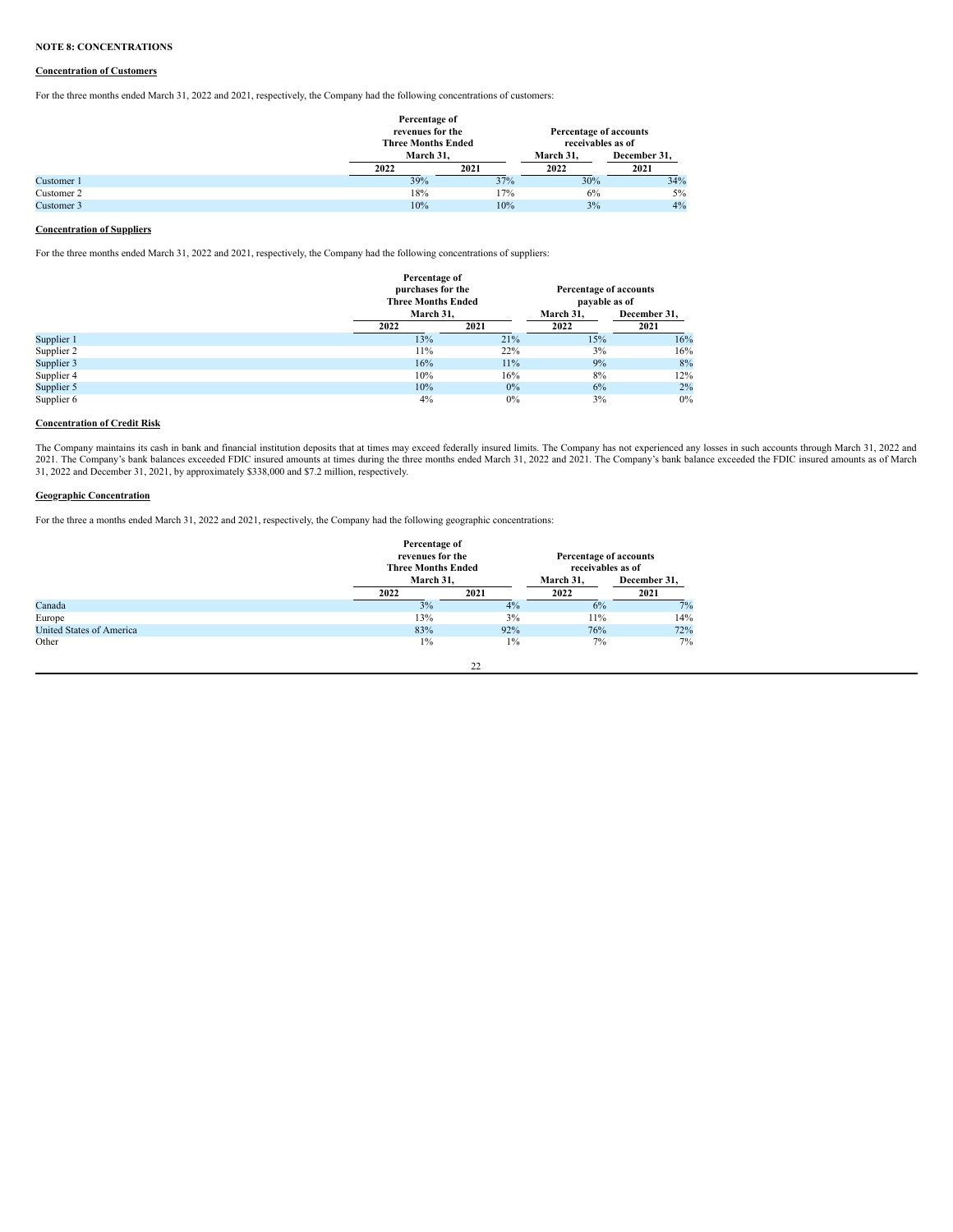**NOTE 8: CONCENTRATIONS**

**Concentration of Customers**

For the three months ended March 31, 2022 and 2021, respectively, the Company had the following concentrations of customers:

| | Percentage of revenues for the Three Months Ended March 31, | | Percentage of accounts receivables as of | |
|---|---|---|---|---|
| | 2022 | 2021 | March 31, 2022 | December 31, 2021 |
| Customer 1 | 39% | 37% | 30% | 34% |
| Customer 2 | 18% | 17% | 6% | 5% |
| Customer 3 | 10% | 10% | 3% | 4% |

**Concentration of Suppliers**

For the three months ended March 31, 2022 and 2021, respectively, the Company had the following concentrations of suppliers:

| | Percentage of purchases for the Three Months Ended March 31, | | Percentage of accounts payable as of | |
|---|---|---|---|---|
| | 2022 | 2021 | March 31, 2022 | December 31, 2021 |
| Supplier 1 | 13% | 21% | 15% | 16% |
| Supplier 2 | 11% | 22% | 3% | 16% |
| Supplier 3 | 16% | 11% | 9% | 8% |
| Supplier 4 | 10% | 16% | 8% | 12% |
| Supplier 5 | 10% | 0% | 6% | 2% |
| Supplier 6 | 4% | 0% | 3% | 0% |

**Concentration of Credit Risk**

The Company maintains its cash in bank and financial institution deposits that at times may exceed federally insured limits. The Company has not experienced any losses in such accounts through March 31, 2022 and 2021. The Company's bank balances exceeded FDIC insured amounts at times during the three months ended March 31, 2022 and 2021. The Company's bank balance exceeded the FDIC insured amounts as of March 31, 2022 and December 31, 2021, by approximately $338,000 and $7.2 million, respectively.

**Geographic Concentration**

For the three a months ended March 31, 2022 and 2021, respectively, the Company had the following geographic concentrations:

| | Percentage of revenues for the Three Months Ended March 31, | | Percentage of accounts receivables as of | |
|---|---|---|---|---|
| | 2022 | 2021 | March 31, 2022 | December 31, 2021 |
| Canada | 3% | 4% | 6% | 7% |
| Europe | 13% | 3% | 11% | 14% |
| United States of America | 83% | 92% | 76% | 72% |
| Other | 1% | 1% | 7% | 7% |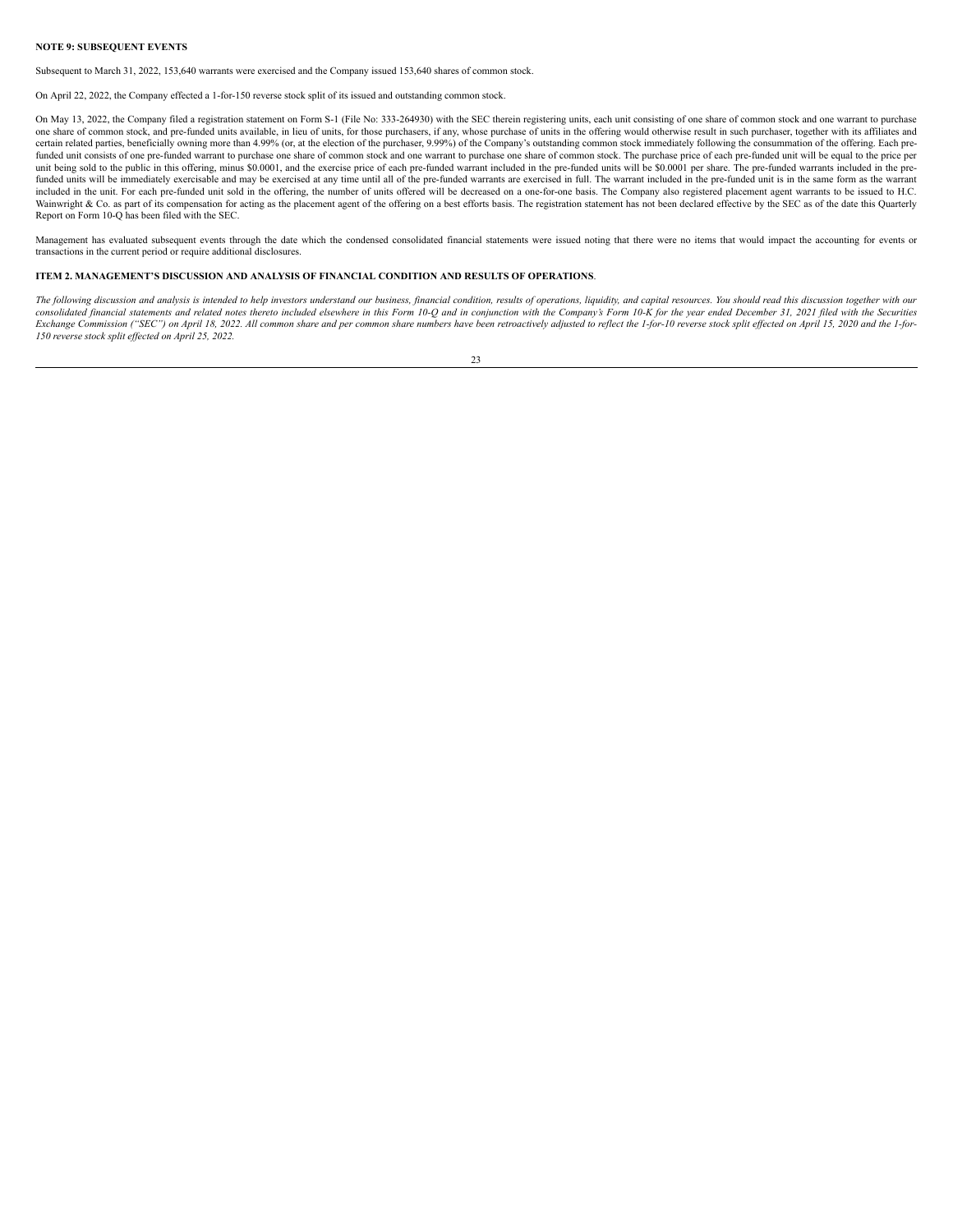**NOTE 9: SUBSEQUENT EVENTS**

Subsequent to March 31, 2022, 153,640 warrants were exercised and the Company issued 153,640 shares of common stock.

On April 22, 2022, the Company effected a 1-for-150 reverse stock split of its issued and outstanding common stock.

On May 13, 2022, the Company filed a registration statement on Form S-1 (File No: 333-264930) with the SEC therein registering units, each unit consisting of one share of common stock and one warrant to purchase one share of common stock, and pre-funded units available, in lieu of units, for those purchasers, if any, whose purchase of units in the offering would otherwise result in such purchaser, together with its affiliates and certain related parties, beneficially owning more than 4.99% (or, at the election of the purchaser, 9.99%) of the Company's outstanding common stock immediately following the consummation of the offering. Each pre-funded unit consists of one pre-funded warrant to purchase one share of common stock and one warrant to purchase one share of common stock. The purchase price of each pre-funded unit will be equal to the price per unit being sold to the public in this offering, minus $0.0001, and the exercise price of each pre-funded warrant included in the pre-funded units will be $0.0001 per share. The pre-funded warrants included in the pre-funded units will be immediately exercisable and may be exercised at any time until all of the pre-funded warrants are exercised in full. The warrant included in the pre-funded unit is in the same form as the warrant included in the unit. For each pre-funded unit sold in the offering, the number of units offered will be decreased on a one-for-one basis. The Company also registered placement agent warrants to be issued to H.C. Wainwright & Co. as part of its compensation for acting as the placement agent of the offering on a best efforts basis. The registration statement has not been declared effective by the SEC as of the date this Quarterly Report on Form 10-Q has been filed with the SEC.

Management has evaluated subsequent events through the date which the condensed consolidated financial statements were issued noting that there were no items that would impact the accounting for events or transactions in the current period or require additional disclosures.

**ITEM 2. MANAGEMENT'S DISCUSSION AND ANALYSIS OF FINANCIAL CONDITION AND RESULTS OF OPERATIONS**.

*The following discussion and analysis is intended to help investors understand our business, financial condition, results of operations, liquidity, and capital resources. You should read this discussion together with our consolidated financial statements and related notes thereto included elsewhere in this Form 10-Q and in conjunction with the Company's Form 10-K for the year ended December 31, 2021 filed with the Securities Exchange Commission ("SEC") on April 18, 2022. All common share and per common share numbers have been retroactively adjusted to reflect the 1-for-10 reverse stock split effected on April 15, 2020 and the 1-for-150 reverse stock split effected on April 25, 2022.*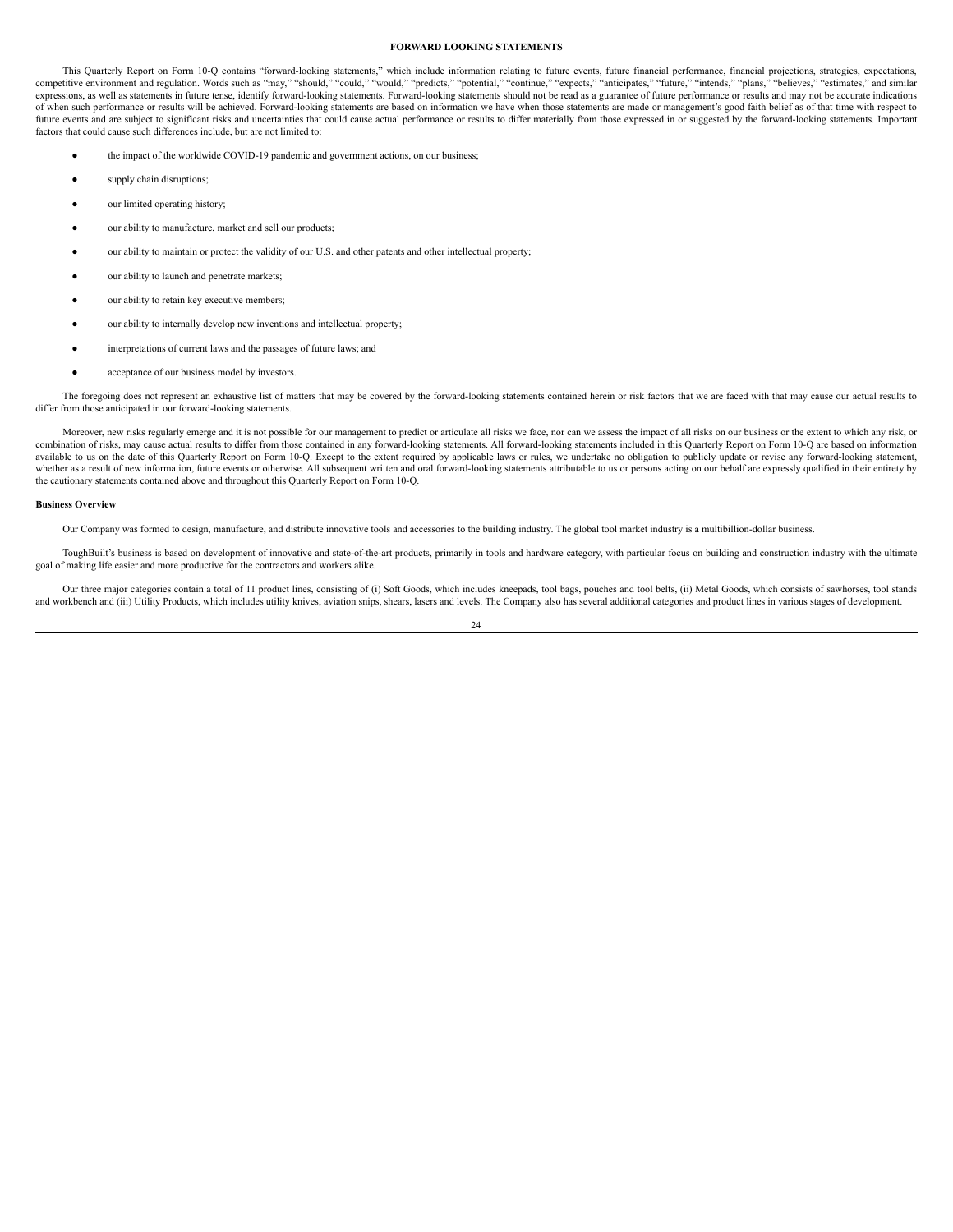## FORWARD LOOKING STATEMENTS

This Quarterly Report on Form 10-Q contains "forward-looking statements," which include information relating to future events, future financial performance, financial projections, strategies, expectations, competitive environment and regulation. Words such as "may," "should," "could," "would," "predicts," "potential," "continue," "expects," "anticipates," "future," "intends," "plans," "believes," "estimates," and similar expressions, as well as statements in future tense, identify forward-looking statements. Forward-looking statements should not be read as a guarantee of future performance or results and may not be accurate indications of when such performance or results will be achieved. Forward-looking statements are based on information we have when those statements are made or management's good faith belief as of that time with respect to future events and are subject to significant risks and uncertainties that could cause actual performance or results to differ materially from those expressed in or suggested by the forward-looking statements. Important factors that could cause such differences include, but are not limited to:

- the impact of the worldwide COVID-19 pandemic and government actions, on our business;
- supply chain disruptions;
- our limited operating history;
- our ability to manufacture, market and sell our products;
- our ability to maintain or protect the validity of our U.S. and other patents and other intellectual property;
- our ability to launch and penetrate markets;
- our ability to retain key executive members;
- our ability to internally develop new inventions and intellectual property;
- interpretations of current laws and the passages of future laws; and
- acceptance of our business model by investors.

The foregoing does not represent an exhaustive list of matters that may be covered by the forward-looking statements contained herein or risk factors that we are faced with that may cause our actual results to differ from those anticipated in our forward-looking statements.

Moreover, new risks regularly emerge and it is not possible for our management to predict or articulate all risks we face, nor can we assess the impact of all risks on our business or the extent to which any risk, or combination of risks, may cause actual results to differ from those contained in any forward-looking statements. All forward-looking statements included in this Quarterly Report on Form 10-Q are based on information available to us on the date of this Quarterly Report on Form 10-Q. Except to the extent required by applicable laws or rules, we undertake no obligation to publicly update or revise any forward-looking statement, whether as a result of new information, future events or otherwise. All subsequent written and oral forward-looking statements attributable to us or persons acting on our behalf are expressly qualified in their entirety by the cautionary statements contained above and throughout this Quarterly Report on Form 10-Q.

**Business Overview**

Our Company was formed to design, manufacture, and distribute innovative tools and accessories to the building industry. The global tool market industry is a multibillion-dollar business.

ToughBuilt's business is based on development of innovative and state-of-the-art products, primarily in tools and hardware category, with particular focus on building and construction industry with the ultimate goal of making life easier and more productive for the contractors and workers alike.

Our three major categories contain a total of 11 product lines, consisting of (i) Soft Goods, which includes kneepads, tool bags, pouches and tool belts, (ii) Metal Goods, which consists of sawhorses, tool stands and workbench and (iii) Utility Products, which includes utility knives, aviation snips, shears, lasers and levels. The Company also has several additional categories and product lines in various stages of development.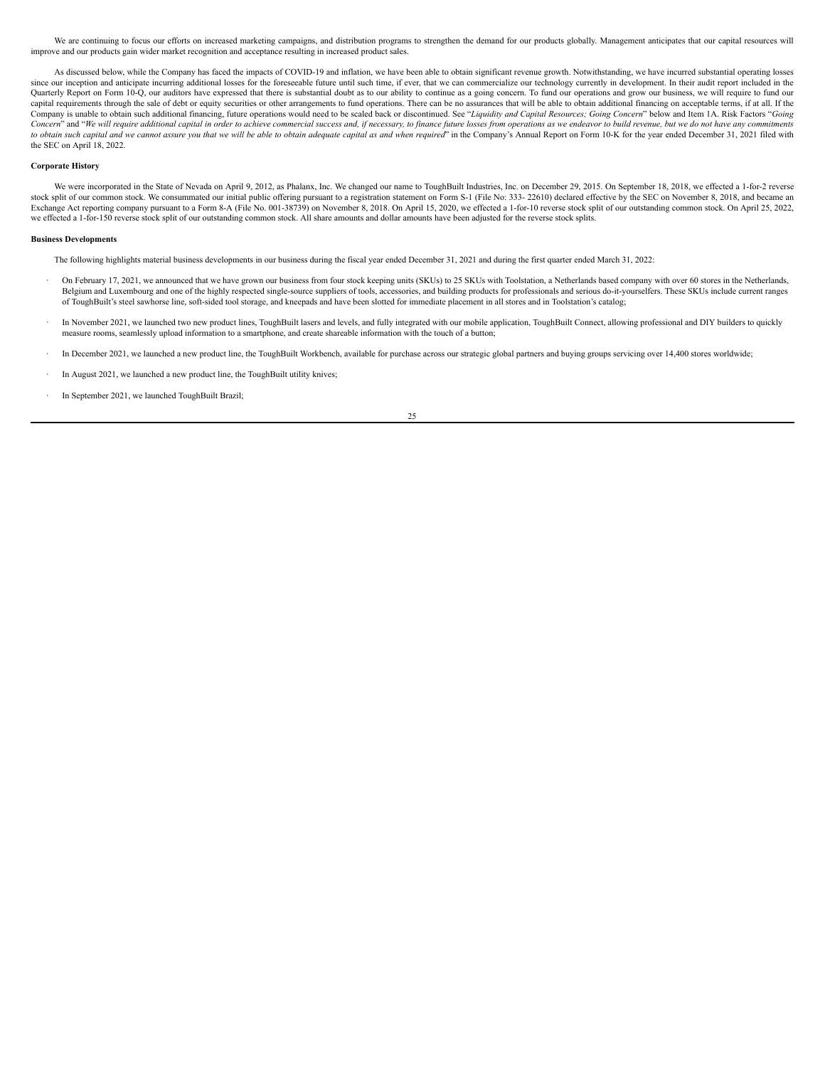We are continuing to focus our efforts on increased marketing campaigns, and distribution programs to strengthen the demand for our products globally. Management anticipates that our capital resources will improve and our products gain wider market recognition and acceptance resulting in increased product sales.

As discussed below, while the Company has faced the impacts of COVID-19 and inflation, we have been able to obtain significant revenue growth. Notwithstanding, we have incurred substantial operating losses since our inception and anticipate incurring additional losses for the foreseeable future until such time, if ever, that we can commercialize our technology currently in development. In their audit report included in the Quarterly Report on Form 10-Q, our auditors have expressed that there is substantial doubt as to our ability to continue as a going concern. To fund our operations and grow our business, we will require to fund our capital requirements through the sale of debt or equity securities or other arrangements to fund operations. There can be no assurances that will be able to obtain additional financing on acceptable terms, if at all. If the Company is unable to obtain such additional financing, future operations would need to be scaled back or discontinued. See "*Liquidity and Capital Resources; Going Concern*" below and Item 1A. Risk Factors "*Going Concern*" and "*We will require additional capital in order to achieve commercial success and, if necessary, to finance future losses from operations as we endeavor to build revenue, but we do not have any commitments to obtain such capital and we cannot assure you that we will be able to obtain adequate capital as and when required*" in the Company's Annual Report on Form 10-K for the year ended December 31, 2021 filed with the SEC on April 18, 2022.

**Corporate History**

We were incorporated in the State of Nevada on April 9, 2012, as Phalanx, Inc. We changed our name to ToughBuilt Industries, Inc. on December 29, 2015. On September 18, 2018, we effected a 1-for-2 reverse stock split of our common stock. We consummated our initial public offering pursuant to a registration statement on Form S-1 (File No: 333- 22610) declared effective by the SEC on November 8, 2018, and became an Exchange Act reporting company pursuant to a Form 8-A (File No. 001-38739) on November 8, 2018. On April 15, 2020, we effected a 1-for-10 reverse stock split of our outstanding common stock. On April 25, 2022, we effected a 1-for-150 reverse stock split of our outstanding common stock. All share amounts and dollar amounts have been adjusted for the reverse stock splits.

**Business Developments**

The following highlights material business developments in our business during the fiscal year ended December 31, 2021 and during the first quarter ended March 31, 2022:

- On February 17, 2021, we announced that we have grown our business from four stock keeping units (SKUs) to 25 SKUs with Toolstation, a Netherlands based company with over 60 stores in the Netherlands, Belgium and Luxembourg and one of the highly respected single-source suppliers of tools, accessories, and building products for professionals and serious do-it-yourselfers. These SKUs include current ranges of ToughBuilt's steel sawhorse line, soft-sided tool storage, and kneepads and have been slotted for immediate placement in all stores and in Toolstation's catalog;
- In November 2021, we launched two new product lines, ToughBuilt lasers and levels, and fully integrated with our mobile application, ToughBuilt Connect, allowing professional and DIY builders to quickly measure rooms, seamlessly upload information to a smartphone, and create shareable information with the touch of a button;
- In December 2021, we launched a new product line, the ToughBuilt Workbench, available for purchase across our strategic global partners and buying groups servicing over 14,400 stores worldwide;
- In August 2021, we launched a new product line, the ToughBuilt utility knives;
- In September 2021, we launched ToughBuilt Brazil;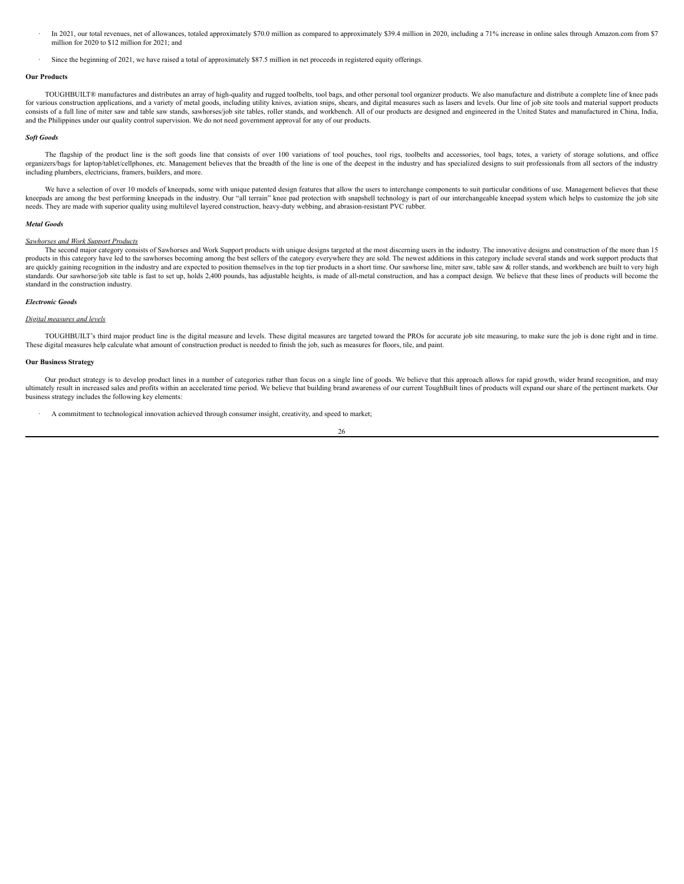- In 2021, our total revenues, net of allowances, totaled approximately $70.0 million as compared to approximately $39.4 million in 2020, including a 71% increase in online sales through Amazon.com from $7 million for 2020 to $12 million for 2021; and
- Since the beginning of 2021, we have raised a total of approximately $87.5 million in net proceeds in registered equity offerings.

**Our Products**

TOUGHBUILT® manufactures and distributes an array of high-quality and rugged toolbelts, tool bags, and other personal tool organizer products. We also manufacture and distribute a complete line of knee pads for various construction applications, and a variety of metal goods, including utility knives, aviation snips, shears, and digital measures such as lasers and levels. Our line of job site tools and material support products consists of a full line of miter saw and table saw stands, sawhorses/job site tables, roller stands, and workbench. All of our products are designed and engineered in the United States and manufactured in China, India, and the Philippines under our quality control supervision. We do not need government approval for any of our products.

***Soft Goods***

The flagship of the product line is the soft goods line that consists of over 100 variations of tool pouches, tool rigs, toolbelts and accessories, tool bags, totes, a variety of storage solutions, and office organizers/bags for laptop/tablet/cellphones, etc. Management believes that the breadth of the line is one of the deepest in the industry and has specialized designs to suit professionals from all sectors of the industry including plumbers, electricians, framers, builders, and more.

We have a selection of over 10 models of kneepads, some with unique patented design features that allow the users to interchange components to suit particular conditions of use. Management believes that these kneepads are among the best performing kneepads in the industry. Our "all terrain" knee pad protection with snapshell technology is part of our interchangeable kneepad system which helps to customize the job site needs. They are made with superior quality using multilevel layered construction, heavy-duty webbing, and abrasion-resistant PVC rubber.

***Metal Goods***

*Sawhorses and Work Support Products*

The second major category consists of Sawhorses and Work Support products with unique designs targeted at the most discerning users in the industry. The innovative designs and construction of the more than 15 products in this category have led to the sawhorses becoming among the best sellers of the category everywhere they are sold. The newest additions in this category include several stands and work support products that are quickly gaining recognition in the industry and are expected to position themselves in the top tier products in a short time. Our sawhorse line, miter saw, table saw & roller stands, and workbench are built to very high standards. Our sawhorse/job site table is fast to set up, holds 2,400 pounds, has adjustable heights, is made of all-metal construction, and has a compact design. We believe that these lines of products will become the standard in the construction industry.

***Electronic Goods***

*Digital measures and levels*

TOUGHBUILT's third major product line is the digital measure and levels. These digital measures are targeted toward the PROs for accurate job site measuring, to make sure the job is done right and in time. These digital measures help calculate what amount of construction product is needed to finish the job, such as measures for floors, tile, and paint.

**Our Business Strategy**

Our product strategy is to develop product lines in a number of categories rather than focus on a single line of goods. We believe that this approach allows for rapid growth, wider brand recognition, and may ultimately result in increased sales and profits within an accelerated time period. We believe that building brand awareness of our current ToughBuilt lines of products will expand our share of the pertinent markets. Our business strategy includes the following key elements:

- A commitment to technological innovation achieved through consumer insight, creativity, and speed to market;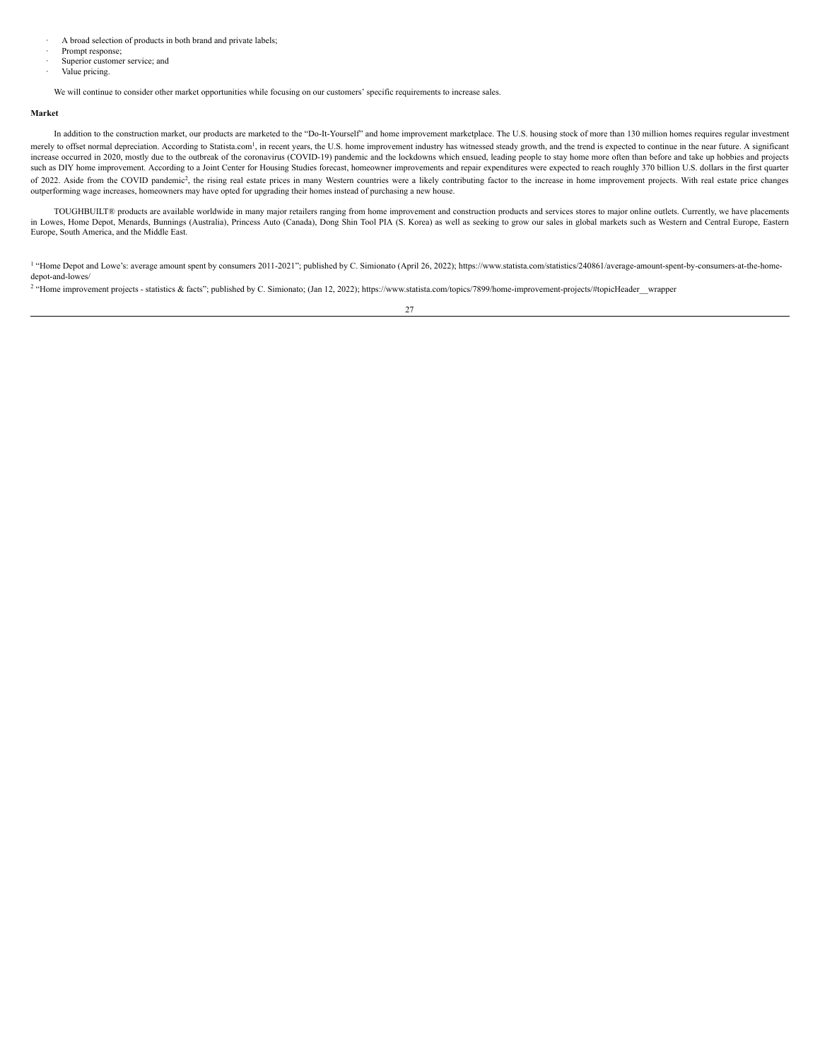- A broad selection of products in both brand and private labels;
- Prompt response;
- Superior customer service; and
- Value pricing.

We will continue to consider other market opportunities while focusing on our customers' specific requirements to increase sales.

**Market**

In addition to the construction market, our products are marketed to the "Do-It-Yourself" and home improvement marketplace. The U.S. housing stock of more than 130 million homes requires regular investment merely to offset normal depreciation. According to Statista.com[1], in recent years, the U.S. home improvement industry has witnessed steady growth, and the trend is expected to continue in the near future. A significant increase occurred in 2020, mostly due to the outbreak of the coronavirus (COVID-19) pandemic and the lockdowns which ensued, leading people to stay home more often than before and take up hobbies and projects such as DIY home improvement. According to a Joint Center for Housing Studies forecast, homeowner improvements and repair expenditures were expected to reach roughly 370 billion U.S. dollars in the first quarter of 2022. Aside from the COVID pandemic[2], the rising real estate prices in many Western countries were a likely contributing factor to the increase in home improvement projects. With real estate price changes outperforming wage increases, homeowners may have opted for upgrading their homes instead of purchasing a new house.

TOUGHBUILT® products are available worldwide in many major retailers ranging from home improvement and construction products and services stores to major online outlets. Currently, we have placements in Lowes, Home Depot, Menards, Bunnings (Australia), Princess Auto (Canada), Dong Shin Tool PIA (S. Korea) as well as seeking to grow our sales in global markets such as Western and Central Europe, Eastern Europe, South America, and the Middle East.

[1] "Home Depot and Lowe's: average amount spent by consumers 2011-2021"; published by C. Simionato (April 26, 2022); https://www.statista.com/statistics/240861/average-amount-spent-by-consumers-at-the-home-depot-and-lowes/

[2] "Home improvement projects - statistics & facts"; published by C. Simionato; (Jan 12, 2022); https://www.statista.com/topics/7899/home-improvement-projects/#topicHeader__wrapper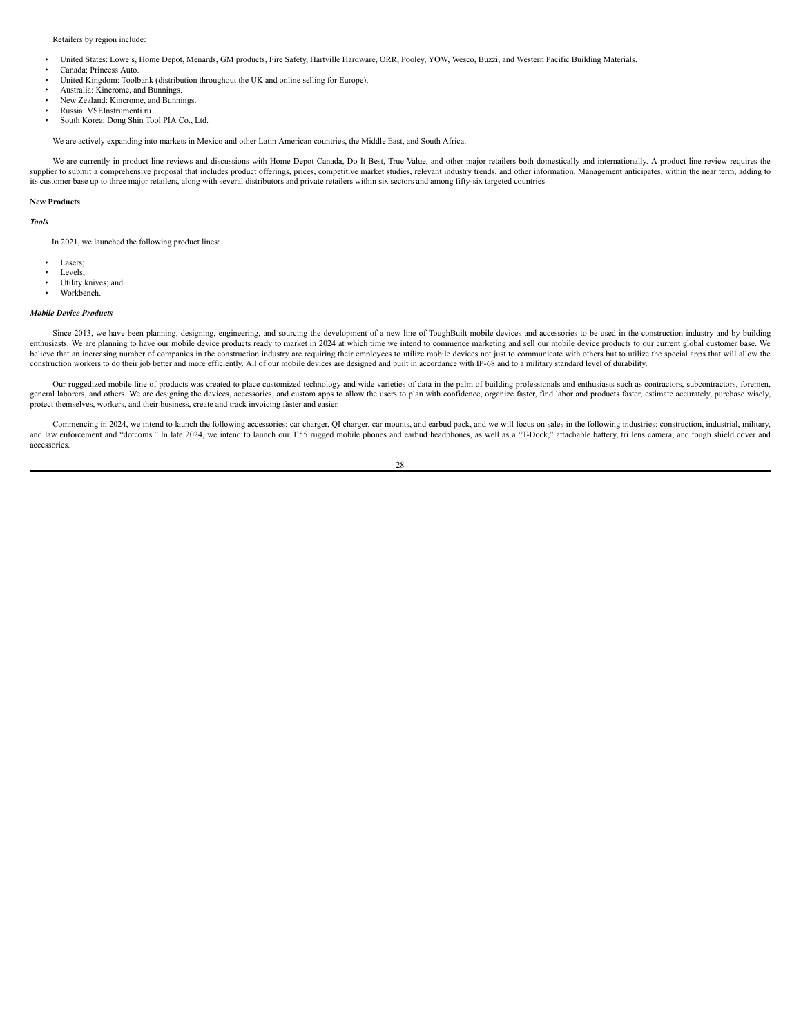Retailers by region include:

- United States: Lowe's, Home Depot, Menards, GM products, Fire Safety, Hartville Hardware, ORR, Pooley, YOW, Wesco, Buzzi, and Western Pacific Building Materials.
- Canada: Princess Auto.
- United Kingdom: Toolbank (distribution throughout the UK and online selling for Europe).
- Australia: Kincrome, and Bunnings.
- New Zealand: Kincrome, and Bunnings.
- Russia: VSEInstrumenti.ru.
- South Korea: Dong Shin Tool PIA Co., Ltd.

We are actively expanding into markets in Mexico and other Latin American countries, the Middle East, and South Africa.

We are currently in product line reviews and discussions with Home Depot Canada, Do It Best, True Value, and other major retailers both domestically and internationally. A product line review requires the supplier to submit a comprehensive proposal that includes product offerings, prices, competitive market studies, relevant industry trends, and other information. Management anticipates, within the near term, adding to its customer base up to three major retailers, along with several distributors and private retailers within six sectors and among fifty-six targeted countries.

**New Products**

***Tools***

In 2021, we launched the following product lines:

- Lasers;
- Levels;
- Utility knives; and
- Workbench.

***Mobile Device Products***

Since 2013, we have been planning, designing, engineering, and sourcing the development of a new line of ToughBuilt mobile devices and accessories to be used in the construction industry and by building enthusiasts. We are planning to have our mobile device products ready to market in 2024 at which time we intend to commence marketing and sell our mobile device products to our current global customer base. We believe that an increasing number of companies in the construction industry are requiring their employees to utilize mobile devices not just to communicate with others but to utilize the special apps that will allow the construction workers to do their job better and more efficiently. All of our mobile devices are designed and built in accordance with IP-68 and to a military standard level of durability.

Our ruggedized mobile line of products was created to place customized technology and wide varieties of data in the palm of building professionals and enthusiasts such as contractors, subcontractors, foremen, general laborers, and others. We are designing the devices, accessories, and custom apps to allow the users to plan with confidence, organize faster, find labor and products faster, estimate accurately, purchase wisely, protect themselves, workers, and their business, create and track invoicing faster and easier.

Commencing in 2024, we intend to launch the following accessories: car charger, QI charger, car mounts, and earbud pack, and we will focus on sales in the following industries: construction, industrial, military, and law enforcement and "dotcoms." In late 2024, we intend to launch our T.55 rugged mobile phones and earbud headphones, as well as a "T-Dock," attachable battery, tri lens camera, and tough shield cover and accessories.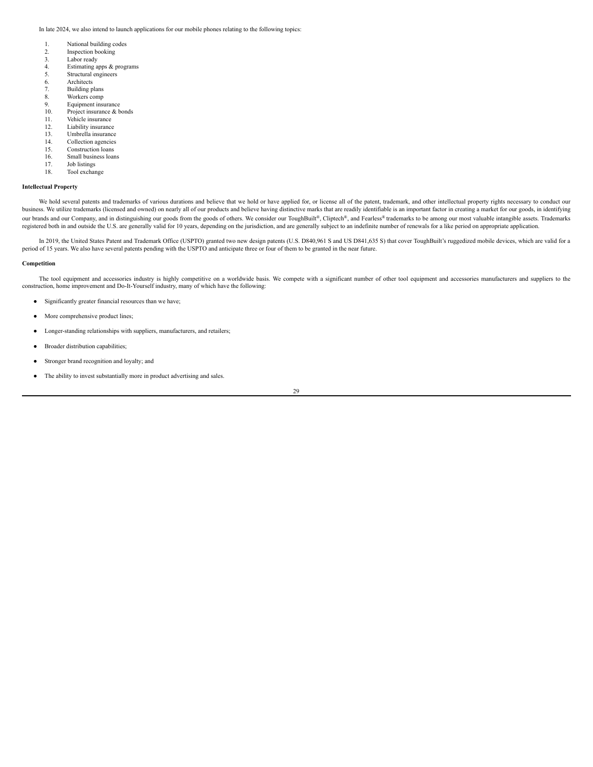In late 2024, we also intend to launch applications for our mobile phones relating to the following topics:

1. National building codes
2. Inspection booking
3. Labor ready
4. Estimating apps & programs
5. Structural engineers
6. Architects
7. Building plans
8. Workers comp
9. Equipment insurance
10. Project insurance & bonds
11. Vehicle insurance
12. Liability insurance
13. Umbrella insurance
14. Collection agencies
15. Construction loans
16. Small business loans
17. Job listings
18. Tool exchange

**Intellectual Property**

We hold several patents and trademarks of various durations and believe that we hold or have applied for, or license all of the patent, trademark, and other intellectual property rights necessary to conduct our business. We utilize trademarks (licensed and owned) on nearly all of our products and believe having distinctive marks that are readily identifiable is an important factor in creating a market for our goods, in identifying our brands and our Company, and in distinguishing our goods from the goods of others. We consider our ToughBuilt®, Cliptech®, and Fearless® trademarks to be among our most valuable intangible assets. Trademarks registered both in and outside the U.S. are generally valid for 10 years, depending on the jurisdiction, and are generally subject to an indefinite number of renewals for a like period on appropriate application.

In 2019, the United States Patent and Trademark Office (USPTO) granted two new design patents (U.S. D840,961 S and US D841,635 S) that cover ToughBuilt's ruggedized mobile devices, which are valid for a period of 15 years. We also have several patents pending with the USPTO and anticipate three or four of them to be granted in the near future.

**Competition**

The tool equipment and accessories industry is highly competitive on a worldwide basis. We compete with a significant number of other tool equipment and accessories manufacturers and suppliers to the construction, home improvement and Do-It-Yourself industry, many of which have the following:

- Significantly greater financial resources than we have;
- More comprehensive product lines;
- Longer-standing relationships with suppliers, manufacturers, and retailers;
- Broader distribution capabilities;
- Stronger brand recognition and loyalty; and
- The ability to invest substantially more in product advertising and sales.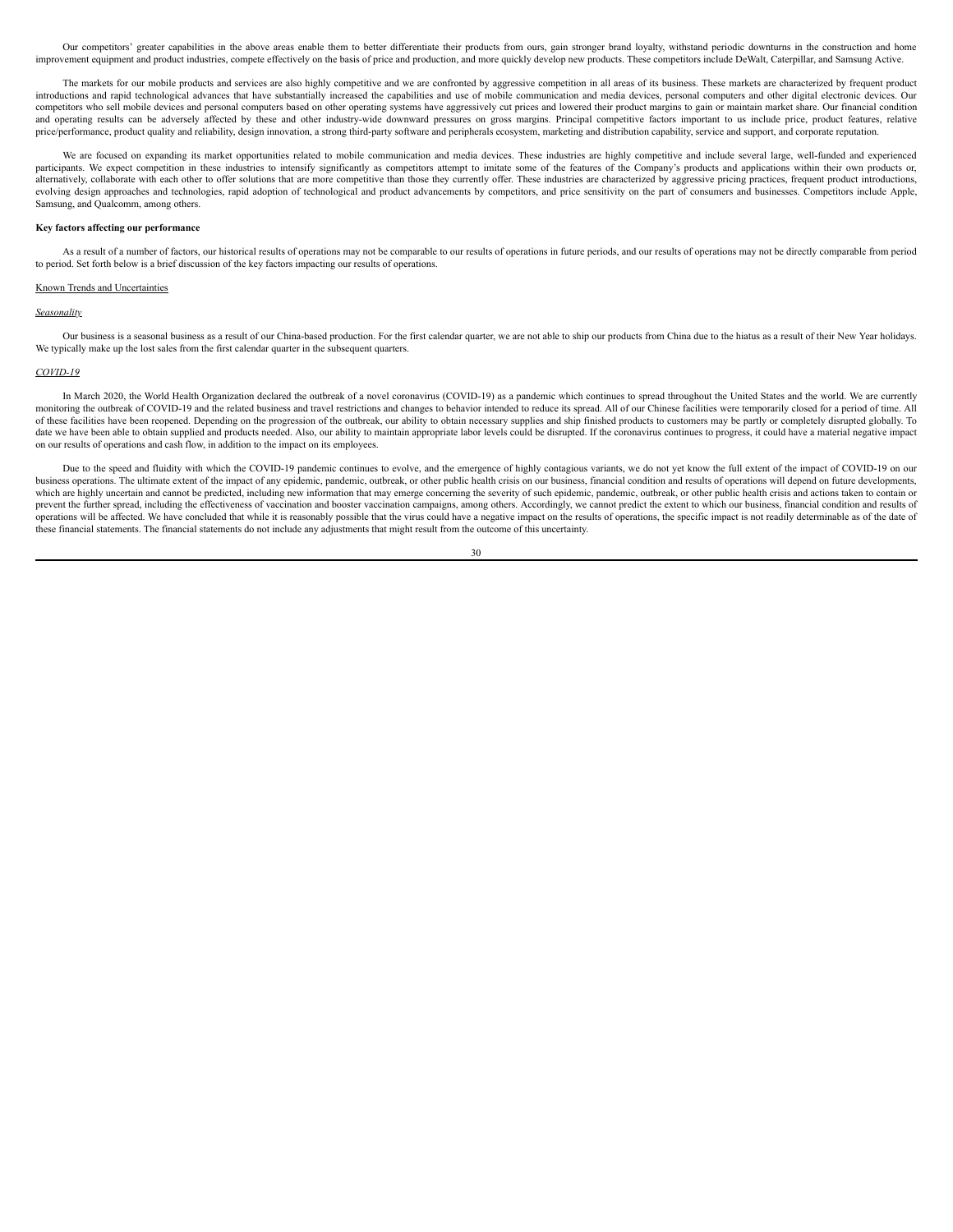Our competitors' greater capabilities in the above areas enable them to better differentiate their products from ours, gain stronger brand loyalty, withstand periodic downturns in the construction and home improvement equipment and product industries, compete effectively on the basis of price and production, and more quickly develop new products. These competitors include DeWalt, Caterpillar, and Samsung Active.

The markets for our mobile products and services are also highly competitive and we are confronted by aggressive competition in all areas of its business. These markets are characterized by frequent product introductions and rapid technological advances that have substantially increased the capabilities and use of mobile communication and media devices, personal computers and other digital electronic devices. Our competitors who sell mobile devices and personal computers based on other operating systems have aggressively cut prices and lowered their product margins to gain or maintain market share. Our financial condition and operating results can be adversely affected by these and other industry-wide downward pressures on gross margins. Principal competitive factors important to us include price, product features, relative price/performance, product quality and reliability, design innovation, a strong third-party software and peripherals ecosystem, marketing and distribution capability, service and support, and corporate reputation.

We are focused on expanding its market opportunities related to mobile communication and media devices. These industries are highly competitive and include several large, well-funded and experienced participants. We expect competition in these industries to intensify significantly as competitors attempt to imitate some of the features of the Company's products and applications within their own products or, alternatively, collaborate with each other to offer solutions that are more competitive than those they currently offer. These industries are characterized by aggressive pricing practices, frequent product introductions, evolving design approaches and technologies, rapid adoption of technological and product advancements by competitors, and price sensitivity on the part of consumers and businesses. Competitors include Apple, Samsung, and Qualcomm, among others.

**Key factors affecting our performance**

As a result of a number of factors, our historical results of operations may not be comparable to our results of operations in future periods, and our results of operations may not be directly comparable from period to period. Set forth below is a brief discussion of the key factors impacting our results of operations.

Known Trends and Uncertainties

*Seasonality*

Our business is a seasonal business as a result of our China-based production. For the first calendar quarter, we are not able to ship our products from China due to the hiatus as a result of their New Year holidays. We typically make up the lost sales from the first calendar quarter in the subsequent quarters.

*COVID-19*

In March 2020, the World Health Organization declared the outbreak of a novel coronavirus (COVID-19) as a pandemic which continues to spread throughout the United States and the world. We are currently monitoring the outbreak of COVID-19 and the related business and travel restrictions and changes to behavior intended to reduce its spread. All of our Chinese facilities were temporarily closed for a period of time. All of these facilities have been reopened. Depending on the progression of the outbreak, our ability to obtain necessary supplies and ship finished products to customers may be partly or completely disrupted globally. To date we have been able to obtain supplied and products needed. Also, our ability to maintain appropriate labor levels could be disrupted. If the coronavirus continues to progress, it could have a material negative impact on our results of operations and cash flow, in addition to the impact on its employees.

Due to the speed and fluidity with which the COVID-19 pandemic continues to evolve, and the emergence of highly contagious variants, we do not yet know the full extent of the impact of COVID-19 on our business operations. The ultimate extent of the impact of any epidemic, pandemic, outbreak, or other public health crisis on our business, financial condition and results of operations will depend on future developments, which are highly uncertain and cannot be predicted, including new information that may emerge concerning the severity of such epidemic, pandemic, outbreak, or other public health crisis and actions taken to contain or prevent the further spread, including the effectiveness of vaccination and booster vaccination campaigns, among others. Accordingly, we cannot predict the extent to which our business, financial condition and results of operations will be affected. We have concluded that while it is reasonably possible that the virus could have a negative impact on the results of operations, the specific impact is not readily determinable as of the date of these financial statements. The financial statements do not include any adjustments that might result from the outcome of this uncertainty.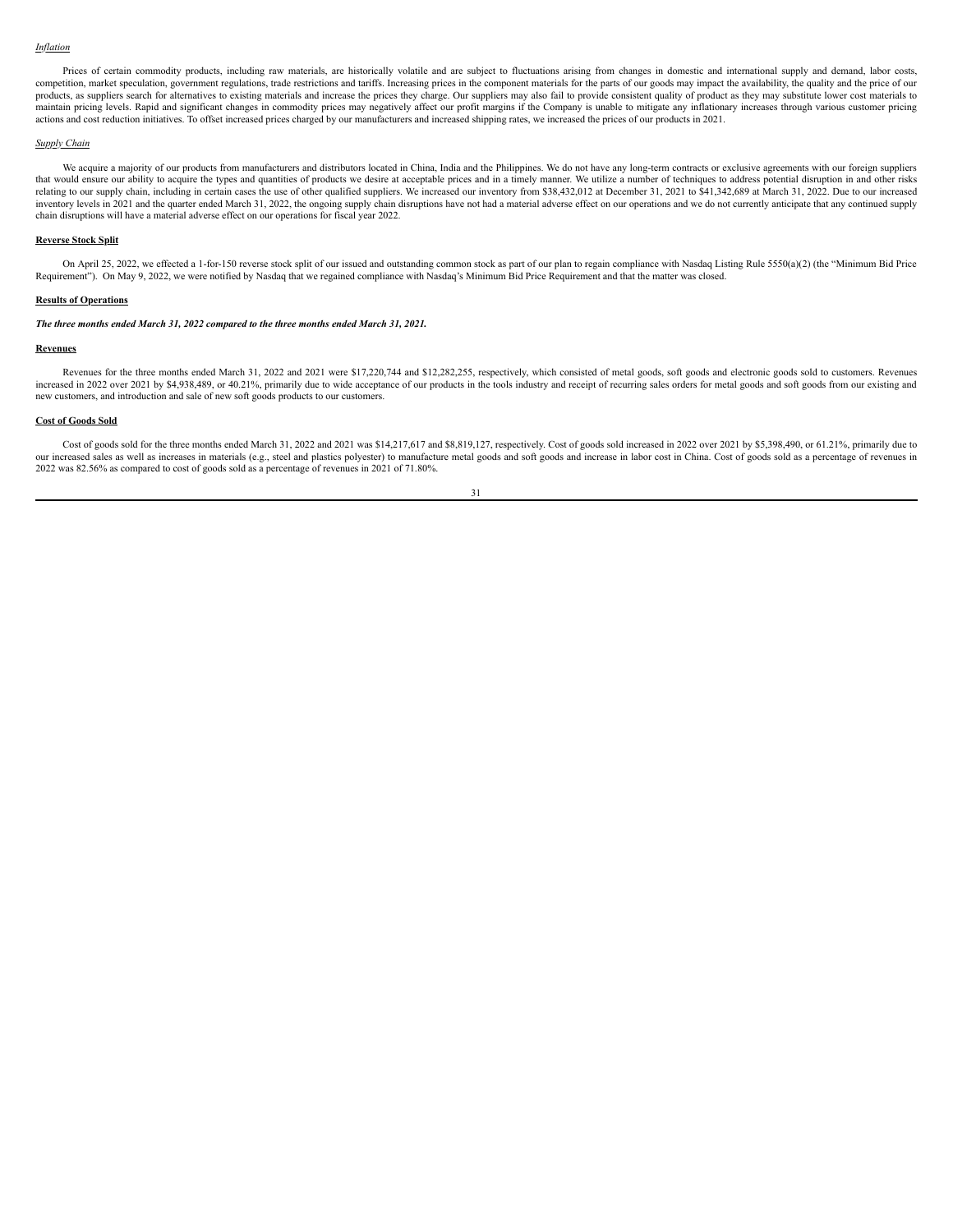*Inflation*

Prices of certain commodity products, including raw materials, are historically volatile and are subject to fluctuations arising from changes in domestic and international supply and demand, labor costs, competition, market speculation, government regulations, trade restrictions and tariffs. Increasing prices in the component materials for the parts of our goods may impact the availability, the quality and the price of our products, as suppliers search for alternatives to existing materials and increase the prices they charge. Our suppliers may also fail to provide consistent quality of product as they may substitute lower cost materials to maintain pricing levels. Rapid and significant changes in commodity prices may negatively affect our profit margins if the Company is unable to mitigate any inflationary increases through various customer pricing actions and cost reduction initiatives. To offset increased prices charged by our manufacturers and increased shipping rates, we increased the prices of our products in 2021.

*Supply Chain*

We acquire a majority of our products from manufacturers and distributors located in China, India and the Philippines. We do not have any long-term contracts or exclusive agreements with our foreign suppliers that would ensure our ability to acquire the types and quantities of products we desire at acceptable prices and in a timely manner. We utilize a number of techniques to address potential disruption in and other risks relating to our supply chain, including in certain cases the use of other qualified suppliers. We increased our inventory from $38,432,012 at December 31, 2021 to $41,342,689 at March 31, 2022. Due to our increased inventory levels in 2021 and the quarter ended March 31, 2022, the ongoing supply chain disruptions have not had a material adverse effect on our operations and we do not currently anticipate that any continued supply chain disruptions will have a material adverse effect on our operations for fiscal year 2022.

**Reverse Stock Split**

On April 25, 2022, we effected a 1-for-150 reverse stock split of our issued and outstanding common stock as part of our plan to regain compliance with Nasdaq Listing Rule 5550(a)(2) (the "Minimum Bid Price Requirement"). On May 9, 2022, we were notified by Nasdaq that we regained compliance with Nasdaq's Minimum Bid Price Requirement and that the matter was closed.

**Results of Operations**

***The three months ended March 31, 2022 compared to the three months ended March 31, 2021.***

**Revenues**

Revenues for the three months ended March 31, 2022 and 2021 were $17,220,744 and $12,282,255, respectively, which consisted of metal goods, soft goods and electronic goods sold to customers. Revenues increased in 2022 over 2021 by $4,938,489, or 40.21%, primarily due to wide acceptance of our products in the tools industry and receipt of recurring sales orders for metal goods and soft goods from our existing and new customers, and introduction and sale of new soft goods products to our customers.

**Cost of Goods Sold**

Cost of goods sold for the three months ended March 31, 2022 and 2021 was $14,217,617 and $8,819,127, respectively. Cost of goods sold increased in 2022 over 2021 by $5,398,490, or 61.21%, primarily due to our increased sales as well as increases in materials (e.g., steel and plastics polyester) to manufacture metal goods and soft goods and increase in labor cost in China. Cost of goods sold as a percentage of revenues in 2022 was 82.56% as compared to cost of goods sold as a percentage of revenues in 2021 of 71.80%.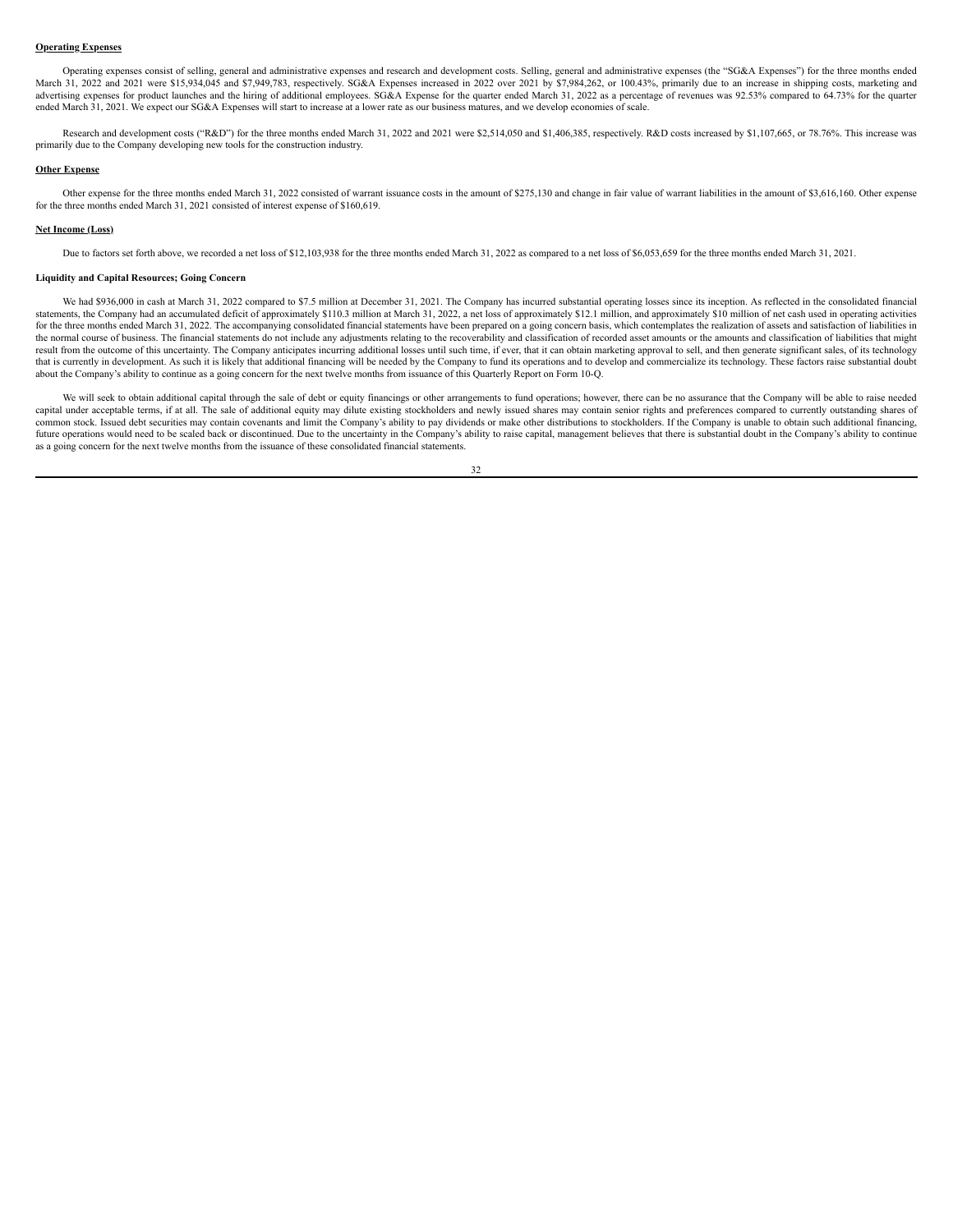**Operating Expenses**

Operating expenses consist of selling, general and administrative expenses and research and development costs. Selling, general and administrative expenses (the "SG&A Expenses") for the three months ended March 31, 2022 and 2021 were $15,934,045 and $7,949,783, respectively. SG&A Expenses increased in 2022 over 2021 by $7,984,262, or 100.43%, primarily due to an increase in shipping costs, marketing and advertising expenses for product launches and the hiring of additional employees. SG&A Expense for the quarter ended March 31, 2022 as a percentage of revenues was 92.53% compared to 64.73% for the quarter ended March 31, 2021. We expect our SG&A Expenses will start to increase at a lower rate as our business matures, and we develop economies of scale.

Research and development costs ("R&D") for the three months ended March 31, 2022 and 2021 were $2,514,050 and $1,406,385, respectively. R&D costs increased by $1,107,665, or 78.76%. This increase was primarily due to the Company developing new tools for the construction industry.

**Other Expense**

Other expense for the three months ended March 31, 2022 consisted of warrant issuance costs in the amount of $275,130 and change in fair value of warrant liabilities in the amount of $3,616,160. Other expense for the three months ended March 31, 2021 consisted of interest expense of $160,619.

**Net Income (Loss)**

Due to factors set forth above, we recorded a net loss of $12,103,938 for the three months ended March 31, 2022 as compared to a net loss of $6,053,659 for the three months ended March 31, 2021.

**Liquidity and Capital Resources; Going Concern**

We had $936,000 in cash at March 31, 2022 compared to $7.5 million at December 31, 2021. The Company has incurred substantial operating losses since its inception. As reflected in the consolidated financial statements, the Company had an accumulated deficit of approximately $110.3 million at March 31, 2022, a net loss of approximately $12.1 million, and approximately $10 million of net cash used in operating activities for the three months ended March 31, 2022. The accompanying consolidated financial statements have been prepared on a going concern basis, which contemplates the realization of assets and satisfaction of liabilities in the normal course of business. The financial statements do not include any adjustments relating to the recoverability and classification of recorded asset amounts or the amounts and classification of liabilities that might result from the outcome of this uncertainty. The Company anticipates incurring additional losses until such time, if ever, that it can obtain marketing approval to sell, and then generate significant sales, of its technology that is currently in development. As such it is likely that additional financing will be needed by the Company to fund its operations and to develop and commercialize its technology. These factors raise substantial doubt about the Company's ability to continue as a going concern for the next twelve months from issuance of this Quarterly Report on Form 10-Q.

We will seek to obtain additional capital through the sale of debt or equity financings or other arrangements to fund operations; however, there can be no assurance that the Company will be able to raise needed capital under acceptable terms, if at all. The sale of additional equity may dilute existing stockholders and newly issued shares may contain senior rights and preferences compared to currently outstanding shares of common stock. Issued debt securities may contain covenants and limit the Company's ability to pay dividends or make other distributions to stockholders. If the Company is unable to obtain such additional financing, future operations would need to be scaled back or discontinued. Due to the uncertainty in the Company's ability to raise capital, management believes that there is substantial doubt in the Company's ability to continue as a going concern for the next twelve months from the issuance of these consolidated financial statements.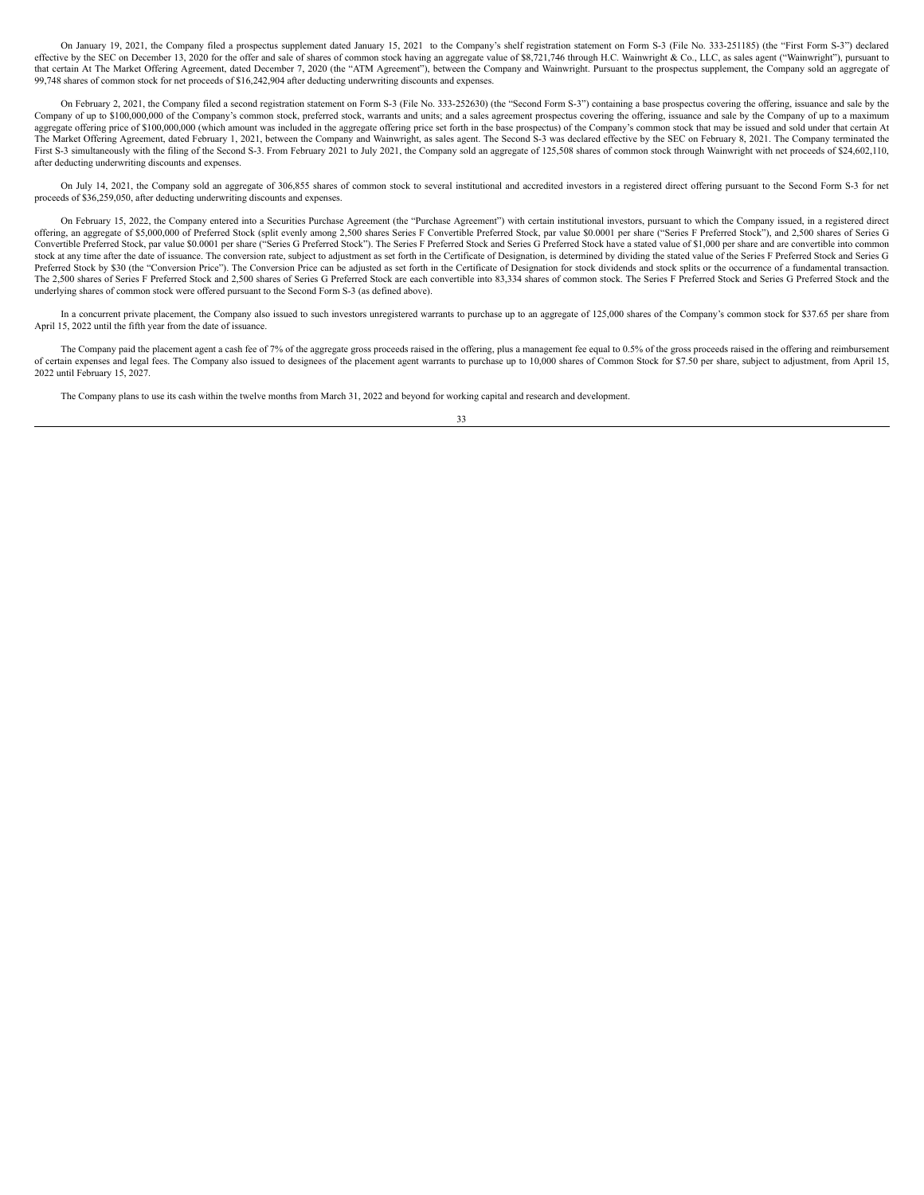On January 19, 2021, the Company filed a prospectus supplement dated January 15, 2021 to the Company's shelf registration statement on Form S-3 (File No. 333-251185) (the "First Form S-3") declared effective by the SEC on December 13, 2020 for the offer and sale of shares of common stock having an aggregate value of $8,721,746 through H.C. Wainwright & Co., LLC, as sales agent ("Wainwright"), pursuant to that certain At The Market Offering Agreement, dated December 7, 2020 (the "ATM Agreement"), between the Company and Wainwright. Pursuant to the prospectus supplement, the Company sold an aggregate of 99,748 shares of common stock for net proceeds of $16,242,904 after deducting underwriting discounts and expenses.

On February 2, 2021, the Company filed a second registration statement on Form S-3 (File No. 333-252630) (the "Second Form S-3") containing a base prospectus covering the offering, issuance and sale by the Company of up to $100,000,000 of the Company's common stock, preferred stock, warrants and units; and a sales agreement prospectus covering the offering, issuance and sale by the Company of up to a maximum aggregate offering price of $100,000,000 (which amount was included in the aggregate offering price set forth in the base prospectus) of the Company's common stock that may be issued and sold under that certain At The Market Offering Agreement, dated February 1, 2021, between the Company and Wainwright, as sales agent. The Second S-3 was declared effective by the SEC on February 8, 2021. The Company terminated the First S-3 simultaneously with the filing of the Second S-3. From February 2021 to July 2021, the Company sold an aggregate of 125,508 shares of common stock through Wainwright with net proceeds of $24,602,110, after deducting underwriting discounts and expenses.

On July 14, 2021, the Company sold an aggregate of 306,855 shares of common stock to several institutional and accredited investors in a registered direct offering pursuant to the Second Form S-3 for net proceeds of $36,259,050, after deducting underwriting discounts and expenses.

On February 15, 2022, the Company entered into a Securities Purchase Agreement (the "Purchase Agreement") with certain institutional investors, pursuant to which the Company issued, in a registered direct offering, an aggregate of $5,000,000 of Preferred Stock (split evenly among 2,500 shares Series F Convertible Preferred Stock, par value $0.0001 per share ("Series F Preferred Stock"), and 2,500 shares of Series G Convertible Preferred Stock, par value $0.0001 per share ("Series G Preferred Stock"). The Series F Preferred Stock and Series G Preferred Stock have a stated value of $1,000 per share and are convertible into common stock at any time after the date of issuance. The conversion rate, subject to adjustment as set forth in the Certificate of Designation, is determined by dividing the stated value of the Series F Preferred Stock and Series G Preferred Stock by $30 (the "Conversion Price"). The Conversion Price can be adjusted as set forth in the Certificate of Designation for stock dividends and stock splits or the occurrence of a fundamental transaction. The 2,500 shares of Series F Preferred Stock and 2,500 shares of Series G Preferred Stock are each convertible into 83,334 shares of common stock. The Series F Preferred Stock and Series G Preferred Stock and the underlying shares of common stock were offered pursuant to the Second Form S-3 (as defined above).

In a concurrent private placement, the Company also issued to such investors unregistered warrants to purchase up to an aggregate of 125,000 shares of the Company's common stock for $37.65 per share from April 15, 2022 until the fifth year from the date of issuance.

The Company paid the placement agent a cash fee of 7% of the aggregate gross proceeds raised in the offering, plus a management fee equal to 0.5% of the gross proceeds raised in the offering and reimbursement of certain expenses and legal fees. The Company also issued to designees of the placement agent warrants to purchase up to 10,000 shares of Common Stock for $7.50 per share, subject to adjustment, from April 15, 2022 until February 15, 2027.

The Company plans to use its cash within the twelve months from March 31, 2022 and beyond for working capital and research and development.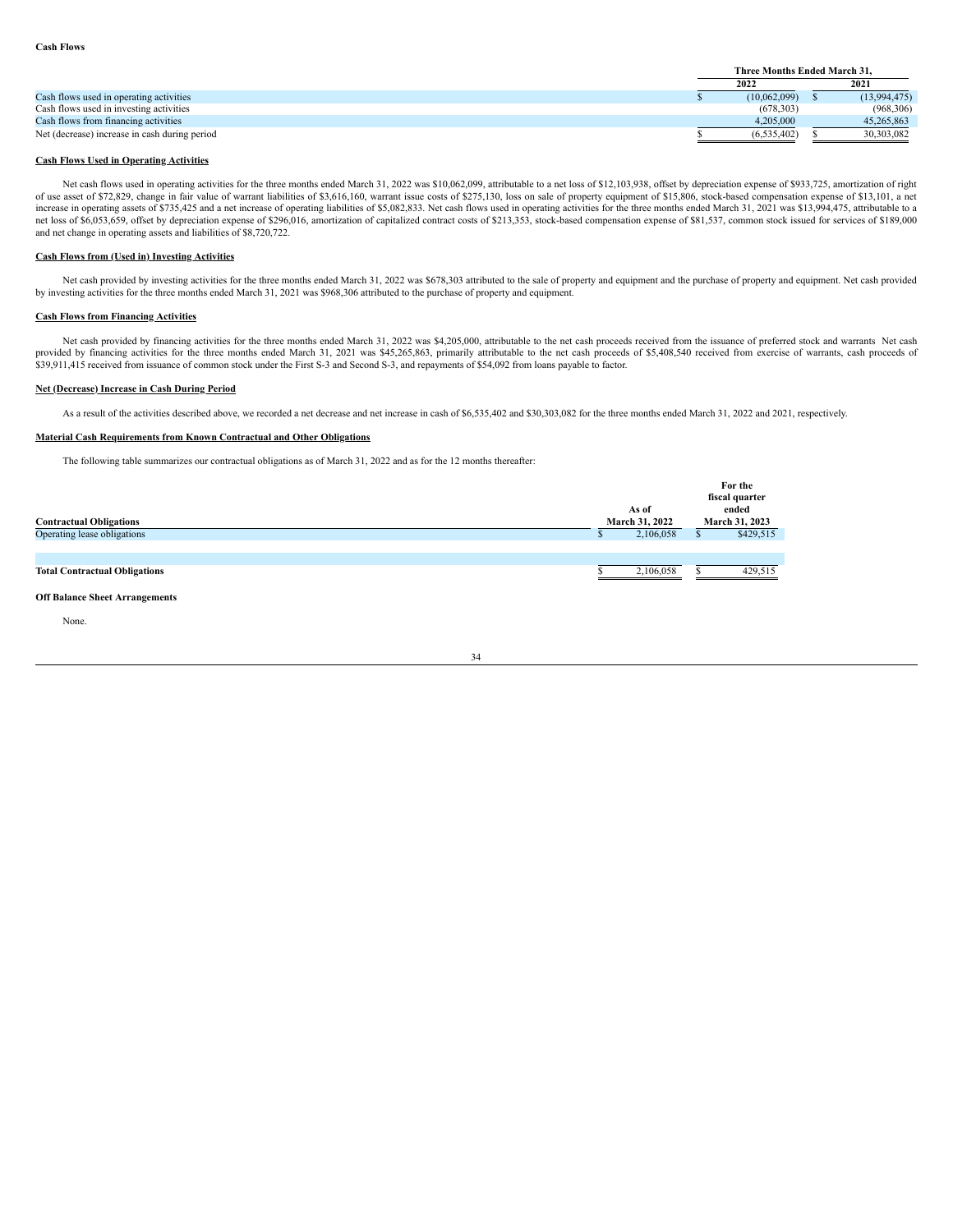**Cash Flows**

| | Three Months Ended March 31, | |
|---|---|---|
| | 2022 | 2021 |
| Cash flows used in operating activities | $ (10,062,099) | $ (13,994,475) |
| Cash flows used in investing activities | (678,303) | (968,306) |
| Cash flows from financing activities | 4,205,000 | 45,265,863 |
| Net (decrease) increase in cash during period | $ (6,535,402) | $ 30,303,082 |

**Cash Flows Used in Operating Activities**

Net cash flows used in operating activities for the three months ended March 31, 2022 was $10,062,099, attributable to a net loss of $12,103,938, offset by depreciation expense of $933,725, amortization of right of use asset of $72,829, change in fair value of warrant liabilities of $3,616,160, warrant issue costs of $275,130, loss on sale of property equipment of $15,806, stock-based compensation expense of $13,101, a net increase in operating assets of $735,425 and a net increase of operating liabilities of $5,082,833. Net cash flows used in operating activities for the three months ended March 31, 2021 was $13,994,475, attributable to a net loss of $6,053,659, offset by depreciation expense of $296,016, amortization of capitalized contract costs of $213,353, stock-based compensation expense of $81,537, common stock issued for services of $189,000 and net change in operating assets and liabilities of $8,720,722.

**Cash Flows from (Used in) Investing Activities**

Net cash provided by investing activities for the three months ended March 31, 2022 was $678,303 attributed to the sale of property and equipment and the purchase of property and equipment. Net cash provided by investing activities for the three months ended March 31, 2021 was $968,306 attributed to the purchase of property and equipment.

**Cash Flows from Financing Activities**

Net cash provided by financing activities for the three months ended March 31, 2022 was $4,205,000, attributable to the net cash proceeds received from the issuance of preferred stock and warrants Net cash provided by financing activities for the three months ended March 31, 2021 was $45,265,863, primarily attributable to the net cash proceeds of $5,408,540 received from exercise of warrants, cash proceeds of $39,911,415 received from issuance of common stock under the First S-3 and Second S-3, and repayments of $54,092 from loans payable to factor.

**Net (Decrease) Increase in Cash During Period**

As a result of the activities described above, we recorded a net decrease and net increase in cash of $6,535,402 and $30,303,082 for the three months ended March 31, 2022 and 2021, respectively.

**Material Cash Requirements from Known Contractual and Other Obligations**

The following table summarizes our contractual obligations as of March 31, 2022 and as for the 12 months thereafter:

| Contractual Obligations | As of March 31, 2022 | For the fiscal quarter ended March 31, 2023 |
|---|---|---|
| Operating lease obligations | $ 2,106,058 | $ $429,515 |
| | | |
| **Total Contractual Obligations** | $ 2,106,058 | $ 429,515 |

**Off Balance Sheet Arrangements**

None.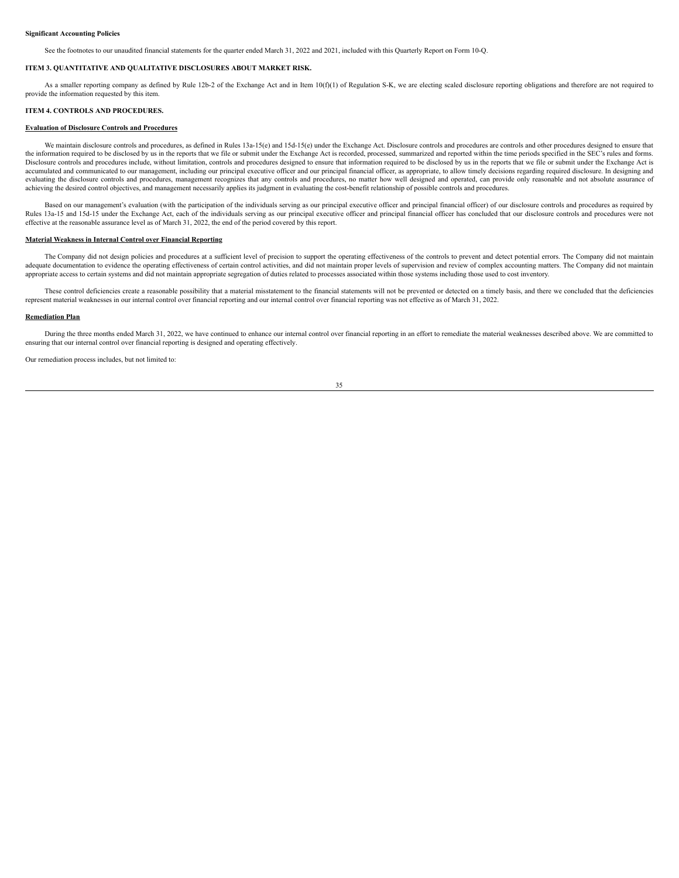**Significant Accounting Policies**

See the footnotes to our unaudited financial statements for the quarter ended March 31, 2022 and 2021, included with this Quarterly Report on Form 10-Q.

**ITEM 3. QUANTITATIVE AND QUALITATIVE DISCLOSURES ABOUT MARKET RISK.**

As a smaller reporting company as defined by Rule 12b-2 of the Exchange Act and in Item 10(f)(1) of Regulation S-K, we are electing scaled disclosure reporting obligations and therefore are not required to provide the information requested by this item.

**ITEM 4. CONTROLS AND PROCEDURES.**

**Evaluation of Disclosure Controls and Procedures**

We maintain disclosure controls and procedures, as defined in Rules 13a-15(e) and 15d-15(e) under the Exchange Act. Disclosure controls and procedures are controls and other procedures designed to ensure that the information required to be disclosed by us in the reports that we file or submit under the Exchange Act is recorded, processed, summarized and reported within the time periods specified in the SEC's rules and forms. Disclosure controls and procedures include, without limitation, controls and procedures designed to ensure that information required to be disclosed by us in the reports that we file or submit under the Exchange Act is accumulated and communicated to our management, including our principal executive officer and our principal financial officer, as appropriate, to allow timely decisions regarding required disclosure. In designing and evaluating the disclosure controls and procedures, management recognizes that any controls and procedures, no matter how well designed and operated, can provide only reasonable and not absolute assurance of achieving the desired control objectives, and management necessarily applies its judgment in evaluating the cost-benefit relationship of possible controls and procedures.

Based on our management's evaluation (with the participation of the individuals serving as our principal executive officer and principal financial officer) of our disclosure controls and procedures as required by Rules 13a-15 and 15d-15 under the Exchange Act, each of the individuals serving as our principal executive officer and principal financial officer has concluded that our disclosure controls and procedures were not effective at the reasonable assurance level as of March 31, 2022, the end of the period covered by this report.

**Material Weakness in Internal Control over Financial Reporting**

The Company did not design policies and procedures at a sufficient level of precision to support the operating effectiveness of the controls to prevent and detect potential errors. The Company did not maintain adequate documentation to evidence the operating effectiveness of certain control activities, and did not maintain proper levels of supervision and review of complex accounting matters. The Company did not maintain appropriate access to certain systems and did not maintain appropriate segregation of duties related to processes associated within those systems including those used to cost inventory.

These control deficiencies create a reasonable possibility that a material misstatement to the financial statements will not be prevented or detected on a timely basis, and there we concluded that the deficiencies represent material weaknesses in our internal control over financial reporting and our internal control over financial reporting was not effective as of March 31, 2022.

**Remediation Plan**

During the three months ended March 31, 2022, we have continued to enhance our internal control over financial reporting in an effort to remediate the material weaknesses described above. We are committed to ensuring that our internal control over financial reporting is designed and operating effectively.

Our remediation process includes, but not limited to: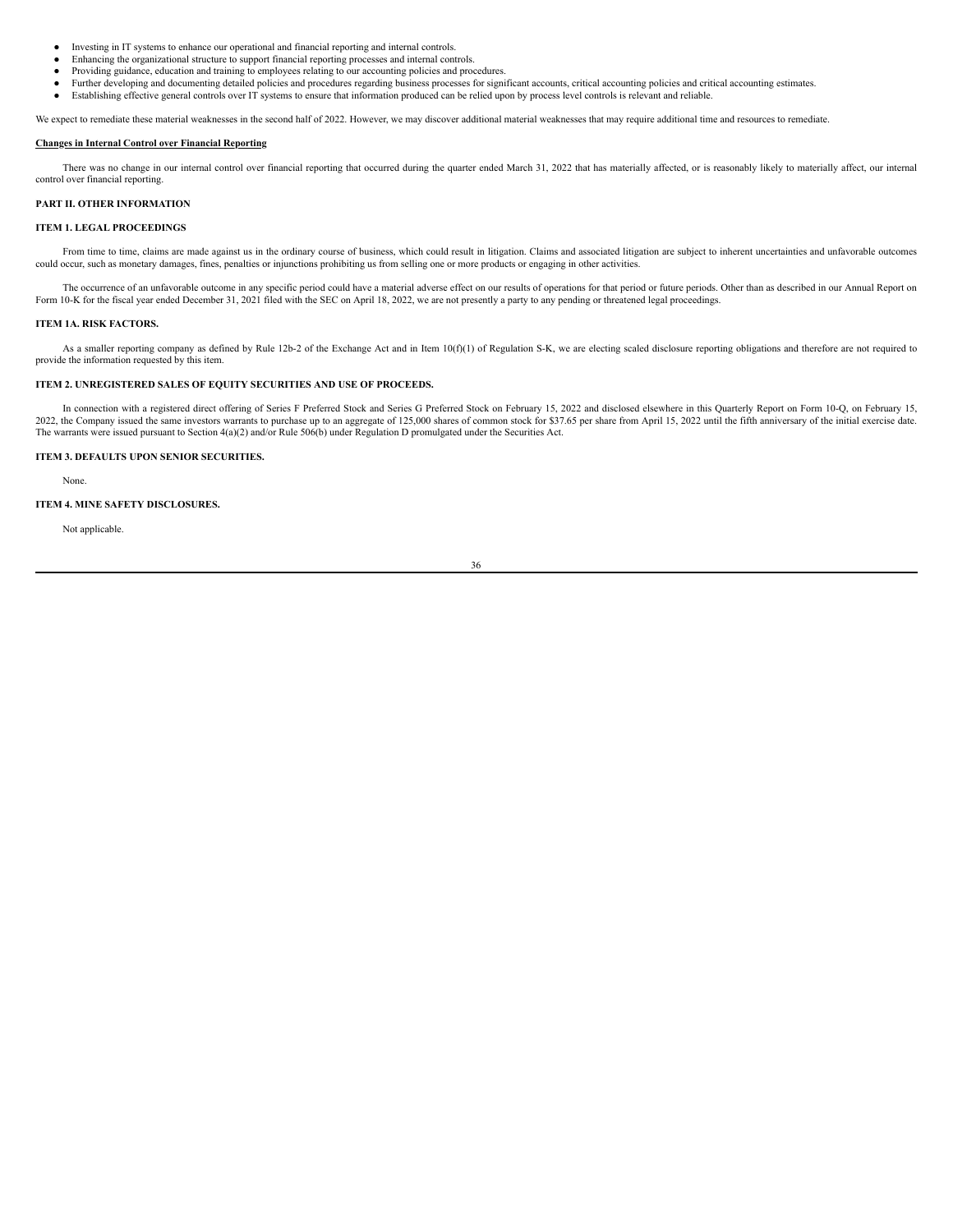- Investing in IT systems to enhance our operational and financial reporting and internal controls.
- Enhancing the organizational structure to support financial reporting processes and internal controls.
- Providing guidance, education and training to employees relating to our accounting policies and procedures.
- Further developing and documenting detailed policies and procedures regarding business processes for significant accounts, critical accounting policies and critical accounting estimates.
- Establishing effective general controls over IT systems to ensure that information produced can be relied upon by process level controls is relevant and reliable.

We expect to remediate these material weaknesses in the second half of 2022. However, we may discover additional material weaknesses that may require additional time and resources to remediate.

**Changes in Internal Control over Financial Reporting**

There was no change in our internal control over financial reporting that occurred during the quarter ended March 31, 2022 that has materially affected, or is reasonably likely to materially affect, our internal control over financial reporting.

## PART II. OTHER INFORMATION

### ITEM 1. LEGAL PROCEEDINGS

From time to time, claims are made against us in the ordinary course of business, which could result in litigation. Claims and associated litigation are subject to inherent uncertainties and unfavorable outcomes could occur, such as monetary damages, fines, penalties or injunctions prohibiting us from selling one or more products or engaging in other activities.

The occurrence of an unfavorable outcome in any specific period could have a material adverse effect on our results of operations for that period or future periods. Other than as described in our Annual Report on Form 10-K for the fiscal year ended December 31, 2021 filed with the SEC on April 18, 2022, we are not presently a party to any pending or threatened legal proceedings.

### ITEM 1A. RISK FACTORS.

As a smaller reporting company as defined by Rule 12b-2 of the Exchange Act and in Item 10(f)(1) of Regulation S-K, we are electing scaled disclosure reporting obligations and therefore are not required to provide the information requested by this item.

### ITEM 2. UNREGISTERED SALES OF EQUITY SECURITIES AND USE OF PROCEEDS.

In connection with a registered direct offering of Series F Preferred Stock and Series G Preferred Stock on February 15, 2022 and disclosed elsewhere in this Quarterly Report on Form 10-Q, on February 15, 2022, the Company issued the same investors warrants to purchase up to an aggregate of 125,000 shares of common stock for $37.65 per share from April 15, 2022 until the fifth anniversary of the initial exercise date. The warrants were issued pursuant to Section 4(a)(2) and/or Rule 506(b) under Regulation D promulgated under the Securities Act.

### ITEM 3. DEFAULTS UPON SENIOR SECURITIES.

None.

### ITEM 4. MINE SAFETY DISCLOSURES.

Not applicable.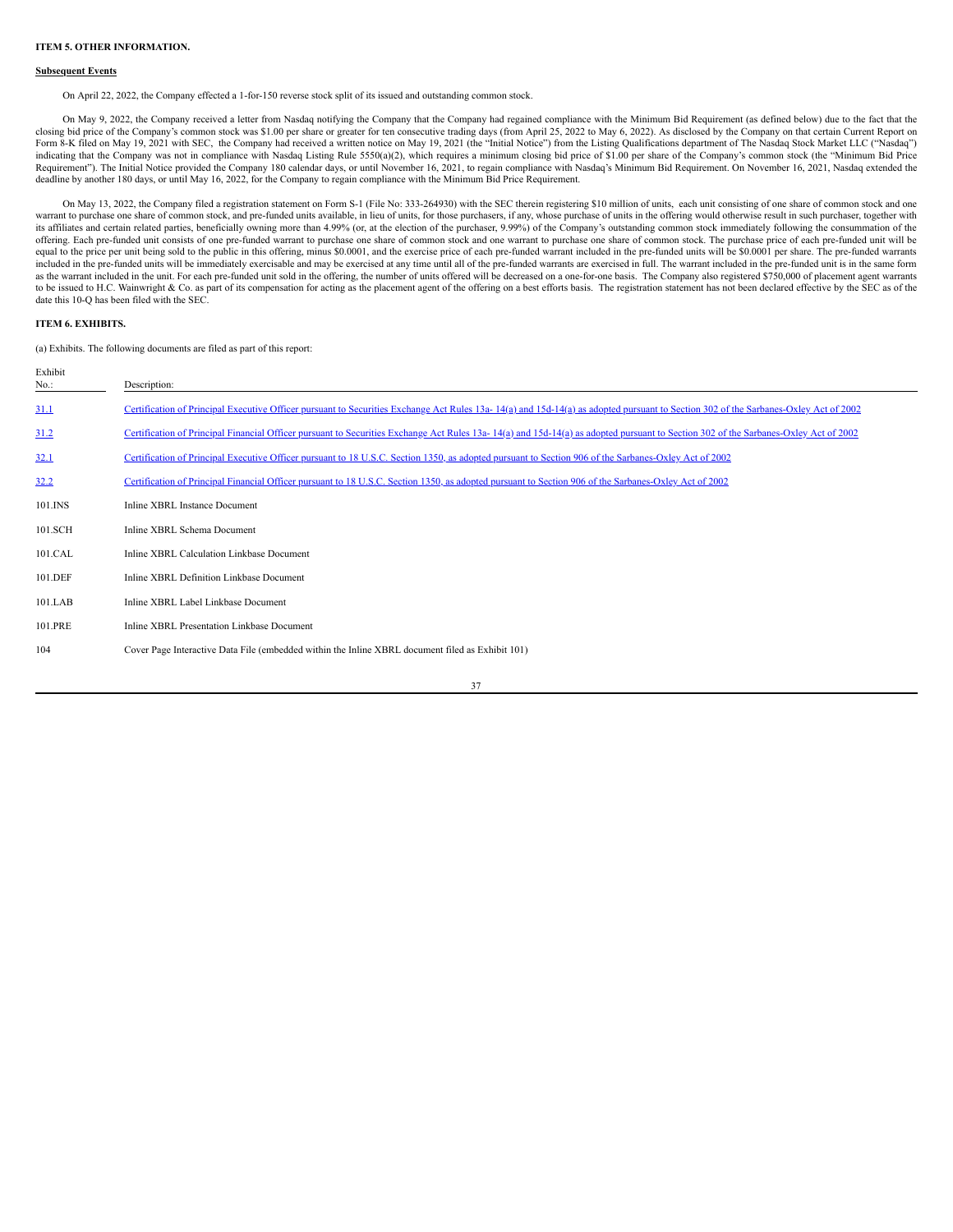**ITEM 5. OTHER INFORMATION.**

**Subsequent Events**

On April 22, 2022, the Company effected a 1-for-150 reverse stock split of its issued and outstanding common stock.

On May 9, 2022, the Company received a letter from Nasdaq notifying the Company that the Company had regained compliance with the Minimum Bid Requirement (as defined below) due to the fact that the closing bid price of the Company's common stock was $1.00 per share or greater for ten consecutive trading days (from April 25, 2022 to May 6, 2022). As disclosed by the Company on that certain Current Report on Form 8-K filed on May 19, 2021 with SEC, the Company had received a written notice on May 19, 2021 (the "Initial Notice") from the Listing Qualifications department of The Nasdaq Stock Market LLC ("Nasdaq") indicating that the Company was not in compliance with Nasdaq Listing Rule 5550(a)(2), which requires a minimum closing bid price of $1.00 per share of the Company's common stock (the "Minimum Bid Price Requirement"). The Initial Notice provided the Company 180 calendar days, or until November 16, 2021, to regain compliance with Nasdaq's Minimum Bid Requirement. On November 16, 2021, Nasdaq extended the deadline by another 180 days, or until May 16, 2022, for the Company to regain compliance with the Minimum Bid Price Requirement.

On May 13, 2022, the Company filed a registration statement on Form S-1 (File No: 333-264930) with the SEC therein registering $10 million of units, each unit consisting of one share of common stock and one warrant to purchase one share of common stock, and pre-funded units available, in lieu of units, for those purchasers, if any, whose purchase of units in the offering would otherwise result in such purchaser, together with its affiliates and certain related parties, beneficially owning more than 4.99% (or, at the election of the purchaser, 9.99%) of the Company's outstanding common stock immediately following the consummation of the offering. Each pre-funded unit consists of one pre-funded warrant to purchase one share of common stock and one warrant to purchase one share of common stock. The purchase price of each pre-funded unit will be equal to the price per unit being sold to the public in this offering, minus $0.0001, and the exercise price of each pre-funded warrant included in the pre-funded units will be $0.0001 per share. The pre-funded warrants included in the pre-funded units will be immediately exercisable and may be exercised at any time until all of the pre-funded warrants are exercised in full. The warrant included in the pre-funded unit is in the same form as the warrant included in the unit. For each pre-funded unit sold in the offering, the number of units offered will be decreased on a one-for-one basis. The Company also registered $750,000 of placement agent warrants to be issued to H.C. Wainwright & Co. as part of its compensation for acting as the placement agent of the offering on a best efforts basis. The registration statement has not been declared effective by the SEC as of the date this 10-Q has been filed with the SEC.

**ITEM 6. EXHIBITS.**

(a) Exhibits. The following documents are filed as part of this report:

| Exhibit No.: | Description: |
|---|---|
| 31.1 | Certification of Principal Executive Officer pursuant to Securities Exchange Act Rules 13a- 14(a) and 15d-14(a) as adopted pursuant to Section 302 of the Sarbanes-Oxley Act of 2002 |
| 31.2 | Certification of Principal Financial Officer pursuant to Securities Exchange Act Rules 13a- 14(a) and 15d-14(a) as adopted pursuant to Section 302 of the Sarbanes-Oxley Act of 2002 |
| 32.1 | Certification of Principal Executive Officer pursuant to 18 U.S.C. Section 1350, as adopted pursuant to Section 906 of the Sarbanes-Oxley Act of 2002 |
| 32.2 | Certification of Principal Financial Officer pursuant to 18 U.S.C. Section 1350, as adopted pursuant to Section 906 of the Sarbanes-Oxley Act of 2002 |
| 101.INS | Inline XBRL Instance Document |
| 101.SCH | Inline XBRL Schema Document |
| 101.CAL | Inline XBRL Calculation Linkbase Document |
| 101.DEF | Inline XBRL Definition Linkbase Document |
| 101.LAB | Inline XBRL Label Linkbase Document |
| 101.PRE | Inline XBRL Presentation Linkbase Document |
| 104 | Cover Page Interactive Data File (embedded within the Inline XBRL document filed as Exhibit 101) |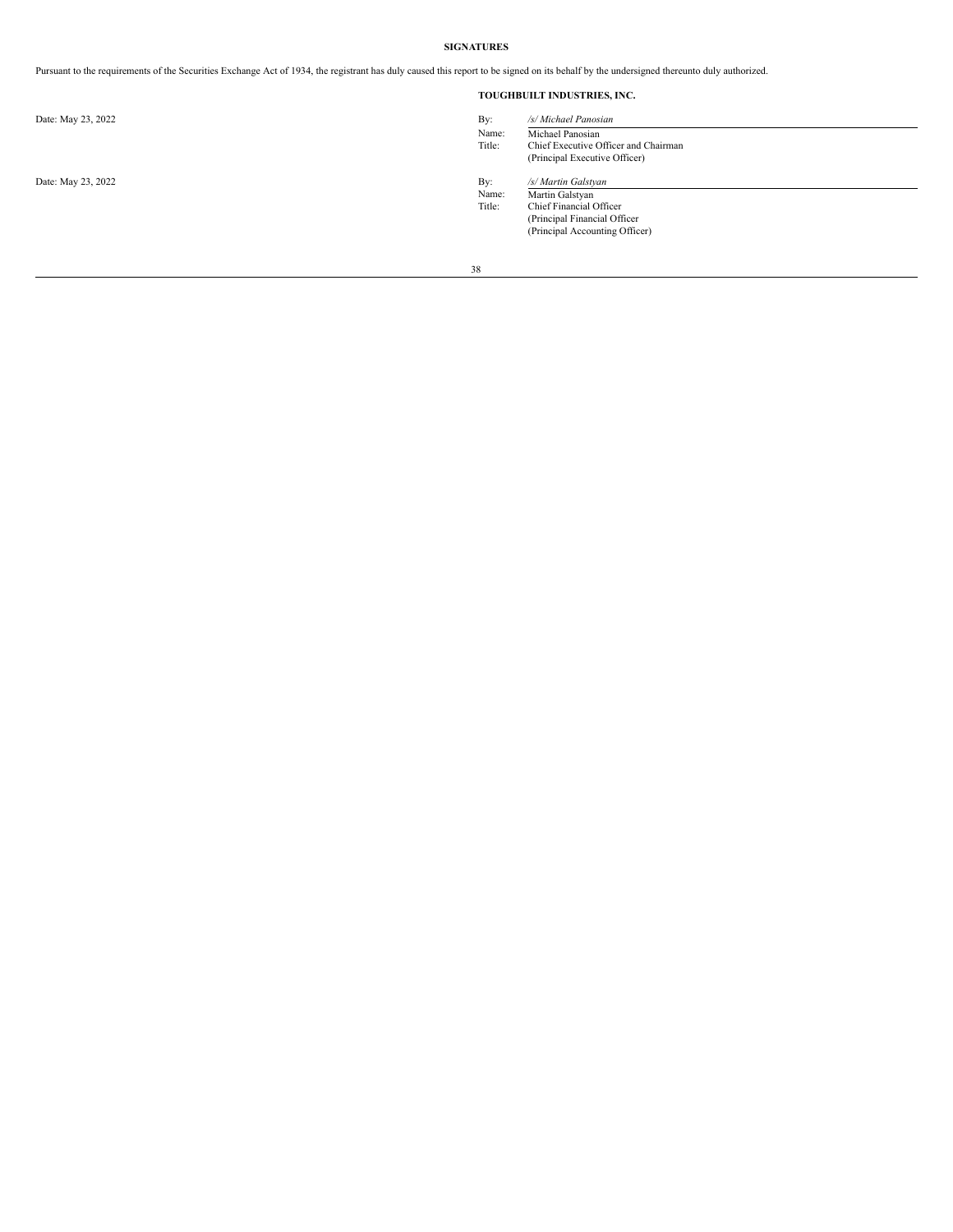**SIGNATURES**

Pursuant to the requirements of the Securities Exchange Act of 1934, the registrant has duly caused this report to be signed on its behalf by the undersigned thereunto duly authorized.

**TOUGHBUILT INDUSTRIES, INC.**

| | | |
|---|---|---|
| Date: May 23, 2022 | By: | */s/ Michael Panosian* |
| | Name: | Michael Panosian |
| | Title: | Chief Executive Officer and Chairman (Principal Executive Officer) |
| Date: May 23, 2022 | By: | */s/ Martin Galstyan* |
| | Name: | Martin Galstyan |
| | Title: | Chief Financial Officer (Principal Financial Officer (Principal Accounting Officer) |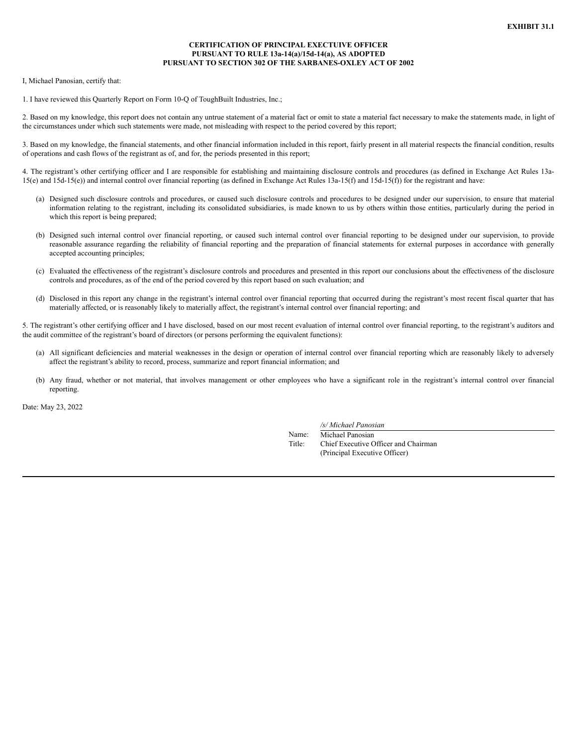**EXHIBIT 31.1**

**CERTIFICATION OF PRINCIPAL EXECTUIVE OFFICER**
**PURSUANT TO RULE 13a-14(a)/15d-14(a), AS ADOPTED**
**PURSUANT TO SECTION 302 OF THE SARBANES-OXLEY ACT OF 2002**

I, Michael Panosian, certify that:

1. I have reviewed this Quarterly Report on Form 10-Q of ToughBuilt Industries, Inc.;

2. Based on my knowledge, this report does not contain any untrue statement of a material fact or omit to state a material fact necessary to make the statements made, in light of the circumstances under which such statements were made, not misleading with respect to the period covered by this report;

3. Based on my knowledge, the financial statements, and other financial information included in this report, fairly present in all material respects the financial condition, results of operations and cash flows of the registrant as of, and for, the periods presented in this report;

4. The registrant's other certifying officer and I are responsible for establishing and maintaining disclosure controls and procedures (as defined in Exchange Act Rules 13a-15(e) and 15d-15(e)) and internal control over financial reporting (as defined in Exchange Act Rules 13a-15(f) and 15d-15(f)) for the registrant and have:

(a) Designed such disclosure controls and procedures, or caused such disclosure controls and procedures to be designed under our supervision, to ensure that material information relating to the registrant, including its consolidated subsidiaries, is made known to us by others within those entities, particularly during the period in which this report is being prepared;

(b) Designed such internal control over financial reporting, or caused such internal control over financial reporting to be designed under our supervision, to provide reasonable assurance regarding the reliability of financial reporting and the preparation of financial statements for external purposes in accordance with generally accepted accounting principles;

(c) Evaluated the effectiveness of the registrant's disclosure controls and procedures and presented in this report our conclusions about the effectiveness of the disclosure controls and procedures, as of the end of the period covered by this report based on such evaluation; and

(d) Disclosed in this report any change in the registrant's internal control over financial reporting that occurred during the registrant's most recent fiscal quarter that has materially affected, or is reasonably likely to materially affect, the registrant's internal control over financial reporting; and

5. The registrant's other certifying officer and I have disclosed, based on our most recent evaluation of internal control over financial reporting, to the registrant's auditors and the audit committee of the registrant's board of directors (or persons performing the equivalent functions):

(a) All significant deficiencies and material weaknesses in the design or operation of internal control over financial reporting which are reasonably likely to adversely affect the registrant's ability to record, process, summarize and report financial information; and

(b) Any fraud, whether or not material, that involves management or other employees who have a significant role in the registrant's internal control over financial reporting.

Date: May 23, 2022

*/s/ Michael Panosian*

Name: Michael Panosian
Title: Chief Executive Officer and Chairman
(Principal Executive Officer)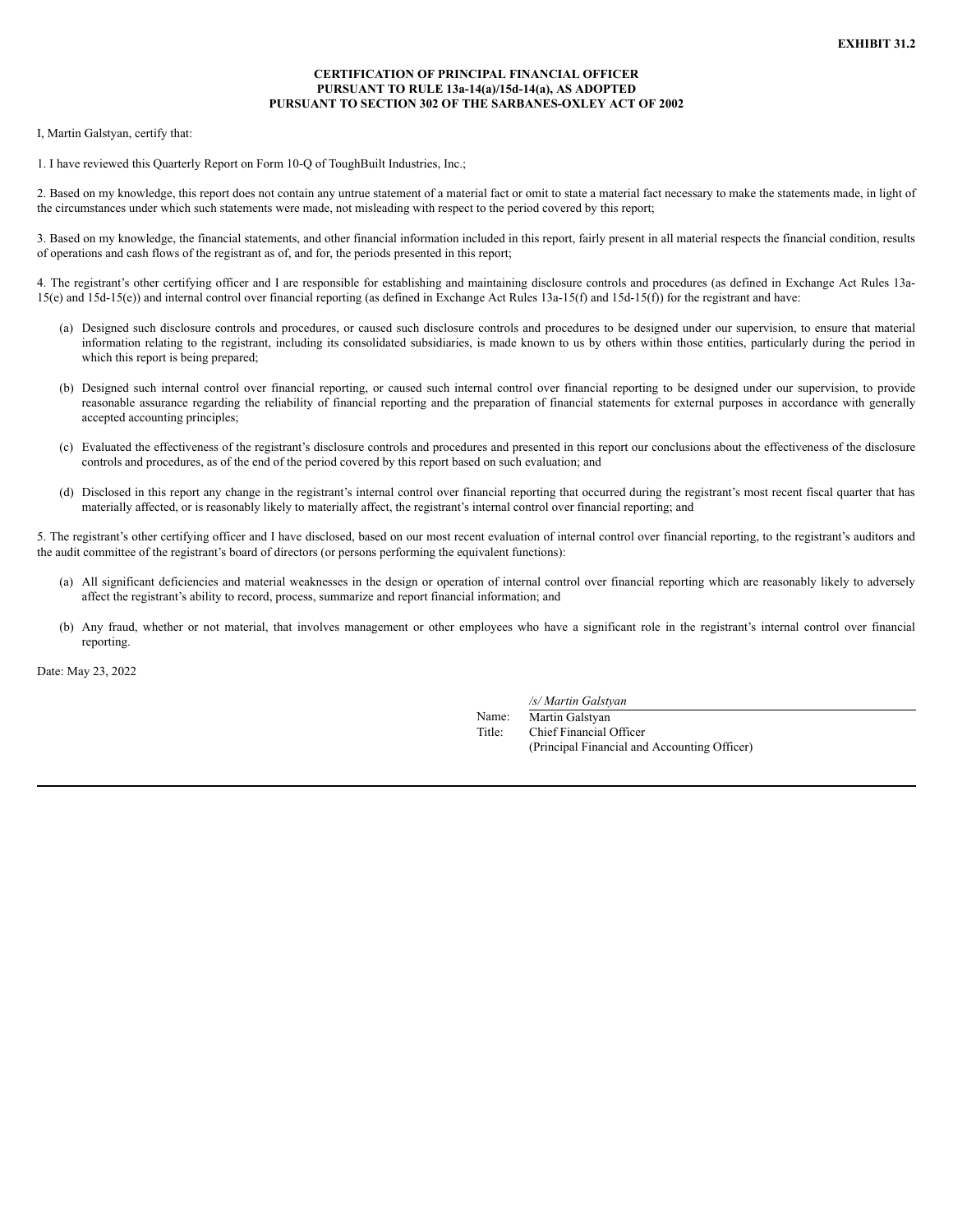EXHIBIT 31.2

**CERTIFICATION OF PRINCIPAL FINANCIAL OFFICER**
**PURSUANT TO RULE 13a-14(a)/15d-14(a), AS ADOPTED**
**PURSUANT TO SECTION 302 OF THE SARBANES-OXLEY ACT OF 2002**

I, Martin Galstyan, certify that:

1. I have reviewed this Quarterly Report on Form 10-Q of ToughBuilt Industries, Inc.;

2. Based on my knowledge, this report does not contain any untrue statement of a material fact or omit to state a material fact necessary to make the statements made, in light of the circumstances under which such statements were made, not misleading with respect to the period covered by this report;

3. Based on my knowledge, the financial statements, and other financial information included in this report, fairly present in all material respects the financial condition, results of operations and cash flows of the registrant as of, and for, the periods presented in this report;

4. The registrant's other certifying officer and I are responsible for establishing and maintaining disclosure controls and procedures (as defined in Exchange Act Rules 13a-15(e) and 15d-15(e)) and internal control over financial reporting (as defined in Exchange Act Rules 13a-15(f) and 15d-15(f)) for the registrant and have:

(a) Designed such disclosure controls and procedures, or caused such disclosure controls and procedures to be designed under our supervision, to ensure that material information relating to the registrant, including its consolidated subsidiaries, is made known to us by others within those entities, particularly during the period in which this report is being prepared;

(b) Designed such internal control over financial reporting, or caused such internal control over financial reporting to be designed under our supervision, to provide reasonable assurance regarding the reliability of financial reporting and the preparation of financial statements for external purposes in accordance with generally accepted accounting principles;

(c) Evaluated the effectiveness of the registrant's disclosure controls and procedures and presented in this report our conclusions about the effectiveness of the disclosure controls and procedures, as of the end of the period covered by this report based on such evaluation; and

(d) Disclosed in this report any change in the registrant's internal control over financial reporting that occurred during the registrant's most recent fiscal quarter that has materially affected, or is reasonably likely to materially affect, the registrant's internal control over financial reporting; and

5. The registrant's other certifying officer and I have disclosed, based on our most recent evaluation of internal control over financial reporting, to the registrant's auditors and the audit committee of the registrant's board of directors (or persons performing the equivalent functions):

(a) All significant deficiencies and material weaknesses in the design or operation of internal control over financial reporting which are reasonably likely to adversely affect the registrant's ability to record, process, summarize and report financial information; and

(b) Any fraud, whether or not material, that involves management or other employees who have a significant role in the registrant's internal control over financial reporting.

Date: May 23, 2022

*/s/ Martin Galstyan*
Name: Martin Galstyan
Title: Chief Financial Officer
(Principal Financial and Accounting Officer)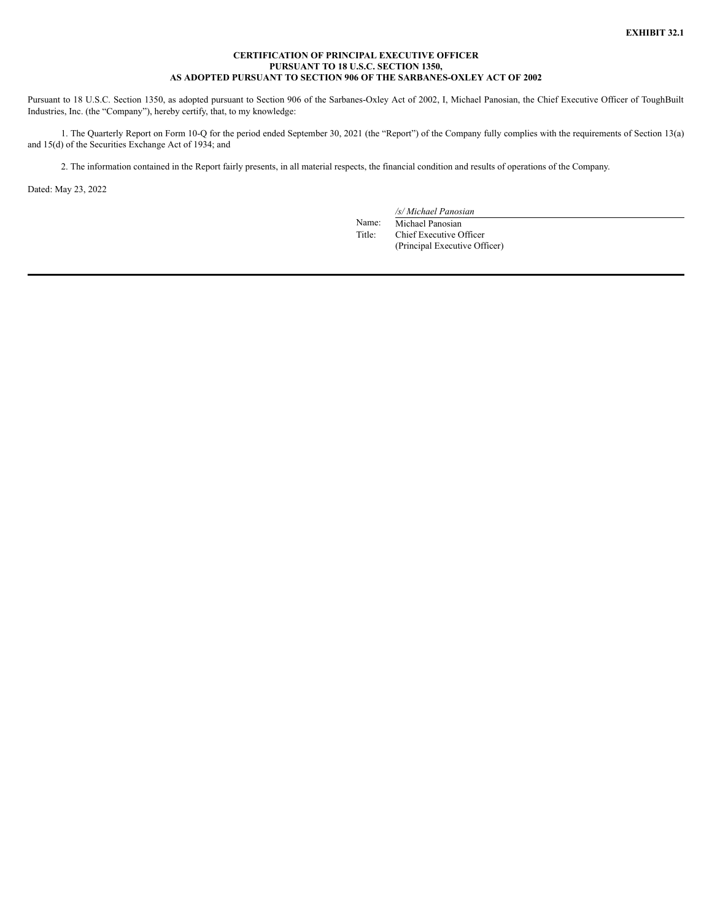**EXHIBIT 32.1**

**CERTIFICATION OF PRINCIPAL EXECUTIVE OFFICER**
**PURSUANT TO 18 U.S.C. SECTION 1350,**
**AS ADOPTED PURSUANT TO SECTION 906 OF THE SARBANES-OXLEY ACT OF 2002**

Pursuant to 18 U.S.C. Section 1350, as adopted pursuant to Section 906 of the Sarbanes-Oxley Act of 2002, I, Michael Panosian, the Chief Executive Officer of ToughBuilt Industries, Inc. (the "Company"), hereby certify, that, to my knowledge:

1. The Quarterly Report on Form 10-Q for the period ended September 30, 2021 (the "Report") of the Company fully complies with the requirements of Section 13(a) and 15(d) of the Securities Exchange Act of 1934; and

2. The information contained in the Report fairly presents, in all material respects, the financial condition and results of operations of the Company.

Dated: May 23, 2022

*/s/ Michael Panosian*

Name: Michael Panosian
Title: Chief Executive Officer
(Principal Executive Officer)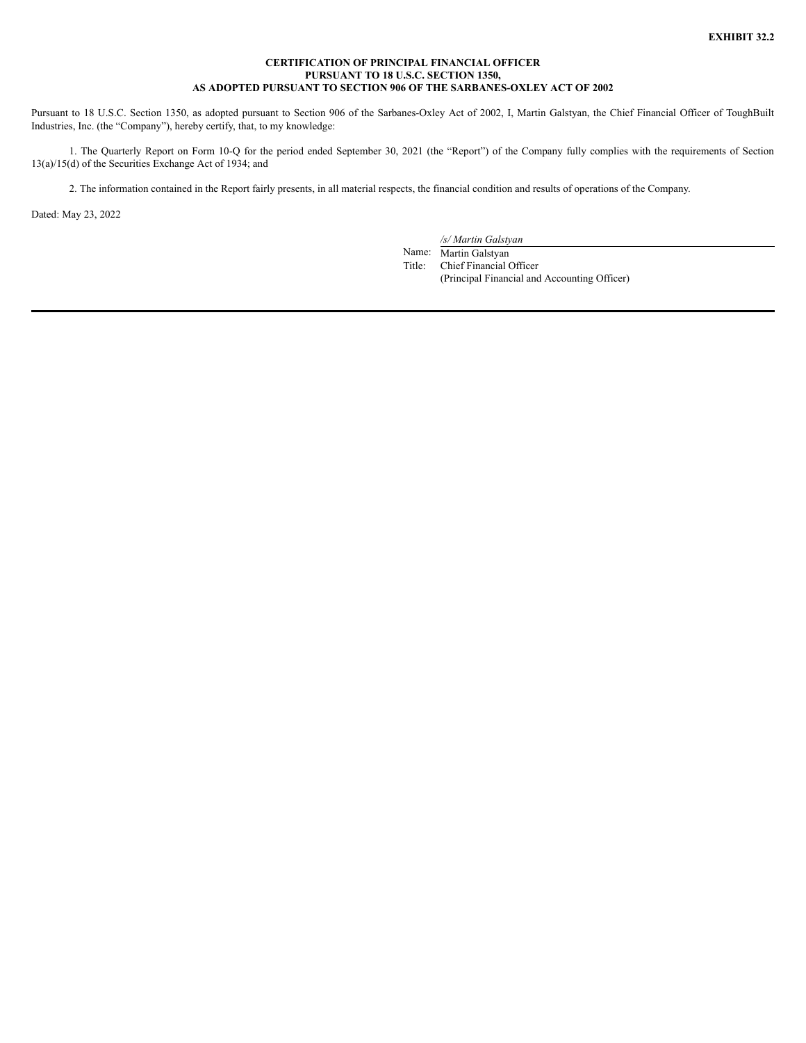**EXHIBIT 32.2**

**CERTIFICATION OF PRINCIPAL FINANCIAL OFFICER**
**PURSUANT TO 18 U.S.C. SECTION 1350,**
**AS ADOPTED PURSUANT TO SECTION 906 OF THE SARBANES-OXLEY ACT OF 2002**

Pursuant to 18 U.S.C. Section 1350, as adopted pursuant to Section 906 of the Sarbanes-Oxley Act of 2002, I, Martin Galstyan, the Chief Financial Officer of ToughBuilt Industries, Inc. (the "Company"), hereby certify, that, to my knowledge:

1. The Quarterly Report on Form 10-Q for the period ended September 30, 2021 (the "Report") of the Company fully complies with the requirements of Section 13(a)/15(d) of the Securities Exchange Act of 1934; and

2. The information contained in the Report fairly presents, in all material respects, the financial condition and results of operations of the Company.

Dated: May 23, 2022

*/s/ Martin Galstyan*

Name: Martin Galstyan
Title: Chief Financial Officer
(Principal Financial and Accounting Officer)